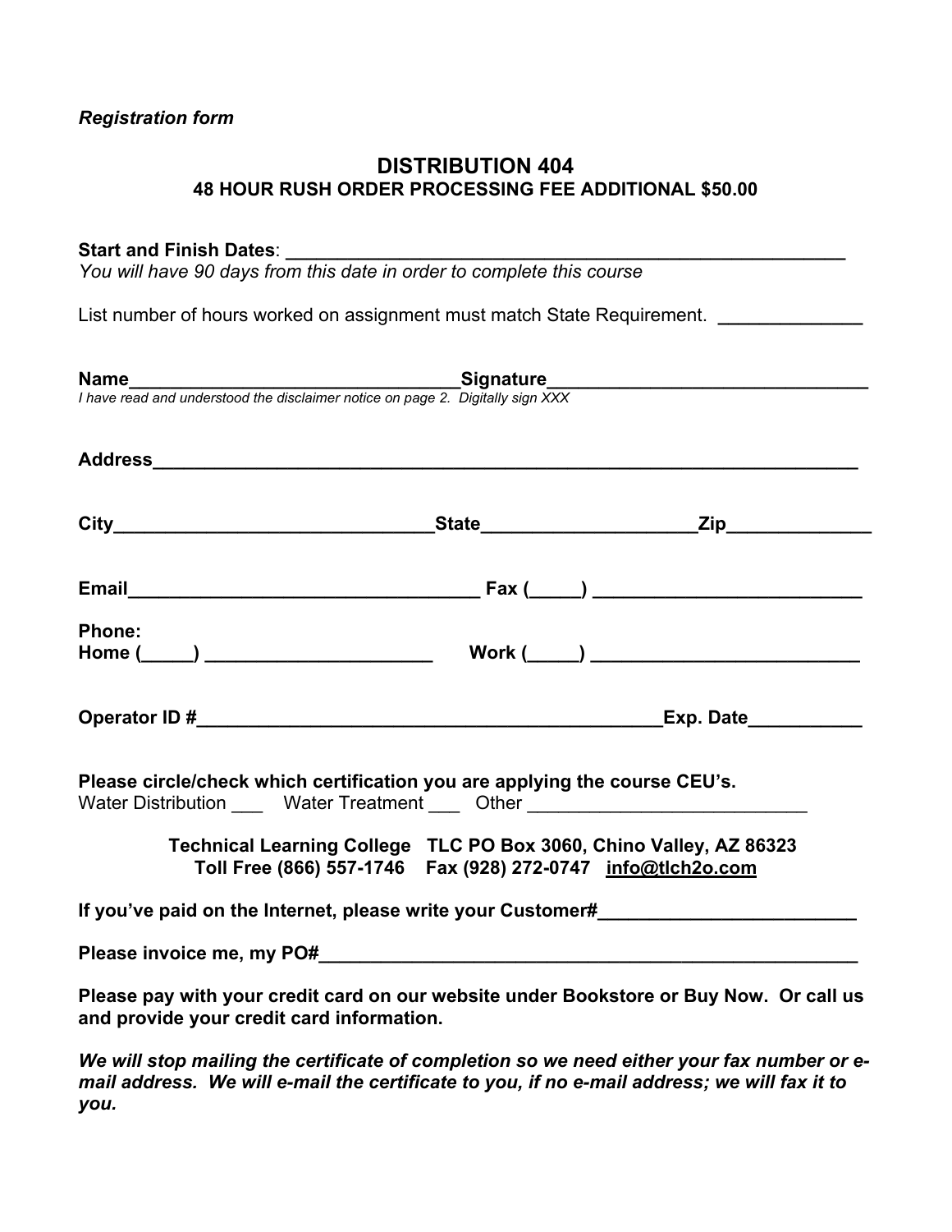*Registration form*

# DISTRIBUTION 404

**48 HOUR RUSH ORDER PROCESSING FEE ADDITIONAL $50.00**

**Start and Finish Dates**: _______________________________________________________

*You will have 90 days from this date in order to complete this course*

List number of hours worked on assignment must match State Requirement. ______________

**Name**_________________________________**Signature**_______________________________

*I have read and understood the disclaimer notice on page 2. Digitally sign XXX*

**Address**_______________________________________________________________________

**City**_______________________________**State**____________________**Zip**______________

**Email**__________________________________ **Fax (_____)** __________________________

**Phone:**
**Home (_____)** ______________________ **Work (_____)** __________________________

**Operator ID #**______________________________________________**Exp. Date**___________

**Please circle/check which certification you are applying the course CEU's.**
Water Distribution ___ Water Treatment ___ Other ___________________________

**Technical Learning College TLC PO Box 3060, Chino Valley, AZ 86323**
**Toll Free (866) 557-1746 Fax (928) 272-0747 info@tlch2o.com**

**If you've paid on the Internet, please write your Customer#**_________________________

**Please invoice me, my PO#**______________________________________________________

**Please pay with your credit card on our website under Bookstore or Buy Now. Or call us and provide your credit card information.**

***We will stop mailing the certificate of completion so we need either your fax number or e-mail address. We will e-mail the certificate to you, if no e-mail address; we will fax it to you.***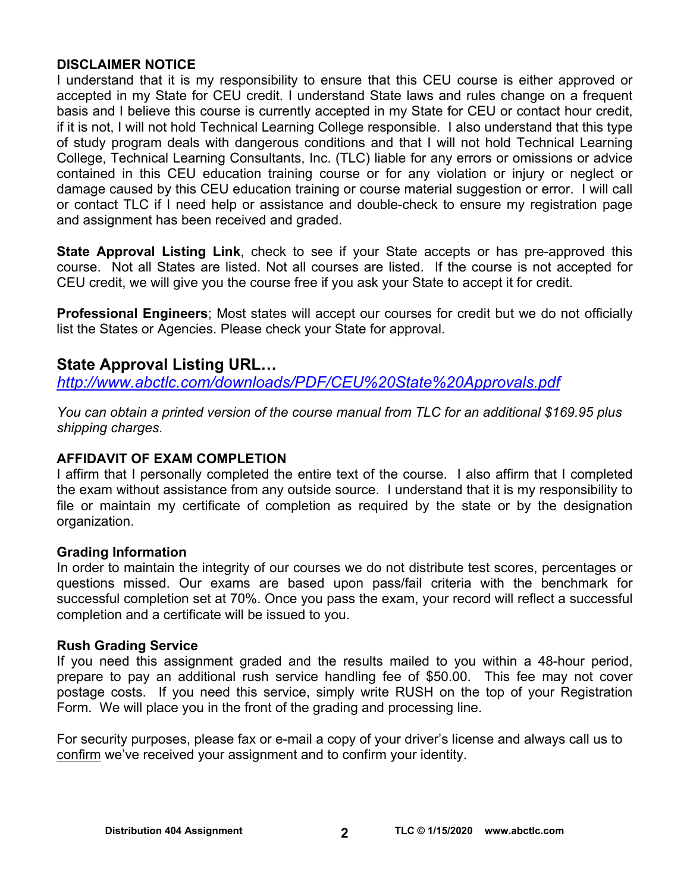**DISCLAIMER NOTICE**

I understand that it is my responsibility to ensure that this CEU course is either approved or accepted in my State for CEU credit. I understand State laws and rules change on a frequent basis and I believe this course is currently accepted in my State for CEU or contact hour credit, if it is not, I will not hold Technical Learning College responsible. I also understand that this type of study program deals with dangerous conditions and that I will not hold Technical Learning College, Technical Learning Consultants, Inc. (TLC) liable for any errors or omissions or advice contained in this CEU education training course or for any violation or injury or neglect or damage caused by this CEU education training or course material suggestion or error. I will call or contact TLC if I need help or assistance and double-check to ensure my registration page and assignment has been received and graded.

**State Approval Listing Link**, check to see if your State accepts or has pre-approved this course. Not all States are listed. Not all courses are listed. If the course is not accepted for CEU credit, we will give you the course free if you ask your State to accept it for credit.

**Professional Engineers**; Most states will accept our courses for credit but we do not officially list the States or Agencies. Please check your State for approval.

## State Approval Listing URL…

*http://www.abctlc.com/downloads/PDF/CEU%20State%20Approvals.pdf*

*You can obtain a printed version of the course manual from TLC for an additional $169.95 plus shipping charges.*

**AFFIDAVIT OF EXAM COMPLETION**

I affirm that I personally completed the entire text of the course. I also affirm that I completed the exam without assistance from any outside source. I understand that it is my responsibility to file or maintain my certificate of completion as required by the state or by the designation organization.

**Grading Information**

In order to maintain the integrity of our courses we do not distribute test scores, percentages or questions missed. Our exams are based upon pass/fail criteria with the benchmark for successful completion set at 70%. Once you pass the exam, your record will reflect a successful completion and a certificate will be issued to you.

**Rush Grading Service**

If you need this assignment graded and the results mailed to you within a 48-hour period, prepare to pay an additional rush service handling fee of $50.00. This fee may not cover postage costs. If you need this service, simply write RUSH on the top of your Registration Form. We will place you in the front of the grading and processing line.

For security purposes, please fax or e-mail a copy of your driver's license and always call us to confirm we've received your assignment and to confirm your identity.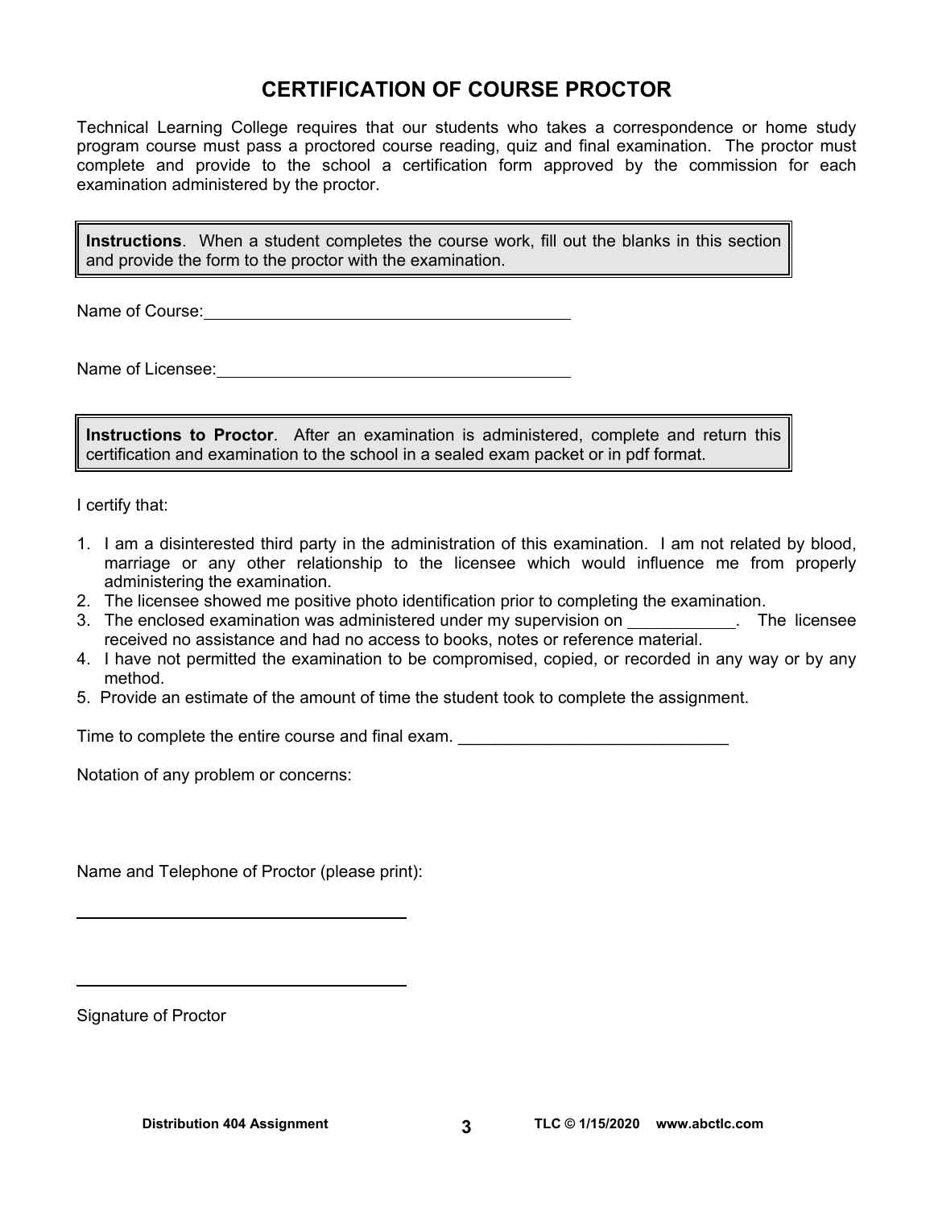# CERTIFICATION OF COURSE PROCTOR

Technical Learning College requires that our students who takes a correspondence or home study program course must pass a proctored course reading, quiz and final examination. The proctor must complete and provide to the school a certification form approved by the commission for each examination administered by the proctor.

**Instructions**. When a student completes the course work, fill out the blanks in this section and provide the form to the proctor with the examination.

Name of Course: ________________________________________

Name of Licensee: ______________________________________

**Instructions to Proctor**. After an examination is administered, complete and return this certification and examination to the school in a sealed exam packet or in pdf format.

I certify that:

1. I am a disinterested third party in the administration of this examination. I am not related by blood, marriage or any other relationship to the licensee which would influence me from properly administering the examination.
2. The licensee showed me positive photo identification prior to completing the examination.
3. The enclosed examination was administered under my supervision on ___________. The licensee received no assistance and had no access to books, notes or reference material.
4. I have not permitted the examination to be compromised, copied, or recorded in any way or by any method.
5. Provide an estimate of the amount of time the student took to complete the assignment.

Time to complete the entire course and final exam. ____________________________

Notation of any problem or concerns:

Name and Telephone of Proctor (please print):

____________________________________

____________________________________

Signature of Proctor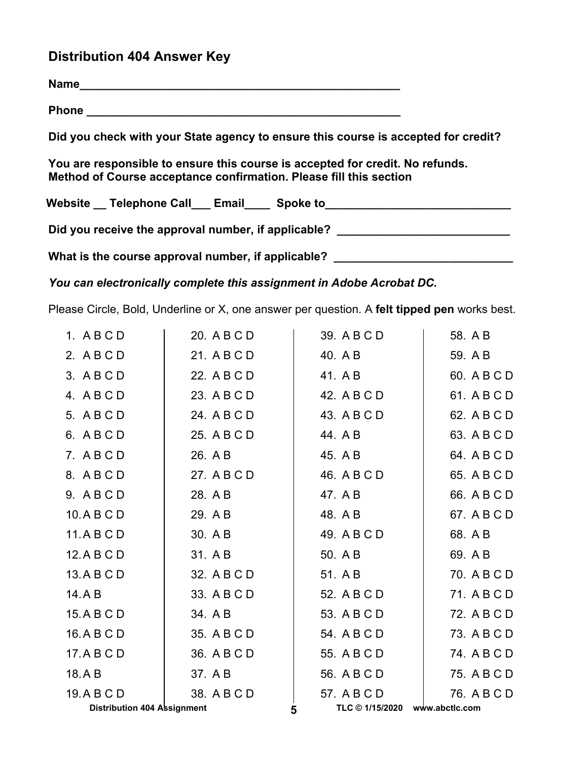## Distribution 404 Answer Key

**Name**_______________________________________________

**Phone** _______________________________________________

**Did you check with your State agency to ensure this course is accepted for credit?**

**You are responsible to ensure this course is accepted for credit. No refunds.**
**Method of Course acceptance confirmation. Please fill this section**

**Website __ Telephone Call___ Email____ Spoke to_____________________________**

**Did you receive the approval number, if applicable? ___________________________**

**What is the course approval number, if applicable? ___________________________**

***You can electronically complete this assignment in Adobe Acrobat DC.***

Please Circle, Bold, Underline or X, one answer per question. A **felt tipped pen** works best.

| | | | |
|---|---|---|---|
| 1. A B C D | 20. A B C D | 39. A B C D | 58. A B |
| 2. A B C D | 21. A B C D | 40. A B | 59. A B |
| 3. A B C D | 22. A B C D | 41. A B | 60. A B C D |
| 4. A B C D | 23. A B C D | 42. A B C D | 61. A B C D |
| 5. A B C D | 24. A B C D | 43. A B C D | 62. A B C D |
| 6. A B C D | 25. A B C D | 44. A B | 63. A B C D |
| 7. A B C D | 26. A B | 45. A B | 64. A B C D |
| 8. A B C D | 27. A B C D | 46. A B C D | 65. A B C D |
| 9. A B C D | 28. A B | 47. A B | 66. A B C D |
| 10. A B C D | 29. A B | 48. A B | 67. A B C D |
| 11. A B C D | 30. A B | 49. A B C D | 68. A B |
| 12. A B C D | 31. A B | 50. A B | 69. A B |
| 13. A B C D | 32. A B C D | 51. A B | 70. A B C D |
| 14. A B | 33. A B C D | 52. A B C D | 71. A B C D |
| 15. A B C D | 34. A B | 53. A B C D | 72. A B C D |
| 16. A B C D | 35. A B C D | 54. A B C D | 73. A B C D |
| 17. A B C D | 36. A B C D | 55. A B C D | 74. A B C D |
| 18. A B | 37. A B | 56. A B C D | 75. A B C D |
| 19. A B C D | 38. A B C D | 57. A B C D | 76. A B C D |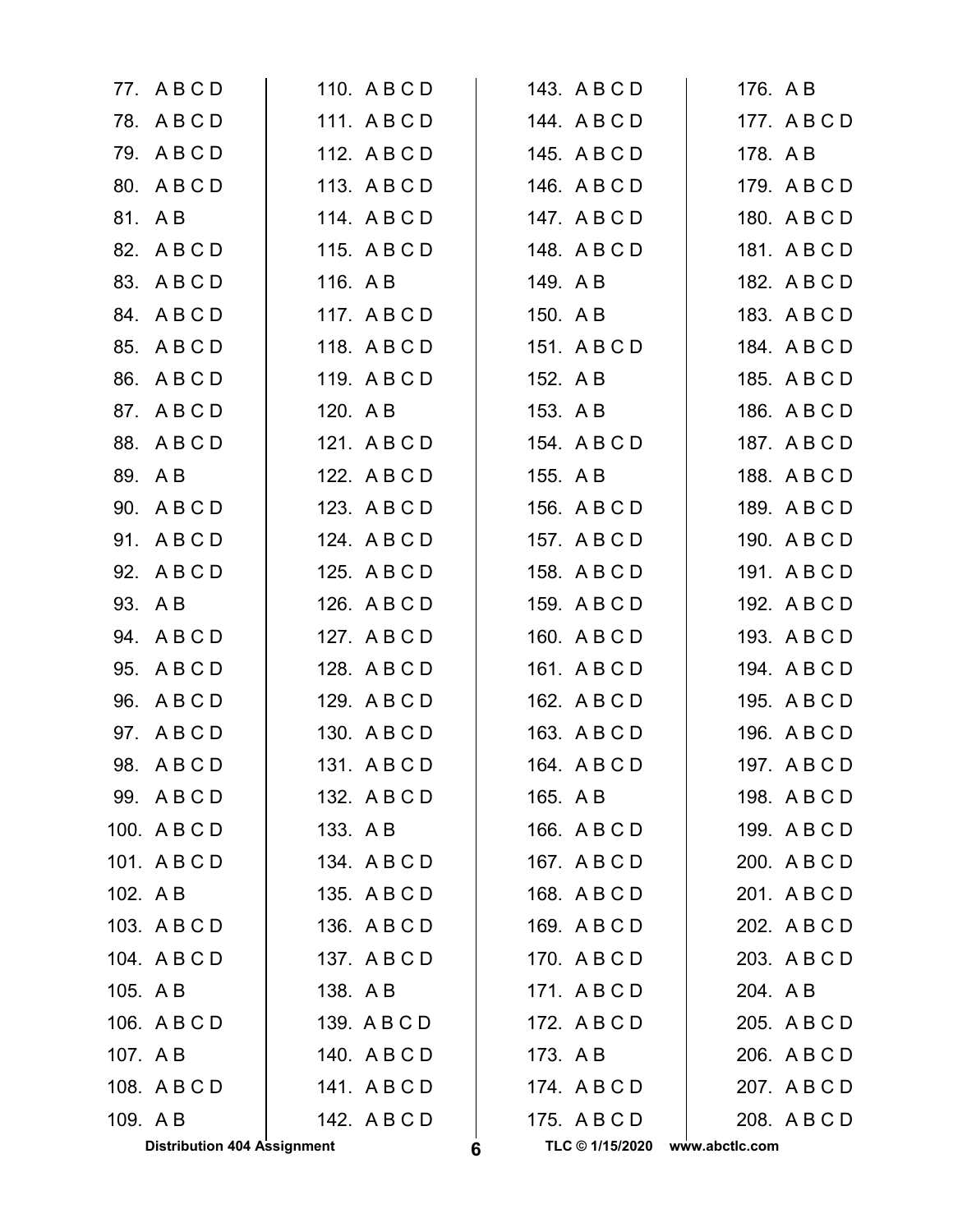77. A B C D
78. A B C D
79. A B C D
80. A B C D
81. A B
82. A B C D
83. A B C D
84. A B C D
85. A B C D
86. A B C D
87. A B C D
88. A B C D
89. A B
90. A B C D
91. A B C D
92. A B C D
93. A B
94. A B C D
95. A B C D
96. A B C D
97. A B C D
98. A B C D
99. A B C D
100. A B C D
101. A B C D
102. A B
103. A B C D
104. A B C D
105. A B
106. A B C D
107. A B
108. A B C D
109. A B
110. A B C D
111. A B C D
112. A B C D
113. A B C D
114. A B C D
115. A B C D
116. A B
117. A B C D
118. A B C D
119. A B C D
120. A B
121. A B C D
122. A B C D
123. A B C D
124. A B C D
125. A B C D
126. A B C D
127. A B C D
128. A B C D
129. A B C D
130. A B C D
131. A B C D
132. A B C D
133. A B
134. A B C D
135. A B C D
136. A B C D
137. A B C D
138. A B
139. A B C D
140. A B C D
141. A B C D
142. A B C D
143. A B C D
144. A B C D
145. A B C D
146. A B C D
147. A B C D
148. A B C D
149. A B
150. A B
151. A B C D
152. A B
153. A B
154. A B C D
155. A B
156. A B C D
157. A B C D
158. A B C D
159. A B C D
160. A B C D
161. A B C D
162. A B C D
163. A B C D
164. A B C D
165. A B
166. A B C D
167. A B C D
168. A B C D
169. A B C D
170. A B C D
171. A B C D
172. A B C D
173. A B
174. A B C D
175. A B C D
176. A B
177. A B C D
178. A B
179. A B C D
180. A B C D
181. A B C D
182. A B C D
183. A B C D
184. A B C D
185. A B C D
186. A B C D
187. A B C D
188. A B C D
189. A B C D
190. A B C D
191. A B C D
192. A B C D
193. A B C D
194. A B C D
195. A B C D
196. A B C D
197. A B C D
198. A B C D
199. A B C D
200. A B C D
201. A B C D
202. A B C D
203. A B C D
204. A B
205. A B C D
206. A B C D
207. A B C D
208. A B C D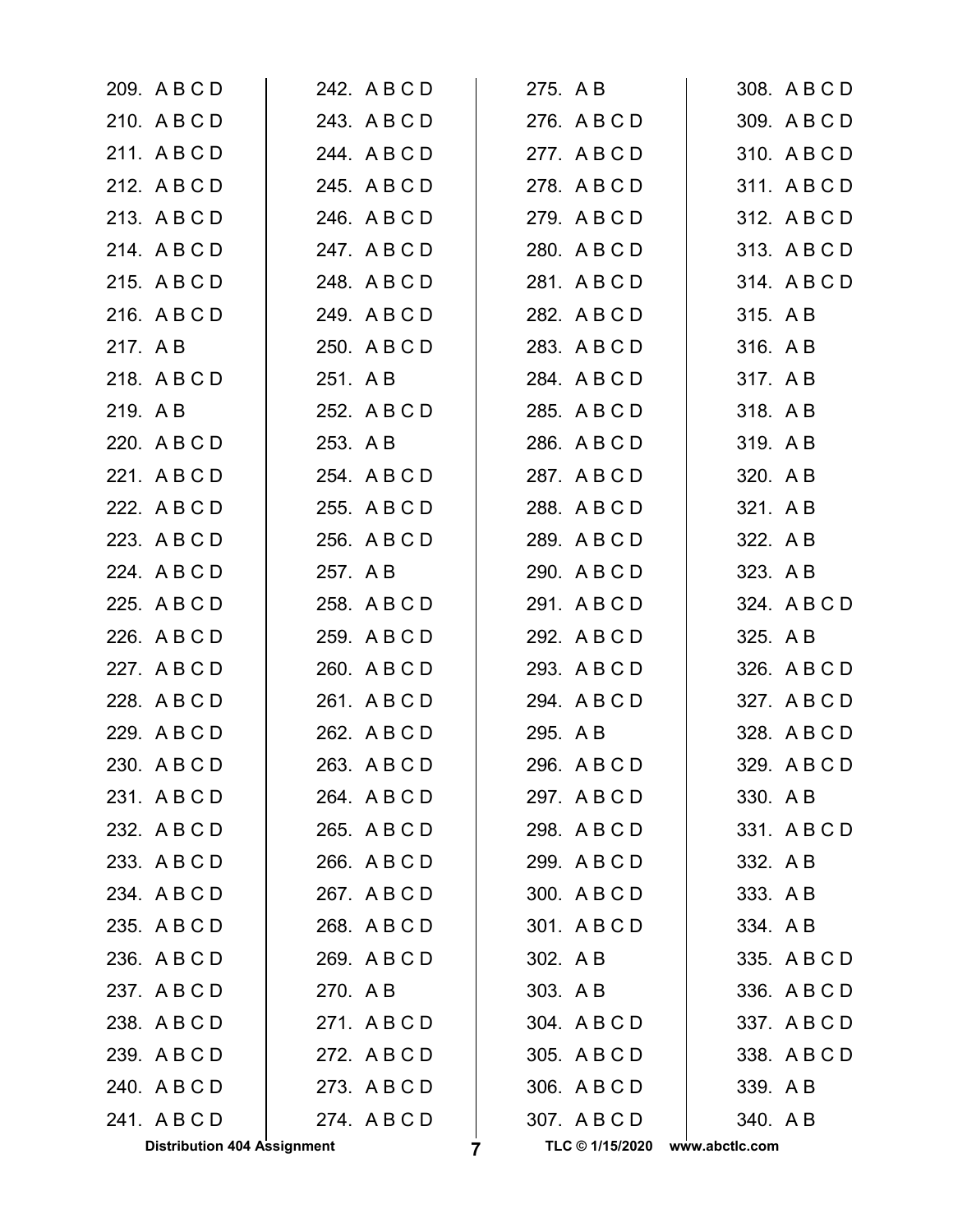209. A B C D
210. A B C D
211. A B C D
212. A B C D
213. A B C D
214. A B C D
215. A B C D
216. A B C D
217. A B
218. A B C D
219. A B
220. A B C D
221. A B C D
222. A B C D
223. A B C D
224. A B C D
225. A B C D
226. A B C D
227. A B C D
228. A B C D
229. A B C D
230. A B C D
231. A B C D
232. A B C D
233. A B C D
234. A B C D
235. A B C D
236. A B C D
237. A B C D
238. A B C D
239. A B C D
240. A B C D
241. A B C D
242. A B C D
243. A B C D
244. A B C D
245. A B C D
246. A B C D
247. A B C D
248. A B C D
249. A B C D
250. A B C D
251. A B
252. A B C D
253. A B
254. A B C D
255. A B C D
256. A B C D
257. A B
258. A B C D
259. A B C D
260. A B C D
261. A B C D
262. A B C D
263. A B C D
264. A B C D
265. A B C D
266. A B C D
267. A B C D
268. A B C D
269. A B C D
270. A B
271. A B C D
272. A B C D
273. A B C D
274. A B C D
275. A B
276. A B C D
277. A B C D
278. A B C D
279. A B C D
280. A B C D
281. A B C D
282. A B C D
283. A B C D
284. A B C D
285. A B C D
286. A B C D
287. A B C D
288. A B C D
289. A B C D
290. A B C D
291. A B C D
292. A B C D
293. A B C D
294. A B C D
295. A B
296. A B C D
297. A B C D
298. A B C D
299. A B C D
300. A B C D
301. A B C D
302. A B
303. A B
304. A B C D
305. A B C D
306. A B C D
307. A B C D
308. A B C D
309. A B C D
310. A B C D
311. A B C D
312. A B C D
313. A B C D
314. A B C D
315. A B
316. A B
317. A B
318. A B
319. A B
320. A B
321. A B
322. A B
323. A B
324. A B C D
325. A B
326. A B C D
327. A B C D
328. A B C D
329. A B C D
330. A B
331. A B C D
332. A B
333. A B
334. A B
335. A B C D
336. A B C D
337. A B C D
338. A B C D
339. A B
340. A B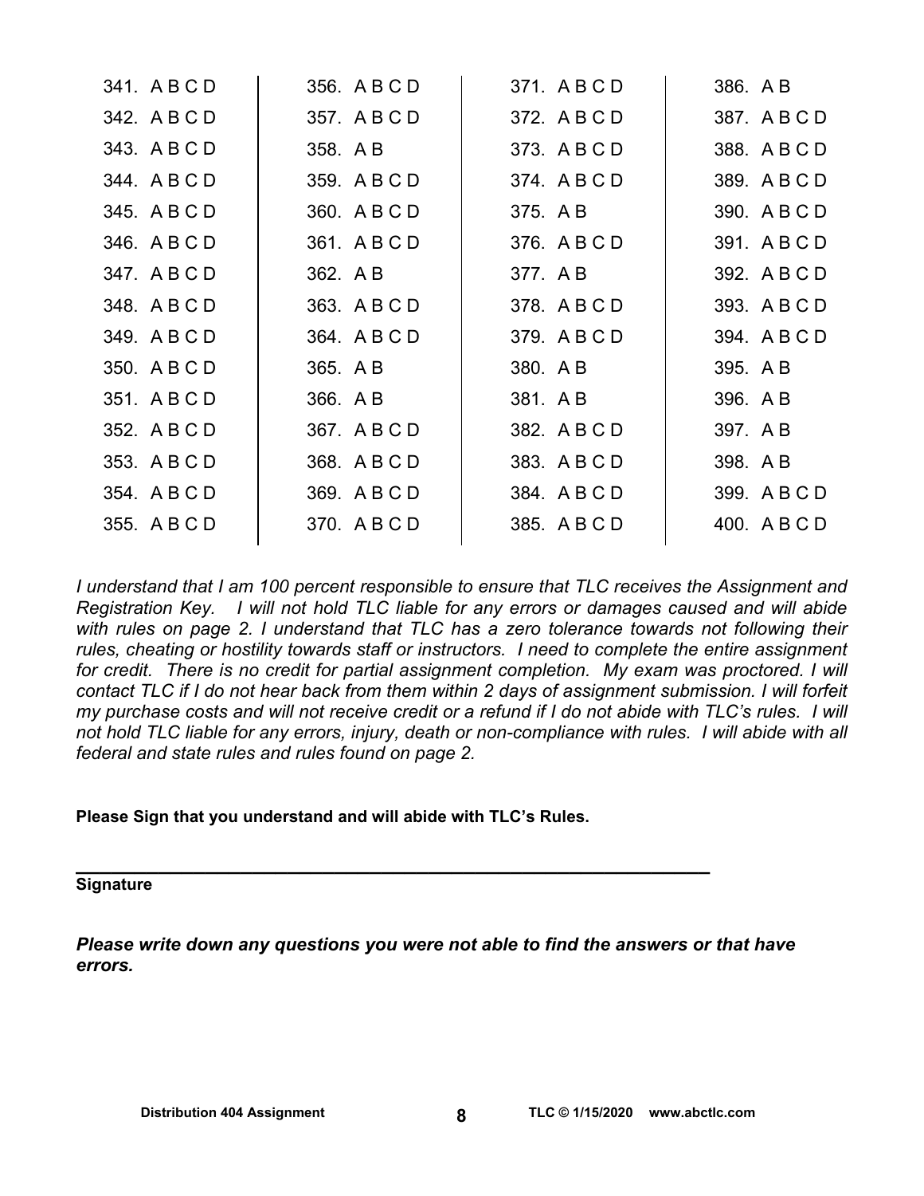| | | | |
|---|---|---|---|
| 341. A B C D | 356. A B C D | 371. A B C D | 386. A B |
| 342. A B C D | 357. A B C D | 372. A B C D | 387. A B C D |
| 343. A B C D | 358. A B | 373. A B C D | 388. A B C D |
| 344. A B C D | 359. A B C D | 374. A B C D | 389. A B C D |
| 345. A B C D | 360. A B C D | 375. A B | 390. A B C D |
| 346. A B C D | 361. A B C D | 376. A B C D | 391. A B C D |
| 347. A B C D | 362. A B | 377. A B | 392. A B C D |
| 348. A B C D | 363. A B C D | 378. A B C D | 393. A B C D |
| 349. A B C D | 364. A B C D | 379. A B C D | 394. A B C D |
| 350. A B C D | 365. A B | 380. A B | 395. A B |
| 351. A B C D | 366. A B | 381. A B | 396. A B |
| 352. A B C D | 367. A B C D | 382. A B C D | 397. A B |
| 353. A B C D | 368. A B C D | 383. A B C D | 398. A B |
| 354. A B C D | 369. A B C D | 384. A B C D | 399. A B C D |
| 355. A B C D | 370. A B C D | 385. A B C D | 400. A B C D |

*I understand that I am 100 percent responsible to ensure that TLC receives the Assignment and Registration Key. I will not hold TLC liable for any errors or damages caused and will abide with rules on page 2. I understand that TLC has a zero tolerance towards not following their rules, cheating or hostility towards staff or instructors. I need to complete the entire assignment for credit. There is no credit for partial assignment completion. My exam was proctored. I will contact TLC if I do not hear back from them within 2 days of assignment submission. I will forfeit my purchase costs and will not receive credit or a refund if I do not abide with TLC's rules. I will not hold TLC liable for any errors, injury, death or non-compliance with rules. I will abide with all federal and state rules and rules found on page 2.*

**Please Sign that you understand and will abide with TLC's Rules.**

_________________________________________________________________

**Signature**

***Please write down any questions you were not able to find the answers or that have errors.***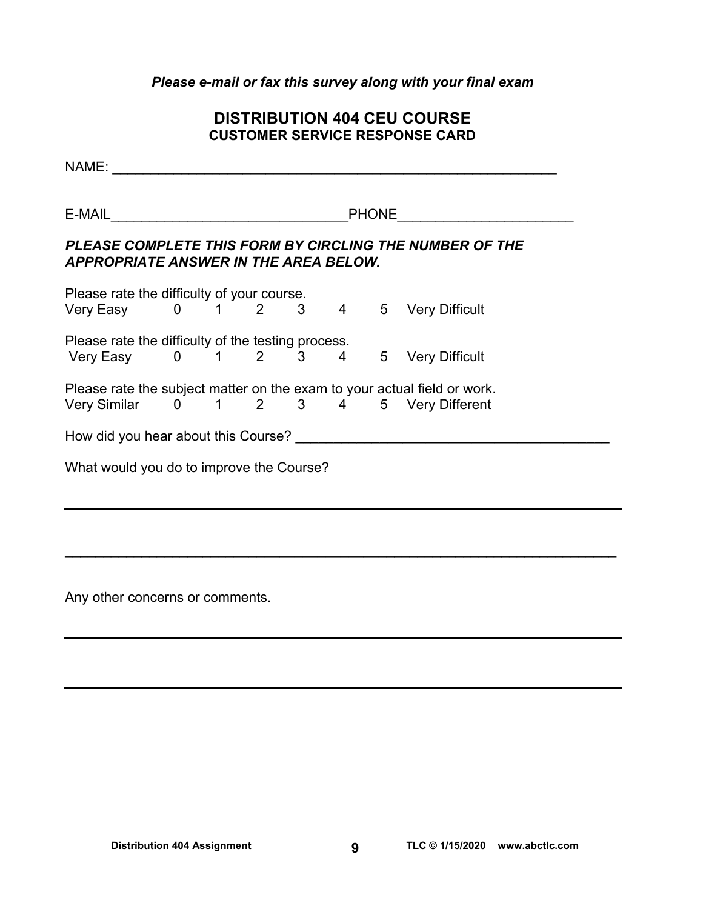*Please e-mail or fax this survey along with your final exam*

## DISTRIBUTION 404 CEU COURSE
### CUSTOMER SERVICE RESPONSE CARD

NAME: ___________________________________________________________

E-MAIL_______________________________PHONE______________________

***PLEASE COMPLETE THIS FORM BY CIRCLING THE NUMBER OF THE APPROPRIATE ANSWER IN THE AREA BELOW.***

Please rate the difficulty of your course.
Very Easy 0 1 2 3 4 5 Very Difficult

Please rate the difficulty of the testing process.
Very Easy 0 1 2 3 4 5 Very Difficult

Please rate the subject matter on the exam to your actual field or work.
Very Similar 0 1 2 3 4 5 Very Different

How did you hear about this Course? ________________________________________

What would you do to improve the Course?

___________________________________________________________________________

___________________________________________________________________________

Any other concerns or comments.

___________________________________________________________________________

___________________________________________________________________________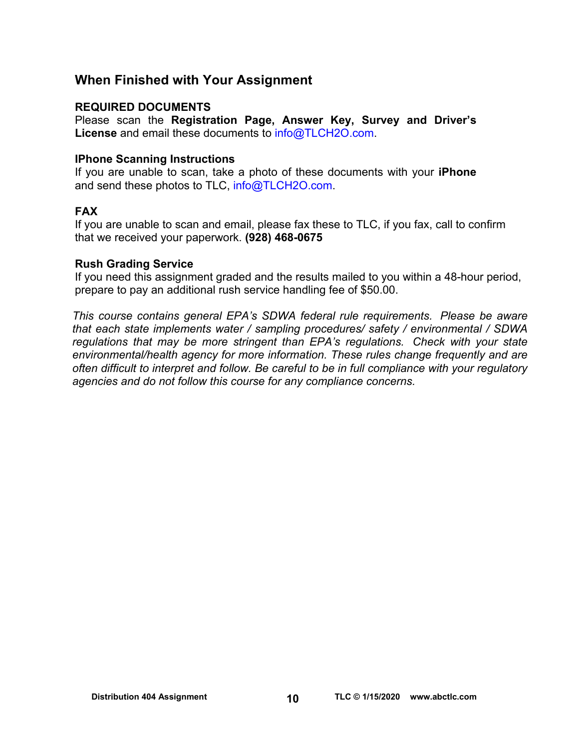## When Finished with Your Assignment

**REQUIRED DOCUMENTS**
Please scan the **Registration Page, Answer Key, Survey and Driver's License** and email these documents to info@TLCH2O.com.

**IPhone Scanning Instructions**
If you are unable to scan, take a photo of these documents with your **iPhone** and send these photos to TLC, info@TLCH2O.com.

**FAX**
If you are unable to scan and email, please fax these to TLC, if you fax, call to confirm that we received your paperwork. **(928) 468-0675**

**Rush Grading Service**
If you need this assignment graded and the results mailed to you within a 48-hour period, prepare to pay an additional rush service handling fee of $50.00.

*This course contains general EPA's SDWA federal rule requirements. Please be aware that each state implements water / sampling procedures/ safety / environmental / SDWA regulations that may be more stringent than EPA's regulations. Check with your state environmental/health agency for more information. These rules change frequently and are often difficult to interpret and follow. Be careful to be in full compliance with your regulatory agencies and do not follow this course for any compliance concerns.*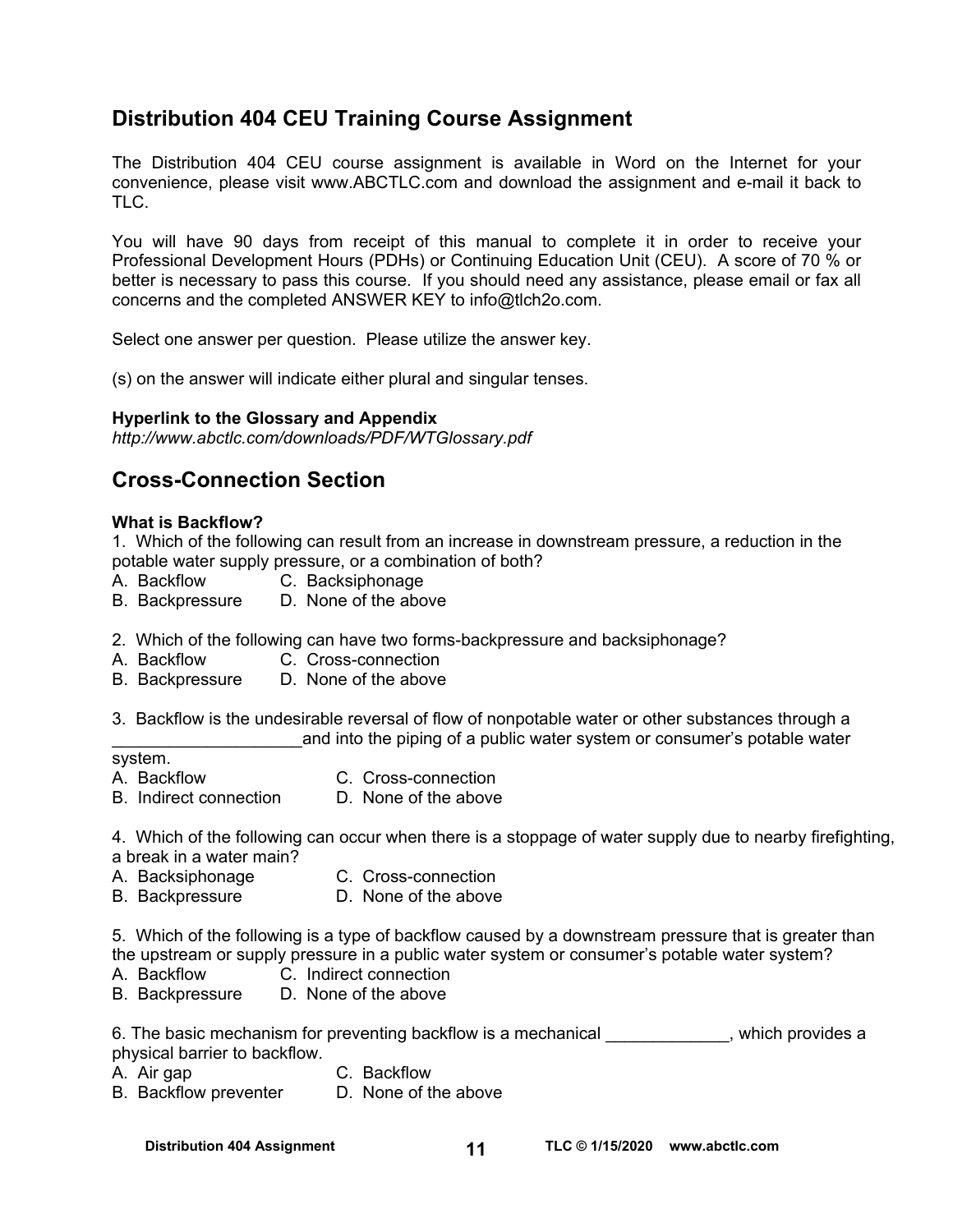## Distribution 404 CEU Training Course Assignment

The Distribution 404 CEU course assignment is available in Word on the Internet for your convenience, please visit www.ABCTLC.com and download the assignment and e-mail it back to TLC.

You will have 90 days from receipt of this manual to complete it in order to receive your Professional Development Hours (PDHs) or Continuing Education Unit (CEU). A score of 70 % or better is necessary to pass this course. If you should need any assistance, please email or fax all concerns and the completed ANSWER KEY to info@tlch2o.com.

Select one answer per question. Please utilize the answer key.

(s) on the answer will indicate either plural and singular tenses.

**Hyperlink to the Glossary and Appendix**
*http://www.abctlc.com/downloads/PDF/WTGlossary.pdf*

## Cross-Connection Section

**What is Backflow?**

1. Which of the following can result from an increase in downstream pressure, a reduction in the potable water supply pressure, or a combination of both?
A. Backflow C. Backsiphonage
B. Backpressure D. None of the above

2. Which of the following can have two forms-backpressure and backsiphonage?
A. Backflow C. Cross-connection
B. Backpressure D. None of the above

3. Backflow is the undesirable reversal of flow of nonpotable water or other substances through a ____________________and into the piping of a public water system or consumer's potable water system.
A. Backflow C. Cross-connection
B. Indirect connection D. None of the above

4. Which of the following can occur when there is a stoppage of water supply due to nearby firefighting, a break in a water main?
A. Backsiphonage C. Cross-connection
B. Backpressure D. None of the above

5. Which of the following is a type of backflow caused by a downstream pressure that is greater than the upstream or supply pressure in a public water system or consumer's potable water system?
A. Backflow C. Indirect connection
B. Backpressure D. None of the above

6. The basic mechanism for preventing backflow is a mechanical _____________, which provides a physical barrier to backflow.
A. Air gap C. Backflow
B. Backflow preventer D. None of the above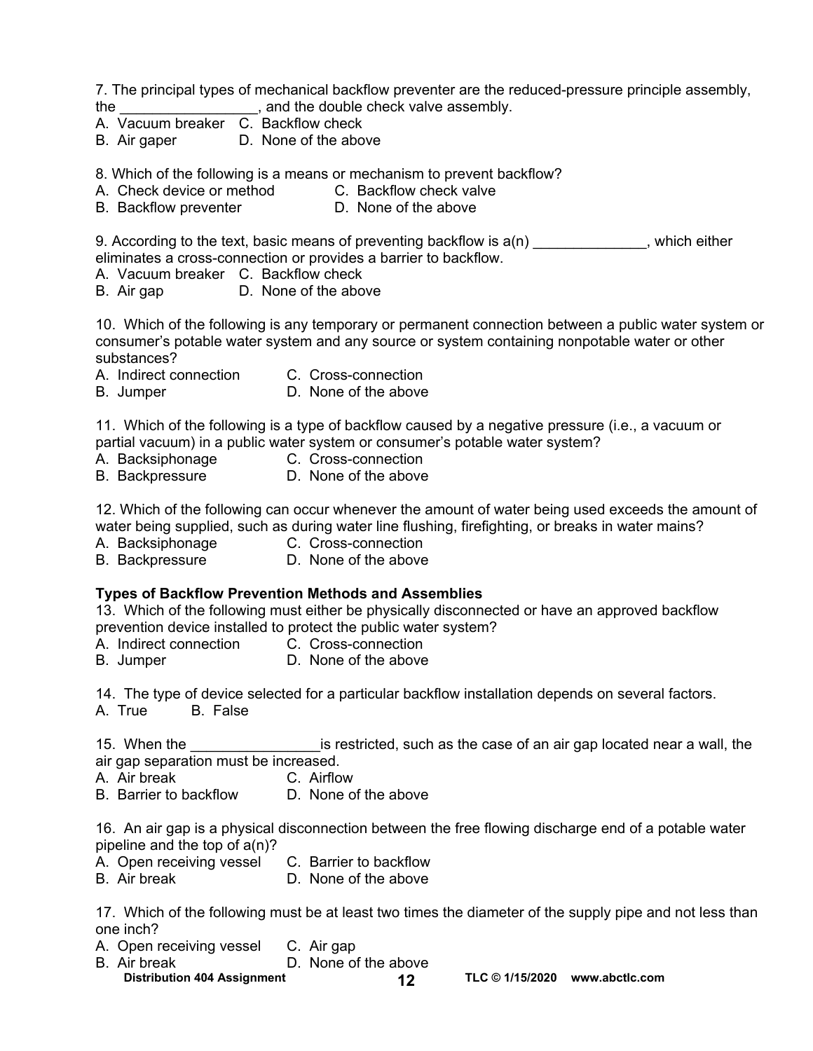7. The principal types of mechanical backflow preventer are the reduced-pressure principle assembly, the _________________, and the double check valve assembly.

A. Vacuum breaker  
B. Air gaper  
C. Backflow check  
D. None of the above

8. Which of the following is a means or mechanism to prevent backflow?

A. Check device or method  
B. Backflow preventer  
C. Backflow check valve  
D. None of the above

9. According to the text, basic means of preventing backflow is a(n) ______________, which either eliminates a cross-connection or provides a barrier to backflow.

A. Vacuum breaker  
B. Air gap  
C. Backflow check  
D. None of the above

10. Which of the following is any temporary or permanent connection between a public water system or consumer's potable water system and any source or system containing nonpotable water or other substances?

A. Indirect connection  
B. Jumper  
C. Cross-connection  
D. None of the above

11. Which of the following is a type of backflow caused by a negative pressure (i.e., a vacuum or partial vacuum) in a public water system or consumer's potable water system?

A. Backsiphonage  
B. Backpressure  
C. Cross-connection  
D. None of the above

12. Which of the following can occur whenever the amount of water being used exceeds the amount of water being supplied, such as during water line flushing, firefighting, or breaks in water mains?

A. Backsiphonage  
B. Backpressure  
C. Cross-connection  
D. None of the above

**Types of Backflow Prevention Methods and Assemblies**

13. Which of the following must either be physically disconnected or have an approved backflow prevention device installed to protect the public water system?

A. Indirect connection  
B. Jumper  
C. Cross-connection  
D. None of the above

14. The type of device selected for a particular backflow installation depends on several factors.

A. True  
B. False

15. When the ________________is restricted, such as the case of an air gap located near a wall, the air gap separation must be increased.

A. Air break  
B. Barrier to backflow  
C. Airflow  
D. None of the above

16. An air gap is a physical disconnection between the free flowing discharge end of a potable water pipeline and the top of a(n)?

A. Open receiving vessel  
B. Air break  
C. Barrier to backflow  
D. None of the above

17. Which of the following must be at least two times the diameter of the supply pipe and not less than one inch?

A. Open receiving vessel  
B. Air break  
C. Air gap  
D. None of the above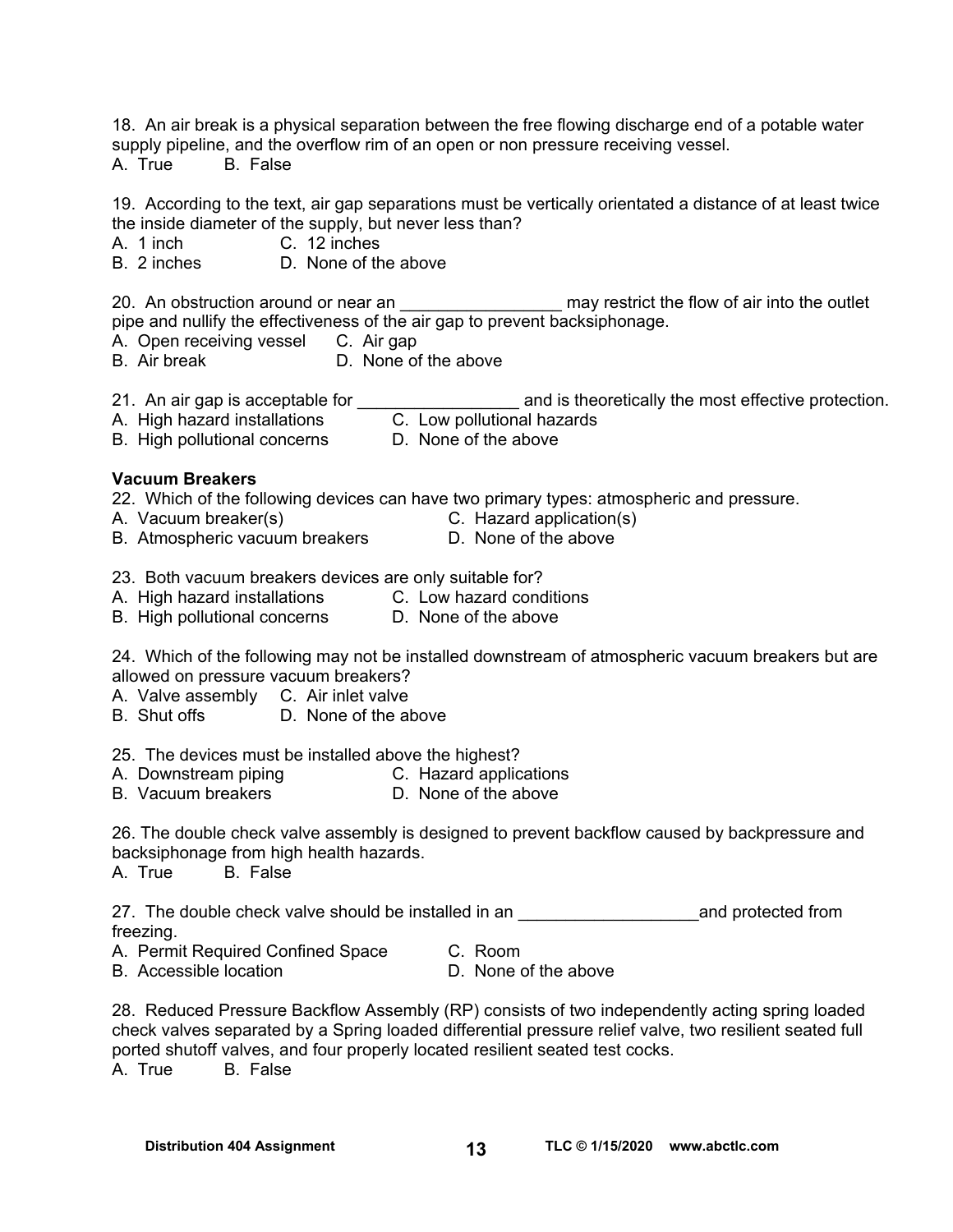18. An air break is a physical separation between the free flowing discharge end of a potable water supply pipeline, and the overflow rim of an open or non pressure receiving vessel.
A. True B. False

19. According to the text, air gap separations must be vertically orientated a distance of at least twice the inside diameter of the supply, but never less than?
A. 1 inch C. 12 inches
B. 2 inches D. None of the above

20. An obstruction around or near an _________________ may restrict the flow of air into the outlet pipe and nullify the effectiveness of the air gap to prevent backsiphonage.
A. Open receiving vessel C. Air gap
B. Air break D. None of the above

21. An air gap is acceptable for _________________ and is theoretically the most effective protection.
A. High hazard installations C. Low pollutional hazards
B. High pollutional concerns D. None of the above

**Vacuum Breakers**

22. Which of the following devices can have two primary types: atmospheric and pressure.
A. Vacuum breaker(s) C. Hazard application(s)
B. Atmospheric vacuum breakers D. None of the above

23. Both vacuum breakers devices are only suitable for?
A. High hazard installations C. Low hazard conditions
B. High pollutional concerns D. None of the above

24. Which of the following may not be installed downstream of atmospheric vacuum breakers but are allowed on pressure vacuum breakers?
A. Valve assembly C. Air inlet valve
B. Shut offs D. None of the above

25. The devices must be installed above the highest?
A. Downstream piping C. Hazard applications
B. Vacuum breakers D. None of the above

26. The double check valve assembly is designed to prevent backflow caused by backpressure and backsiphonage from high health hazards.
A. True B. False

27. The double check valve should be installed in an ___________________and protected from freezing.
A. Permit Required Confined Space C. Room
B. Accessible location D. None of the above

28. Reduced Pressure Backflow Assembly (RP) consists of two independently acting spring loaded check valves separated by a Spring loaded differential pressure relief valve, two resilient seated full ported shutoff valves, and four properly located resilient seated test cocks.
A. True B. False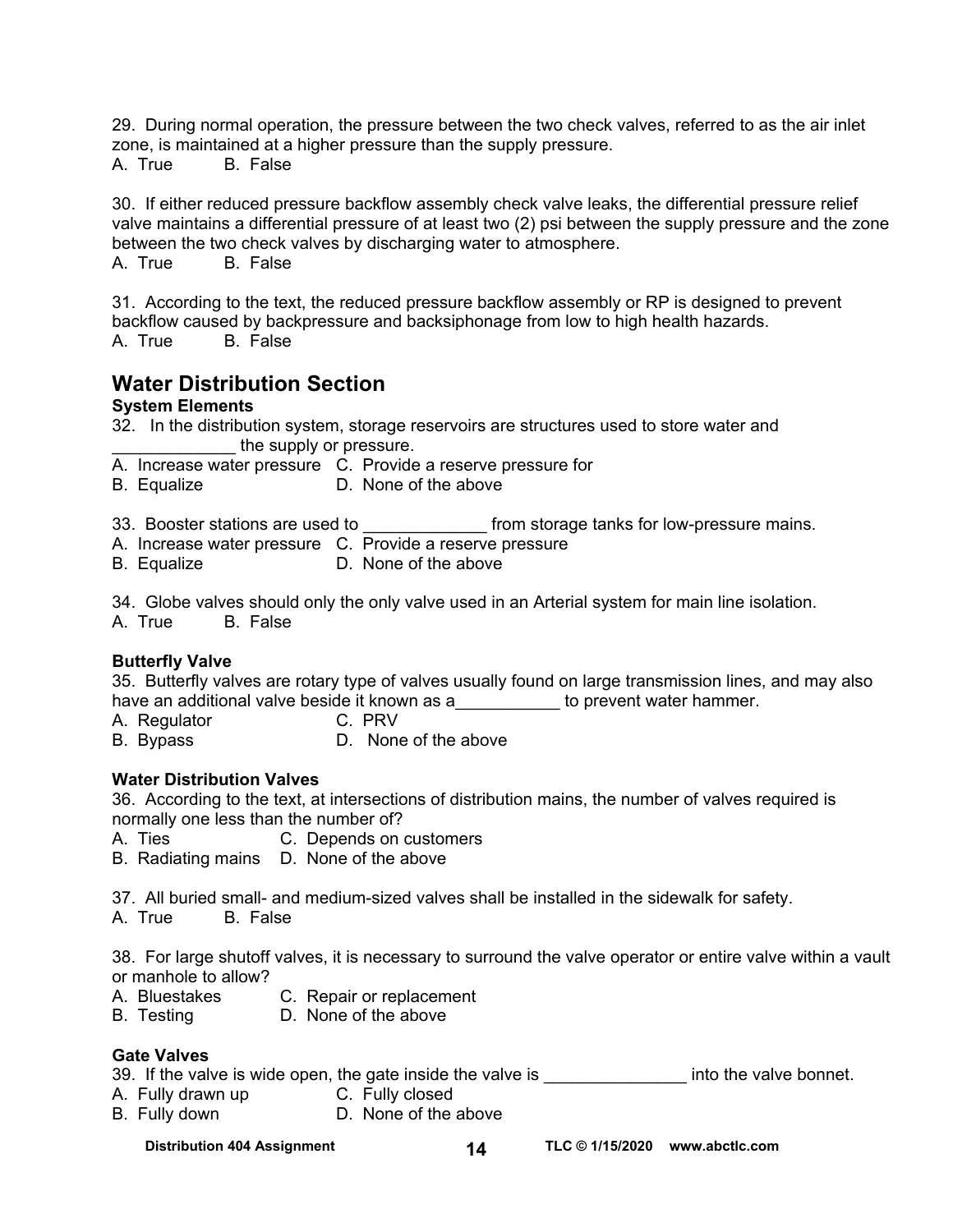29. During normal operation, the pressure between the two check valves, referred to as the air inlet zone, is maintained at a higher pressure than the supply pressure.
A. True B. False

30. If either reduced pressure backflow assembly check valve leaks, the differential pressure relief valve maintains a differential pressure of at least two (2) psi between the supply pressure and the zone between the two check valves by discharging water to atmosphere.
A. True B. False

31. According to the text, the reduced pressure backflow assembly or RP is designed to prevent backflow caused by backpressure and backsiphonage from low to high health hazards.
A. True B. False

## Water Distribution Section

### System Elements

32. In the distribution system, storage reservoirs are structures used to store water and _____________ the supply or pressure.
A. Increase water pressure C. Provide a reserve pressure for
B. Equalize D. None of the above

33. Booster stations are used to _____________ from storage tanks for low-pressure mains.
A. Increase water pressure C. Provide a reserve pressure
B. Equalize D. None of the above

34. Globe valves should only the only valve used in an Arterial system for main line isolation.
A. True B. False

### Butterfly Valve

35. Butterfly valves are rotary type of valves usually found on large transmission lines, and may also have an additional valve beside it known as a___________ to prevent water hammer.
A. Regulator C. PRV
B. Bypass D. None of the above

### Water Distribution Valves

36. According to the text, at intersections of distribution mains, the number of valves required is normally one less than the number of?
A. Ties C. Depends on customers
B. Radiating mains D. None of the above

37. All buried small- and medium-sized valves shall be installed in the sidewalk for safety.
A. True B. False

38. For large shutoff valves, it is necessary to surround the valve operator or entire valve within a vault or manhole to allow?
A. Bluestakes C. Repair or replacement
B. Testing D. None of the above

### Gate Valves

39. If the valve is wide open, the gate inside the valve is _______________ into the valve bonnet.
A. Fully drawn up C. Fully closed
B. Fully down D. None of the above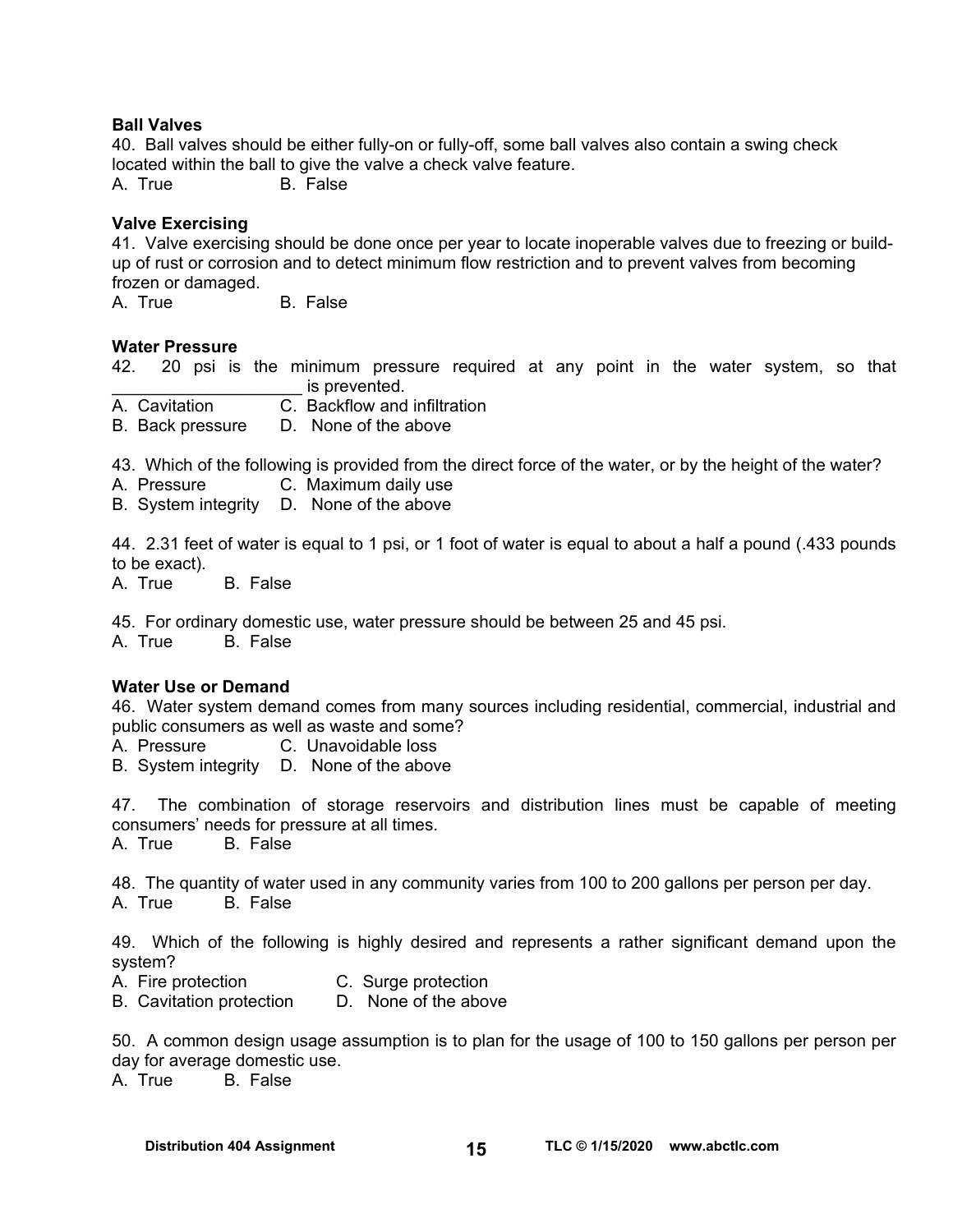**Ball Valves**

40. Ball valves should be either fully-on or fully-off, some ball valves also contain a swing check located within the ball to give the valve a check valve feature.

A. True B. False

**Valve Exercising**

41. Valve exercising should be done once per year to locate inoperable valves due to freezing or build-up of rust or corrosion and to detect minimum flow restriction and to prevent valves from becoming frozen or damaged.

A. True B. False

**Water Pressure**

42. 20 psi is the minimum pressure required at any point in the water system, so that ____________________ is prevented.

A. Cavitation C. Backflow and infiltration

B. Back pressure D. None of the above

43. Which of the following is provided from the direct force of the water, or by the height of the water?

A. Pressure C. Maximum daily use

B. System integrity D. None of the above

44. 2.31 feet of water is equal to 1 psi, or 1 foot of water is equal to about a half a pound (.433 pounds to be exact).

A. True B. False

45. For ordinary domestic use, water pressure should be between 25 and 45 psi.

A. True B. False

**Water Use or Demand**

46. Water system demand comes from many sources including residential, commercial, industrial and public consumers as well as waste and some?

A. Pressure C. Unavoidable loss

B. System integrity D. None of the above

47. The combination of storage reservoirs and distribution lines must be capable of meeting consumers' needs for pressure at all times.

A. True B. False

48. The quantity of water used in any community varies from 100 to 200 gallons per person per day.

A. True B. False

49. Which of the following is highly desired and represents a rather significant demand upon the system?

A. Fire protection C. Surge protection

B. Cavitation protection D. None of the above

50. A common design usage assumption is to plan for the usage of 100 to 150 gallons per person per day for average domestic use.

A. True B. False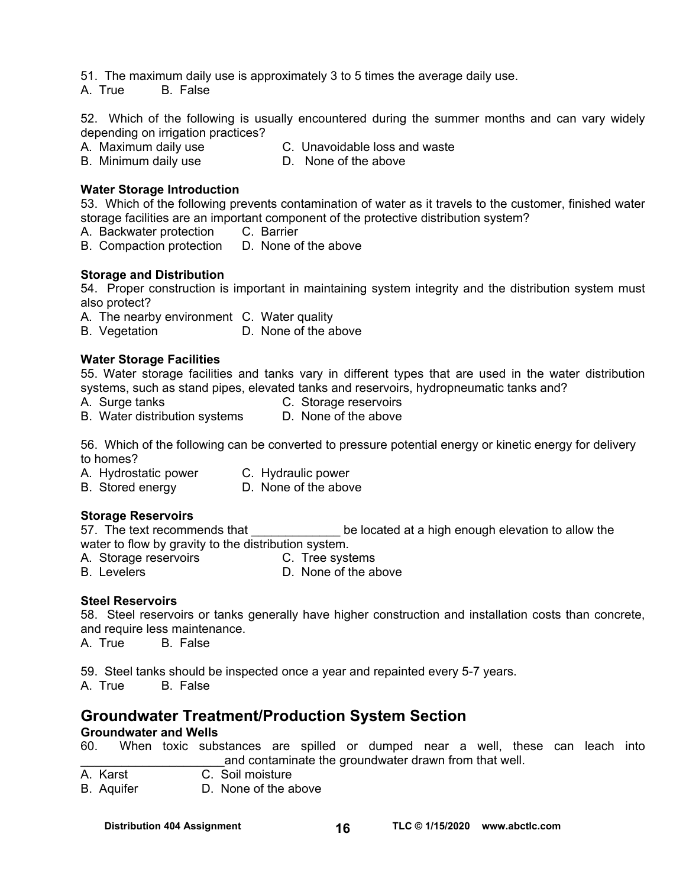51. The maximum daily use is approximately 3 to 5 times the average daily use.

A. True B. False

52. Which of the following is usually encountered during the summer months and can vary widely depending on irrigation practices?

A. Maximum daily use C. Unavoidable loss and waste
B. Minimum daily use D. None of the above

**Water Storage Introduction**

53. Which of the following prevents contamination of water as it travels to the customer, finished water storage facilities are an important component of the protective distribution system?

A. Backwater protection C. Barrier
B. Compaction protection D. None of the above

**Storage and Distribution**

54. Proper construction is important in maintaining system integrity and the distribution system must also protect?

A. The nearby environment C. Water quality
B. Vegetation D. None of the above

**Water Storage Facilities**

55. Water storage facilities and tanks vary in different types that are used in the water distribution systems, such as stand pipes, elevated tanks and reservoirs, hydropneumatic tanks and?

A. Surge tanks C. Storage reservoirs
B. Water distribution systems D. None of the above

56. Which of the following can be converted to pressure potential energy or kinetic energy for delivery to homes?

A. Hydrostatic power C. Hydraulic power
B. Stored energy D. None of the above

**Storage Reservoirs**

57. The text recommends that _____________ be located at a high enough elevation to allow the water to flow by gravity to the distribution system.

A. Storage reservoirs C. Tree systems
B. Levelers D. None of the above

**Steel Reservoirs**

58. Steel reservoirs or tanks generally have higher construction and installation costs than concrete, and require less maintenance.

A. True B. False

59. Steel tanks should be inspected once a year and repainted every 5-7 years.

A. True B. False

## Groundwater Treatment/Production System Section

**Groundwater and Wells**

60. When toxic substances are spilled or dumped near a well, these can leach into _____________________and contaminate the groundwater drawn from that well.

A. Karst C. Soil moisture
B. Aquifer D. None of the above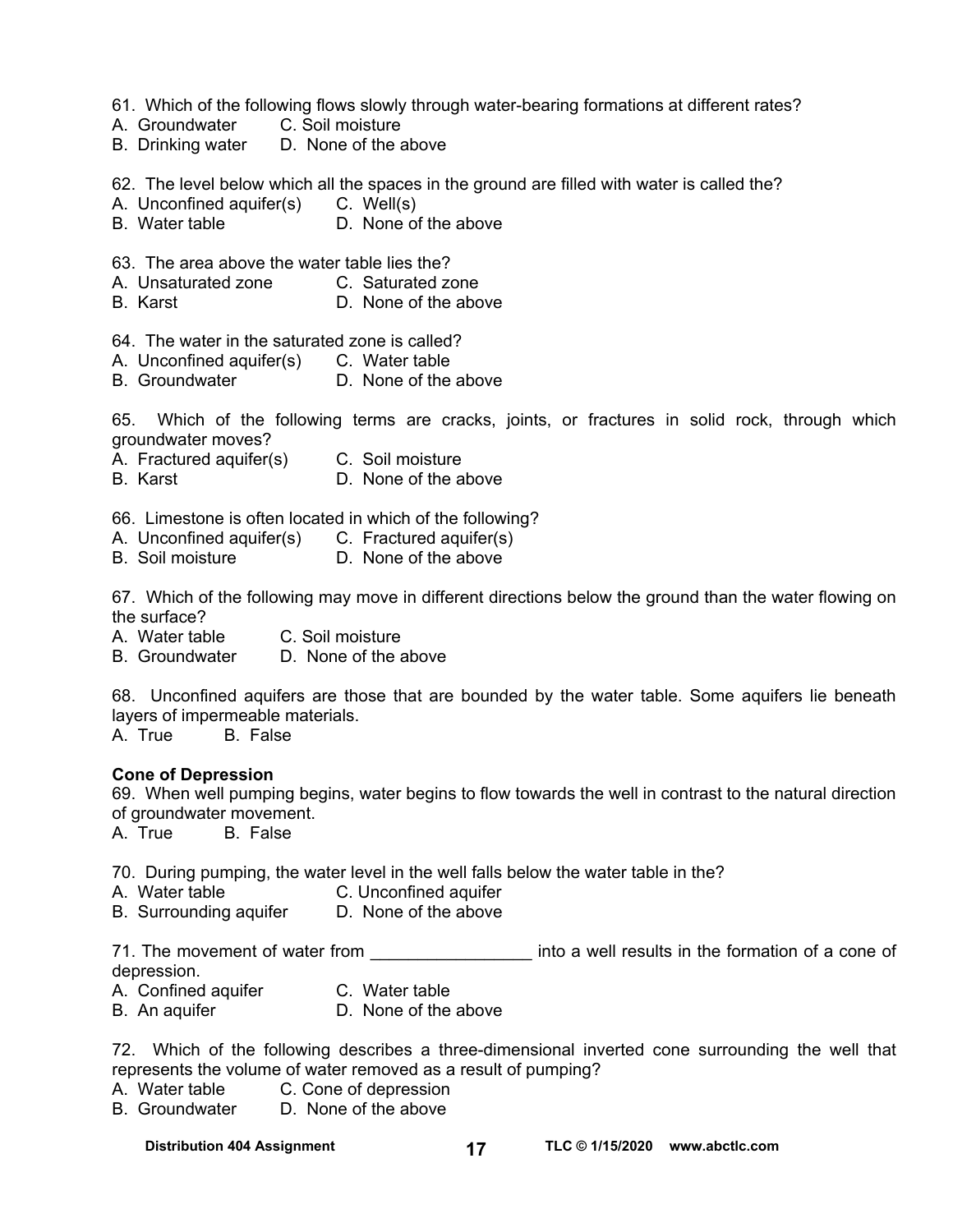61. Which of the following flows slowly through water-bearing formations at different rates?
A. Groundwater C. Soil moisture
B. Drinking water D. None of the above

62. The level below which all the spaces in the ground are filled with water is called the?
A. Unconfined aquifer(s) C. Well(s)
B. Water table D. None of the above

63. The area above the water table lies the?
A. Unsaturated zone C. Saturated zone
B. Karst D. None of the above

64. The water in the saturated zone is called?
A. Unconfined aquifer(s) C. Water table
B. Groundwater D. None of the above

65. Which of the following terms are cracks, joints, or fractures in solid rock, through which groundwater moves?
A. Fractured aquifer(s) C. Soil moisture
B. Karst D. None of the above

66. Limestone is often located in which of the following?
A. Unconfined aquifer(s) C. Fractured aquifer(s)
B. Soil moisture D. None of the above

67. Which of the following may move in different directions below the ground than the water flowing on the surface?
A. Water table C. Soil moisture
B. Groundwater D. None of the above

68. Unconfined aquifers are those that are bounded by the water table. Some aquifers lie beneath layers of impermeable materials.
A. True B. False

**Cone of Depression**

69. When well pumping begins, water begins to flow towards the well in contrast to the natural direction of groundwater movement.
A. True B. False

70. During pumping, the water level in the well falls below the water table in the?
A. Water table C. Unconfined aquifer
B. Surrounding aquifer D. None of the above

71. The movement of water from _________________ into a well results in the formation of a cone of depression.
A. Confined aquifer C. Water table
B. An aquifer D. None of the above

72. Which of the following describes a three-dimensional inverted cone surrounding the well that represents the volume of water removed as a result of pumping?
A. Water table C. Cone of depression
B. Groundwater D. None of the above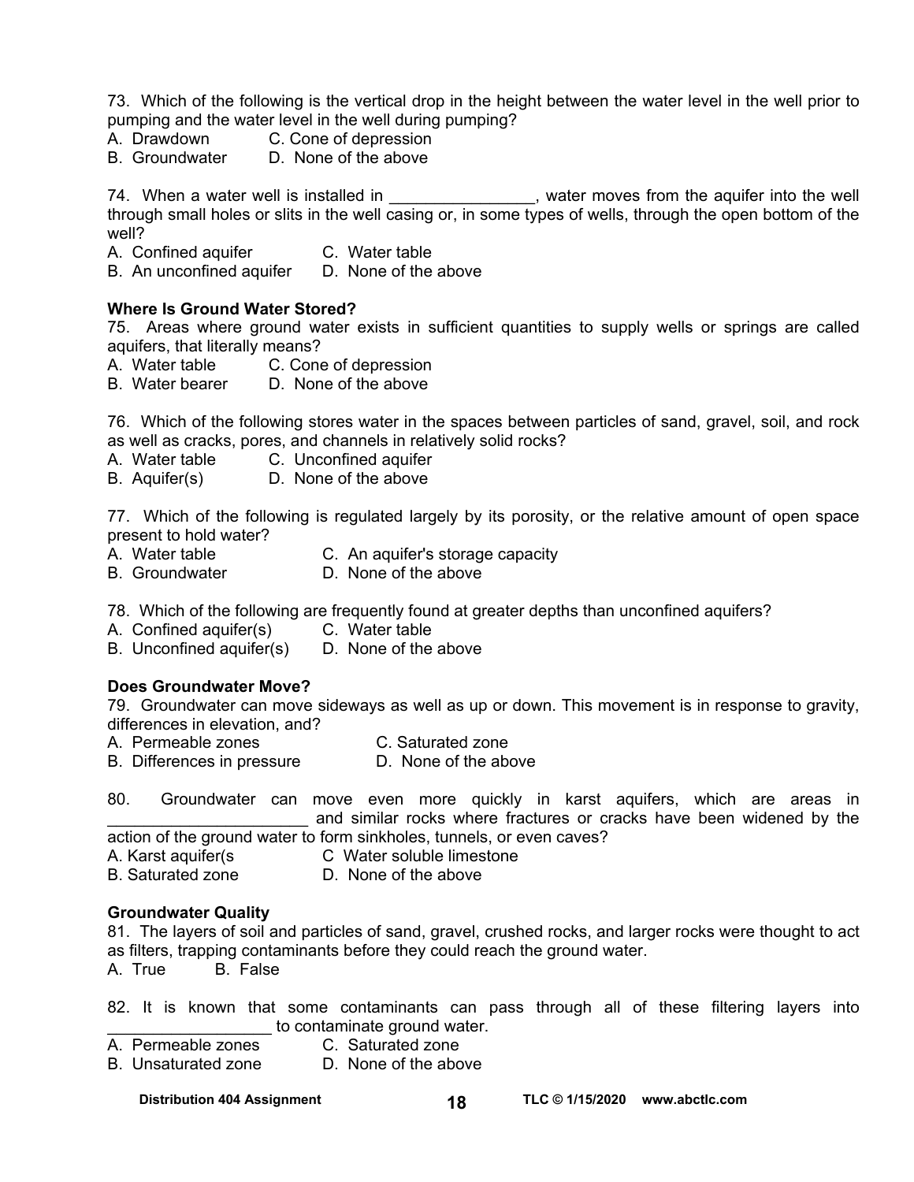73. Which of the following is the vertical drop in the height between the water level in the well prior to pumping and the water level in the well during pumping?

A. Drawdown C. Cone of depression
B. Groundwater D. None of the above

74. When a water well is installed in ________________, water moves from the aquifer into the well through small holes or slits in the well casing or, in some types of wells, through the open bottom of the well?

A. Confined aquifer C. Water table
B. An unconfined aquifer D. None of the above

**Where Is Ground Water Stored?**

75. Areas where ground water exists in sufficient quantities to supply wells or springs are called aquifers, that literally means?

A. Water table C. Cone of depression
B. Water bearer D. None of the above

76. Which of the following stores water in the spaces between particles of sand, gravel, soil, and rock as well as cracks, pores, and channels in relatively solid rocks?

A. Water table C. Unconfined aquifer
B. Aquifer(s) D. None of the above

77. Which of the following is regulated largely by its porosity, or the relative amount of open space present to hold water?

A. Water table C. An aquifer's storage capacity
B. Groundwater D. None of the above

78. Which of the following are frequently found at greater depths than unconfined aquifers?

A. Confined aquifer(s) C. Water table
B. Unconfined aquifer(s) D. None of the above

**Does Groundwater Move?**

79. Groundwater can move sideways as well as up or down. This movement is in response to gravity, differences in elevation, and?

A. Permeable zones C. Saturated zone
B. Differences in pressure D. None of the above

80. Groundwater can move even more quickly in karst aquifers, which are areas in ______________________ and similar rocks where fractures or cracks have been widened by the action of the ground water to form sinkholes, tunnels, or even caves?

A. Karst aquifer(s C Water soluble limestone
B. Saturated zone D. None of the above

**Groundwater Quality**

81. The layers of soil and particles of sand, gravel, crushed rocks, and larger rocks were thought to act as filters, trapping contaminants before they could reach the ground water.

A. True B. False

82. It is known that some contaminants can pass through all of these filtering layers into __________________ to contaminate ground water.

A. Permeable zones C. Saturated zone
B. Unsaturated zone D. None of the above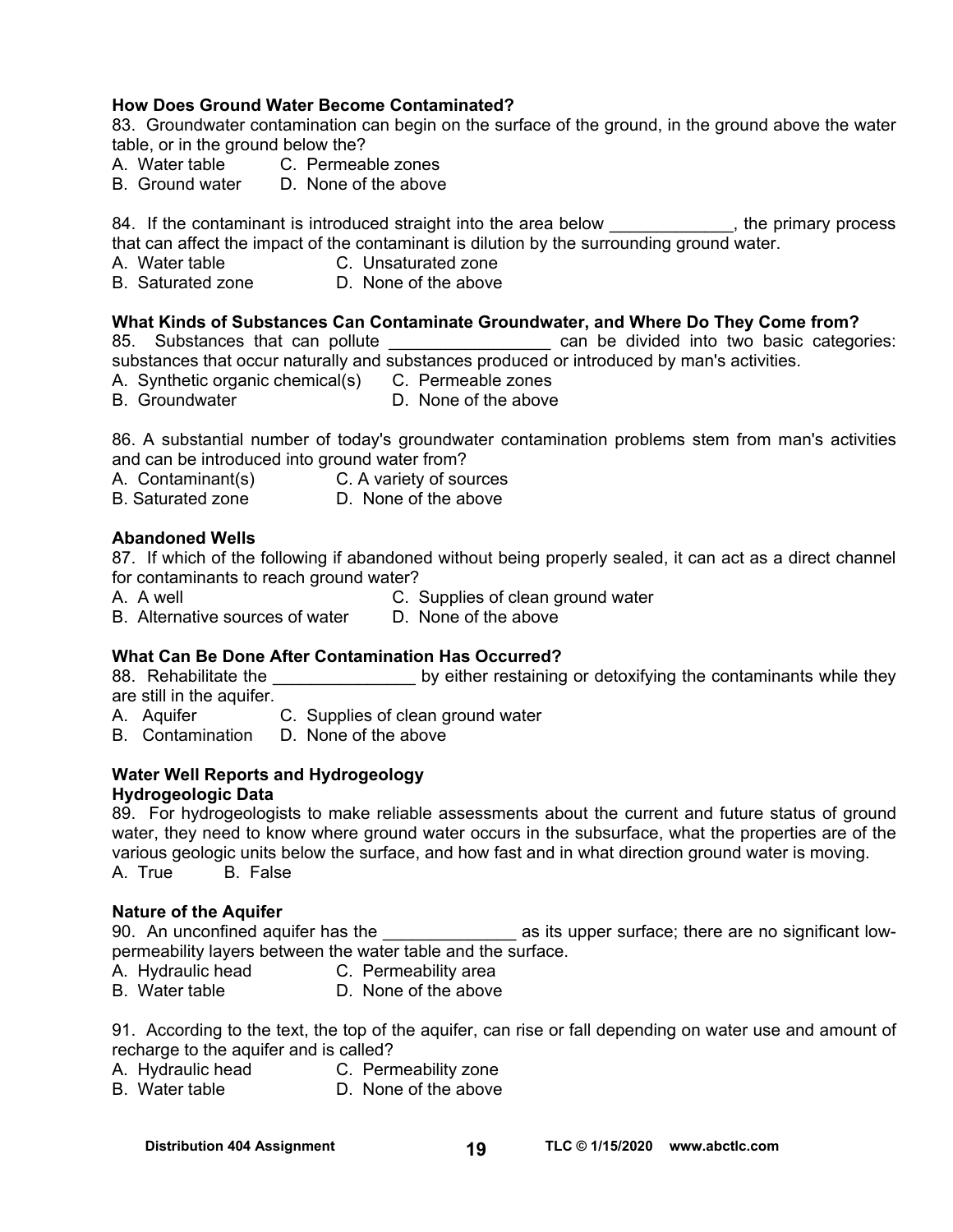**How Does Ground Water Become Contaminated?**

83. Groundwater contamination can begin on the surface of the ground, in the ground above the water table, or in the ground below the?

A. Water table  C. Permeable zones
B. Ground water  D. None of the above

84. If the contaminant is introduced straight into the area below _____________, the primary process that can affect the impact of the contaminant is dilution by the surrounding ground water.

A. Water table  C. Unsaturated zone
B. Saturated zone  D. None of the above

**What Kinds of Substances Can Contaminate Groundwater, and Where Do They Come from?**

85. Substances that can pollute _________________ can be divided into two basic categories: substances that occur naturally and substances produced or introduced by man's activities.

A. Synthetic organic chemical(s)  C. Permeable zones
B. Groundwater  D. None of the above

86. A substantial number of today's groundwater contamination problems stem from man's activities and can be introduced into ground water from?

A. Contaminant(s)  C. A variety of sources
B. Saturated zone  D. None of the above

**Abandoned Wells**

87. If which of the following if abandoned without being properly sealed, it can act as a direct channel for contaminants to reach ground water?

A. A well  C. Supplies of clean ground water
B. Alternative sources of water  D. None of the above

**What Can Be Done After Contamination Has Occurred?**

88. Rehabilitate the _______________ by either restaining or detoxifying the contaminants while they are still in the aquifer.

A. Aquifer  C. Supplies of clean ground water
B. Contamination  D. None of the above

**Water Well Reports and Hydrogeology**
**Hydrogeologic Data**

89. For hydrogeologists to make reliable assessments about the current and future status of ground water, they need to know where ground water occurs in the subsurface, what the properties are of the various geologic units below the surface, and how fast and in what direction ground water is moving.

A. True  B. False

**Nature of the Aquifer**

90. An unconfined aquifer has the ______________ as its upper surface; there are no significant low-permeability layers between the water table and the surface.

A. Hydraulic head  C. Permeability area
B. Water table  D. None of the above

91. According to the text, the top of the aquifer, can rise or fall depending on water use and amount of recharge to the aquifer and is called?

A. Hydraulic head  C. Permeability zone
B. Water table  D. None of the above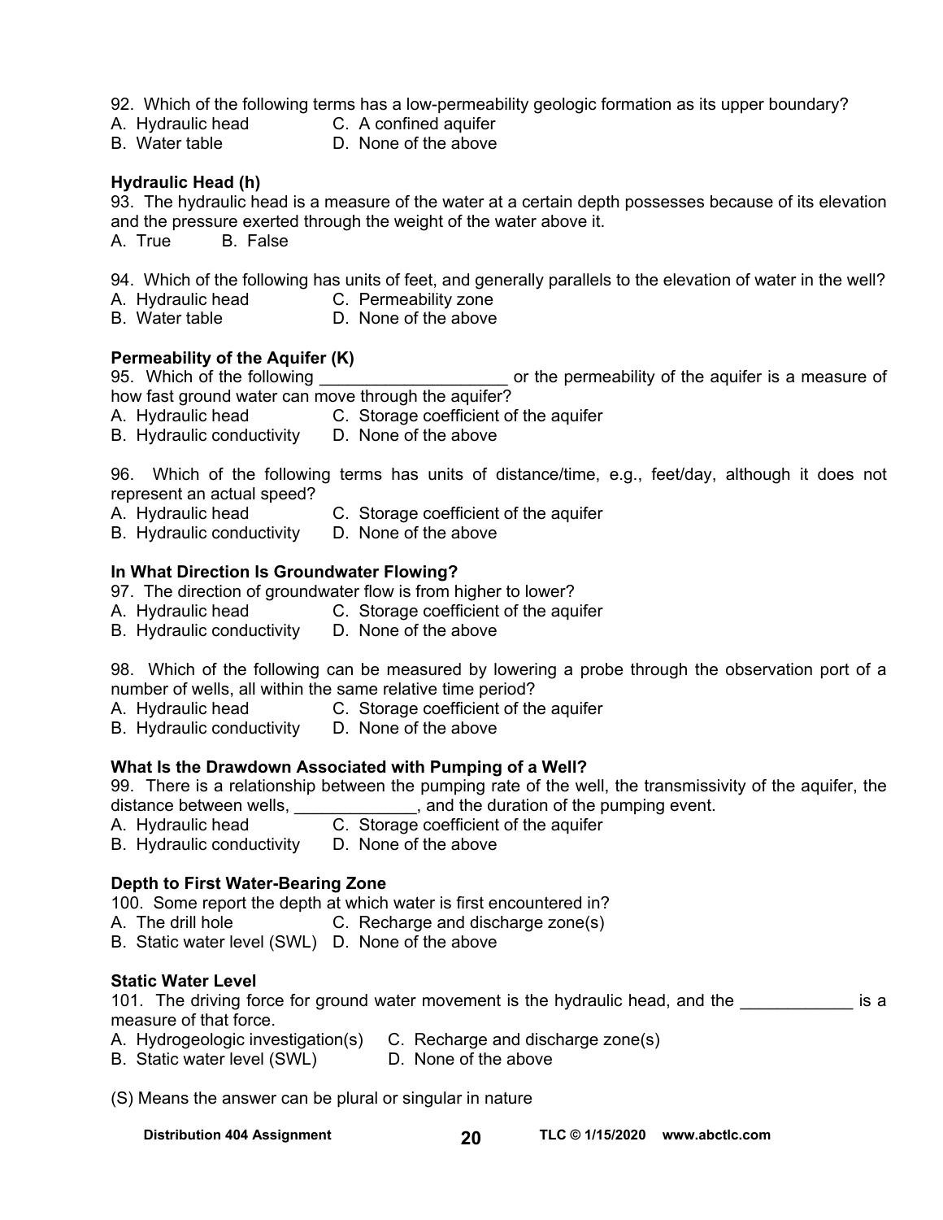92. Which of the following terms has a low-permeability geologic formation as its upper boundary?
A. Hydraulic head C. A confined aquifer
B. Water table D. None of the above

**Hydraulic Head (h)**

93. The hydraulic head is a measure of the water at a certain depth possesses because of its elevation and the pressure exerted through the weight of the water above it.
A. True B. False

94. Which of the following has units of feet, and generally parallels to the elevation of water in the well?
A. Hydraulic head C. Permeability zone
B. Water table D. None of the above

**Permeability of the Aquifer (K)**

95. Which of the following ___________________ or the permeability of the aquifer is a measure of how fast ground water can move through the aquifer?
A. Hydraulic head C. Storage coefficient of the aquifer
B. Hydraulic conductivity D. None of the above

96. Which of the following terms has units of distance/time, e.g., feet/day, although it does not represent an actual speed?
A. Hydraulic head C. Storage coefficient of the aquifer
B. Hydraulic conductivity D. None of the above

**In What Direction Is Groundwater Flowing?**

97. The direction of groundwater flow is from higher to lower?
A. Hydraulic head C. Storage coefficient of the aquifer
B. Hydraulic conductivity D. None of the above

98. Which of the following can be measured by lowering a probe through the observation port of a number of wells, all within the same relative time period?
A. Hydraulic head C. Storage coefficient of the aquifer
B. Hydraulic conductivity D. None of the above

**What Is the Drawdown Associated with Pumping of a Well?**

99. There is a relationship between the pumping rate of the well, the transmissivity of the aquifer, the distance between wells, _____________, and the duration of the pumping event.
A. Hydraulic head C. Storage coefficient of the aquifer
B. Hydraulic conductivity D. None of the above

**Depth to First Water-Bearing Zone**

100. Some report the depth at which water is first encountered in?
A. The drill hole C. Recharge and discharge zone(s)
B. Static water level (SWL) D. None of the above

**Static Water Level**

101. The driving force for ground water movement is the hydraulic head, and the ____________ is a measure of that force.
A. Hydrogeologic investigation(s) C. Recharge and discharge zone(s)
B. Static water level (SWL) D. None of the above

(S) Means the answer can be plural or singular in nature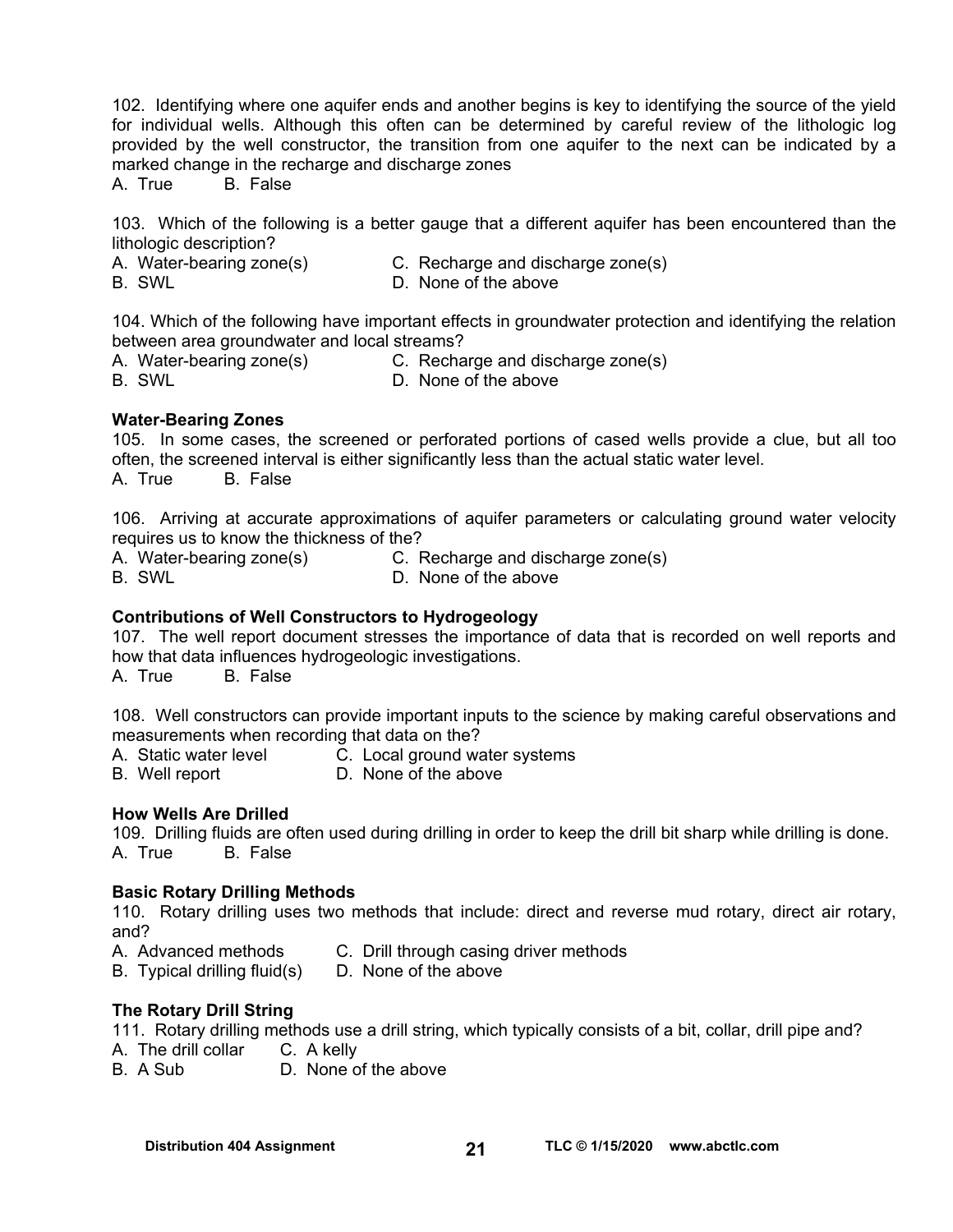102. Identifying where one aquifer ends and another begins is key to identifying the source of the yield for individual wells. Although this often can be determined by careful review of the lithologic log provided by the well constructor, the transition from one aquifer to the next can be indicated by a marked change in the recharge and discharge zones

A. True B. False

103. Which of the following is a better gauge that a different aquifer has been encountered than the lithologic description?

A. Water-bearing zone(s)
B. SWL
C. Recharge and discharge zone(s)
D. None of the above

104. Which of the following have important effects in groundwater protection and identifying the relation between area groundwater and local streams?

A. Water-bearing zone(s)
B. SWL
C. Recharge and discharge zone(s)
D. None of the above

**Water-Bearing Zones**

105. In some cases, the screened or perforated portions of cased wells provide a clue, but all too often, the screened interval is either significantly less than the actual static water level.

A. True B. False

106. Arriving at accurate approximations of aquifer parameters or calculating ground water velocity requires us to know the thickness of the?

A. Water-bearing zone(s)
B. SWL
C. Recharge and discharge zone(s)
D. None of the above

**Contributions of Well Constructors to Hydrogeology**

107. The well report document stresses the importance of data that is recorded on well reports and how that data influences hydrogeologic investigations.

A. True B. False

108. Well constructors can provide important inputs to the science by making careful observations and measurements when recording that data on the?

A. Static water level
B. Well report
C. Local ground water systems
D. None of the above

**How Wells Are Drilled**

109. Drilling fluids are often used during drilling in order to keep the drill bit sharp while drilling is done.

A. True B. False

**Basic Rotary Drilling Methods**

110. Rotary drilling uses two methods that include: direct and reverse mud rotary, direct air rotary, and?

A. Advanced methods
B. Typical drilling fluid(s)
C. Drill through casing driver methods
D. None of the above

**The Rotary Drill String**

111. Rotary drilling methods use a drill string, which typically consists of a bit, collar, drill pipe and?

A. The drill collar
B. A Sub
C. A kelly
D. None of the above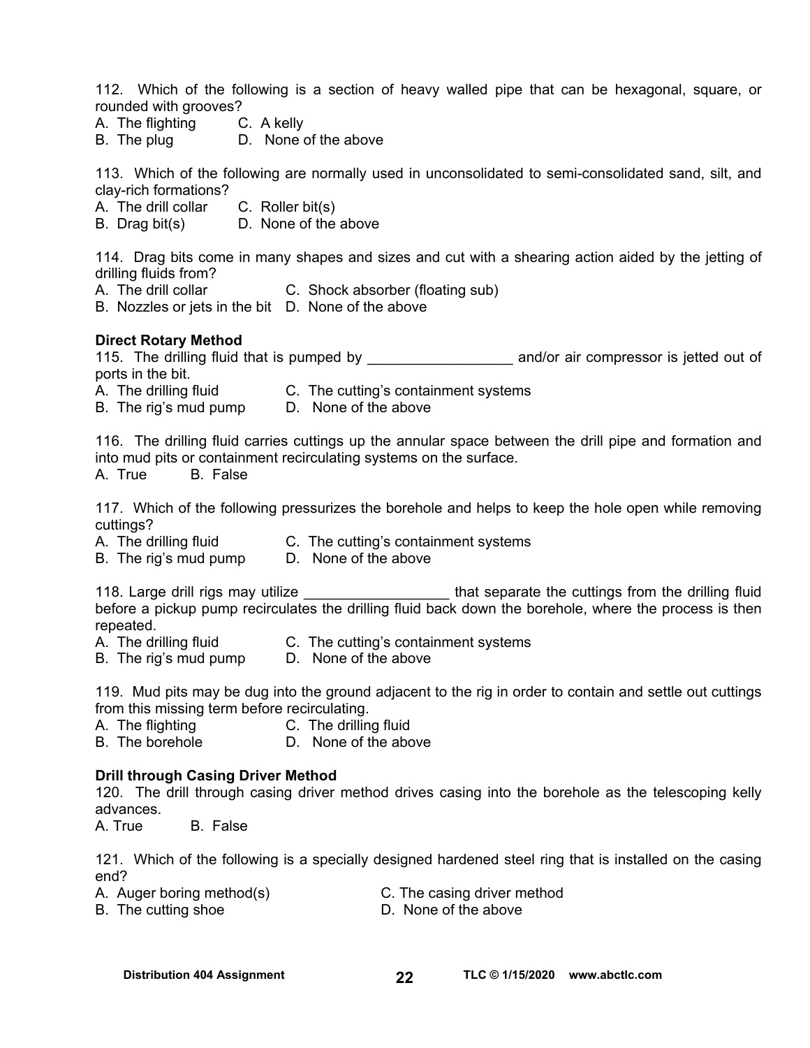112. Which of the following is a section of heavy walled pipe that can be hexagonal, square, or rounded with grooves?

A. The flighting  C. A kelly
B. The plug  D. None of the above

113. Which of the following are normally used in unconsolidated to semi-consolidated sand, silt, and clay-rich formations?

A. The drill collar  C. Roller bit(s)
B. Drag bit(s)  D. None of the above

114. Drag bits come in many shapes and sizes and cut with a shearing action aided by the jetting of drilling fluids from?

A. The drill collar  C. Shock absorber (floating sub)
B. Nozzles or jets in the bit  D. None of the above

**Direct Rotary Method**

115. The drilling fluid that is pumped by _________________ and/or air compressor is jetted out of ports in the bit.

A. The drilling fluid  C. The cutting's containment systems
B. The rig's mud pump  D. None of the above

116. The drilling fluid carries cuttings up the annular space between the drill pipe and formation and into mud pits or containment recirculating systems on the surface.

A. True  B. False

117. Which of the following pressurizes the borehole and helps to keep the hole open while removing cuttings?

A. The drilling fluid  C. The cutting's containment systems
B. The rig's mud pump  D. None of the above

118. Large drill rigs may utilize _________________ that separate the cuttings from the drilling fluid before a pickup pump recirculates the drilling fluid back down the borehole, where the process is then repeated.

A. The drilling fluid  C. The cutting's containment systems
B. The rig's mud pump  D. None of the above

119. Mud pits may be dug into the ground adjacent to the rig in order to contain and settle out cuttings from this missing term before recirculating.

A. The flighting  C. The drilling fluid
B. The borehole  D. None of the above

**Drill through Casing Driver Method**

120. The drill through casing driver method drives casing into the borehole as the telescoping kelly advances.

A. True  B. False

121. Which of the following is a specially designed hardened steel ring that is installed on the casing end?

A. Auger boring method(s)  C. The casing driver method
B. The cutting shoe  D. None of the above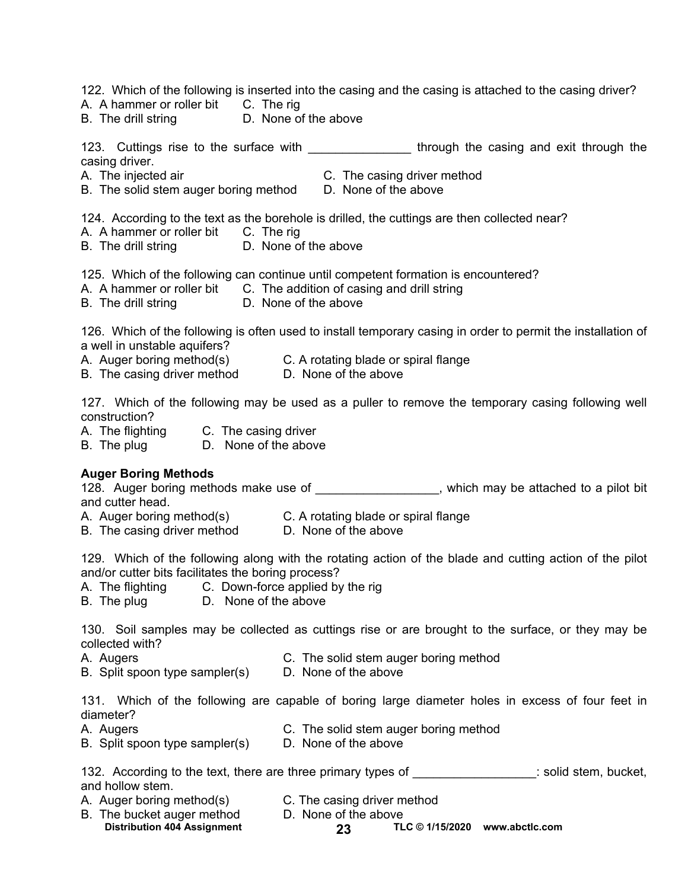122. Which of the following is inserted into the casing and the casing is attached to the casing driver?
A. A hammer or roller bit C. The rig
B. The drill string D. None of the above

123. Cuttings rise to the surface with _______________ through the casing and exit through the casing driver.
A. The injected air C. The casing driver method
B. The solid stem auger boring method D. None of the above

124. According to the text as the borehole is drilled, the cuttings are then collected near?
A. A hammer or roller bit C. The rig
B. The drill string D. None of the above

125. Which of the following can continue until competent formation is encountered?
A. A hammer or roller bit C. The addition of casing and drill string
B. The drill string D. None of the above

126. Which of the following is often used to install temporary casing in order to permit the installation of a well in unstable aquifers?
A. Auger boring method(s) C. A rotating blade or spiral flange
B. The casing driver method D. None of the above

127. Which of the following may be used as a puller to remove the temporary casing following well construction?
A. The flighting C. The casing driver
B. The plug D. None of the above

**Auger Boring Methods**

128. Auger boring methods make use of __________________, which may be attached to a pilot bit and cutter head.
A. Auger boring method(s) C. A rotating blade or spiral flange
B. The casing driver method D. None of the above

129. Which of the following along with the rotating action of the blade and cutting action of the pilot and/or cutter bits facilitates the boring process?
A. The flighting C. Down-force applied by the rig
B. The plug D. None of the above

130. Soil samples may be collected as cuttings rise or are brought to the surface, or they may be collected with?
A. Augers C. The solid stem auger boring method
B. Split spoon type sampler(s) D. None of the above

131. Which of the following are capable of boring large diameter holes in excess of four feet in diameter?
A. Augers C. The solid stem auger boring method
B. Split spoon type sampler(s) D. None of the above

132. According to the text, there are three primary types of __________________: solid stem, bucket, and hollow stem.
A. Auger boring method(s) C. The casing driver method
B. The bucket auger method D. None of the above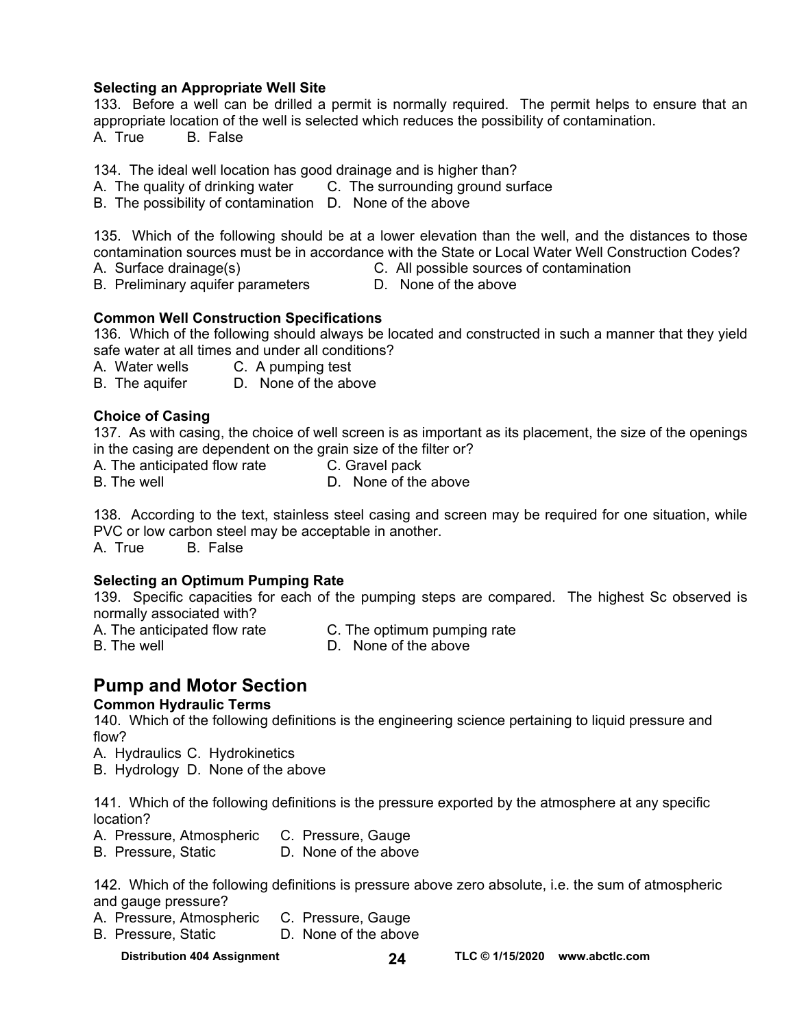**Selecting an Appropriate Well Site**

133. Before a well can be drilled a permit is normally required. The permit helps to ensure that an appropriate location of the well is selected which reduces the possibility of contamination.
A. True B. False

134. The ideal well location has good drainage and is higher than?
A. The quality of drinking water C. The surrounding ground surface
B. The possibility of contamination D. None of the above

135. Which of the following should be at a lower elevation than the well, and the distances to those contamination sources must be in accordance with the State or Local Water Well Construction Codes?
A. Surface drainage(s) C. All possible sources of contamination
B. Preliminary aquifer parameters D. None of the above

**Common Well Construction Specifications**

136. Which of the following should always be located and constructed in such a manner that they yield safe water at all times and under all conditions?
A. Water wells C. A pumping test
B. The aquifer D. None of the above

**Choice of Casing**

137. As with casing, the choice of well screen is as important as its placement, the size of the openings in the casing are dependent on the grain size of the filter or?
A. The anticipated flow rate C. Gravel pack
B. The well D. None of the above

138. According to the text, stainless steel casing and screen may be required for one situation, while PVC or low carbon steel may be acceptable in another.
A. True B. False

**Selecting an Optimum Pumping Rate**

139. Specific capacities for each of the pumping steps are compared. The highest Sc observed is normally associated with?
A. The anticipated flow rate C. The optimum pumping rate
B. The well D. None of the above

## Pump and Motor Section

**Common Hydraulic Terms**

140. Which of the following definitions is the engineering science pertaining to liquid pressure and flow?
A. Hydraulics C. Hydrokinetics
B. Hydrology D. None of the above

141. Which of the following definitions is the pressure exported by the atmosphere at any specific location?
A. Pressure, Atmospheric C. Pressure, Gauge
B. Pressure, Static D. None of the above

142. Which of the following definitions is pressure above zero absolute, i.e. the sum of atmospheric and gauge pressure?
A. Pressure, Atmospheric C. Pressure, Gauge
B. Pressure, Static D. None of the above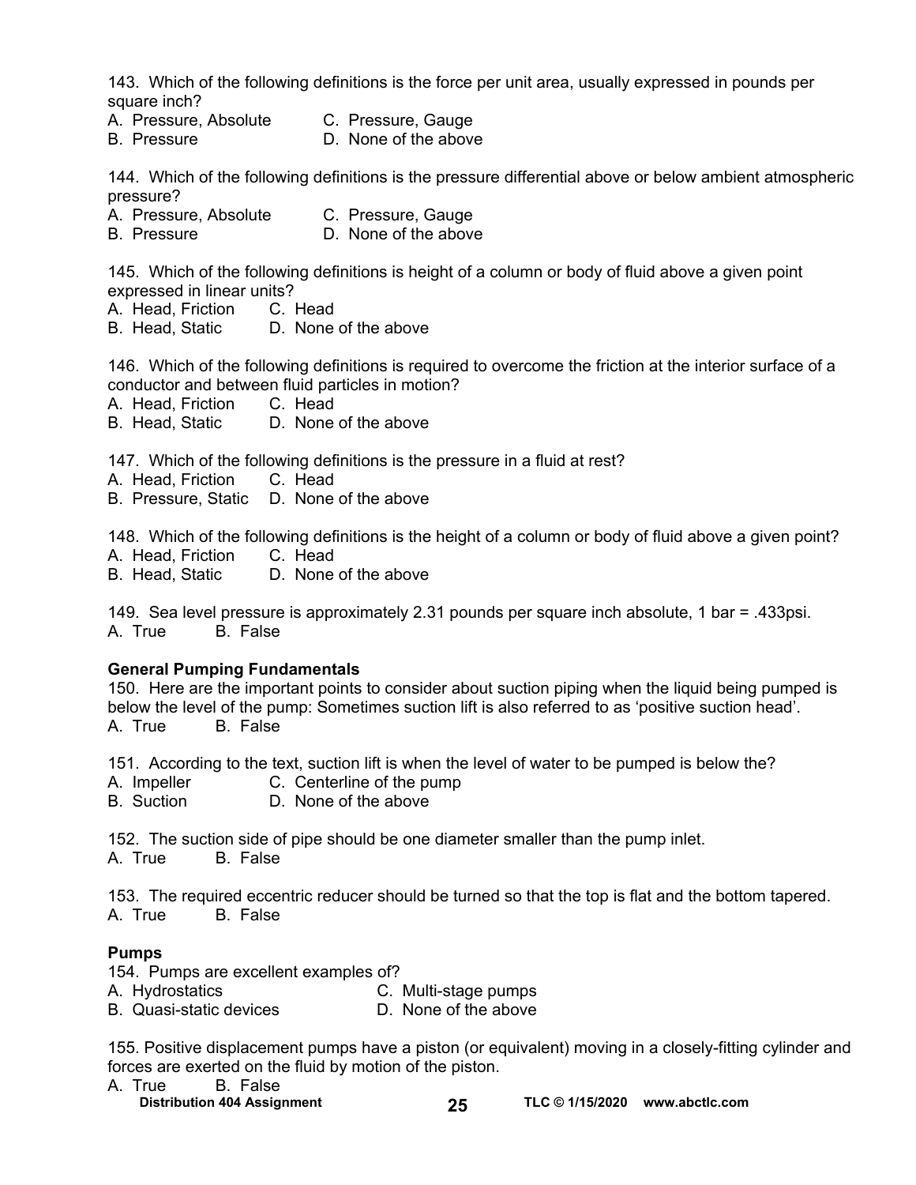143. Which of the following definitions is the force per unit area, usually expressed in pounds per square inch?

A. Pressure, Absolute  C. Pressure, Gauge
B. Pressure  D. None of the above

144. Which of the following definitions is the pressure differential above or below ambient atmospheric pressure?

A. Pressure, Absolute  C. Pressure, Gauge
B. Pressure  D. None of the above

145. Which of the following definitions is height of a column or body of fluid above a given point expressed in linear units?

A. Head, Friction  C. Head
B. Head, Static  D. None of the above

146. Which of the following definitions is required to overcome the friction at the interior surface of a conductor and between fluid particles in motion?

A. Head, Friction  C. Head
B. Head, Static  D. None of the above

147. Which of the following definitions is the pressure in a fluid at rest?

A. Head, Friction  C. Head
B. Pressure, Static  D. None of the above

148. Which of the following definitions is the height of a column or body of fluid above a given point?

A. Head, Friction  C. Head
B. Head, Static  D. None of the above

149. Sea level pressure is approximately 2.31 pounds per square inch absolute, 1 bar = .433psi.

A. True  B. False

**General Pumping Fundamentals**

150. Here are the important points to consider about suction piping when the liquid being pumped is below the level of the pump: Sometimes suction lift is also referred to as 'positive suction head'.

A. True  B. False

151. According to the text, suction lift is when the level of water to be pumped is below the?

A. Impeller  C. Centerline of the pump
B. Suction  D. None of the above

152. The suction side of pipe should be one diameter smaller than the pump inlet.

A. True  B. False

153. The required eccentric reducer should be turned so that the top is flat and the bottom tapered.

A. True  B. False

**Pumps**

154. Pumps are excellent examples of?

A. Hydrostatics  C. Multi-stage pumps
B. Quasi-static devices  D. None of the above

155. Positive displacement pumps have a piston (or equivalent) moving in a closely-fitting cylinder and forces are exerted on the fluid by motion of the piston.

A. True  B. False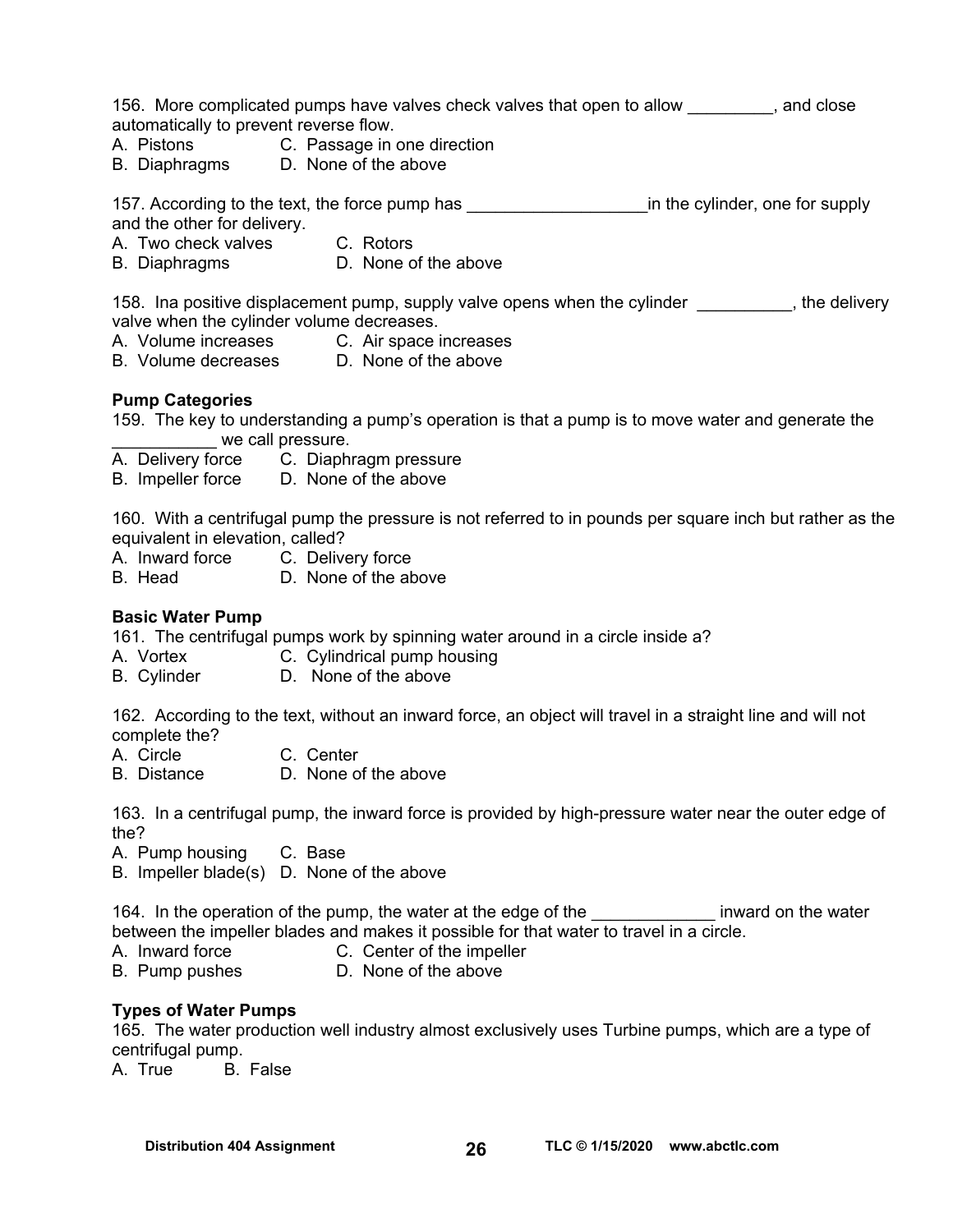156. More complicated pumps have valves check valves that open to allow _________, and close automatically to prevent reverse flow.

A. Pistons  C. Passage in one direction
B. Diaphragms  D. None of the above

157. According to the text, the force pump has ___________________in the cylinder, one for supply and the other for delivery.

A. Two check valves  C. Rotors
B. Diaphragms  D. None of the above

158. Ina positive displacement pump, supply valve opens when the cylinder __________, the delivery valve when the cylinder volume decreases.

A. Volume increases  C. Air space increases
B. Volume decreases  D. None of the above

**Pump Categories**

159. The key to understanding a pump's operation is that a pump is to move water and generate the ___________ we call pressure.

A. Delivery force  C. Diaphragm pressure
B. Impeller force  D. None of the above

160. With a centrifugal pump the pressure is not referred to in pounds per square inch but rather as the equivalent in elevation, called?

A. Inward force  C. Delivery force
B. Head  D. None of the above

**Basic Water Pump**

161. The centrifugal pumps work by spinning water around in a circle inside a?

A. Vortex  C. Cylindrical pump housing
B. Cylinder  D. None of the above

162. According to the text, without an inward force, an object will travel in a straight line and will not complete the?

A. Circle  C. Center
B. Distance  D. None of the above

163. In a centrifugal pump, the inward force is provided by high-pressure water near the outer edge of the?

A. Pump housing  C. Base
B. Impeller blade(s)  D. None of the above

164. In the operation of the pump, the water at the edge of the _____________ inward on the water between the impeller blades and makes it possible for that water to travel in a circle.

A. Inward force  C. Center of the impeller
B. Pump pushes  D. None of the above

**Types of Water Pumps**

165. The water production well industry almost exclusively uses Turbine pumps, which are a type of centrifugal pump.

A. True  B. False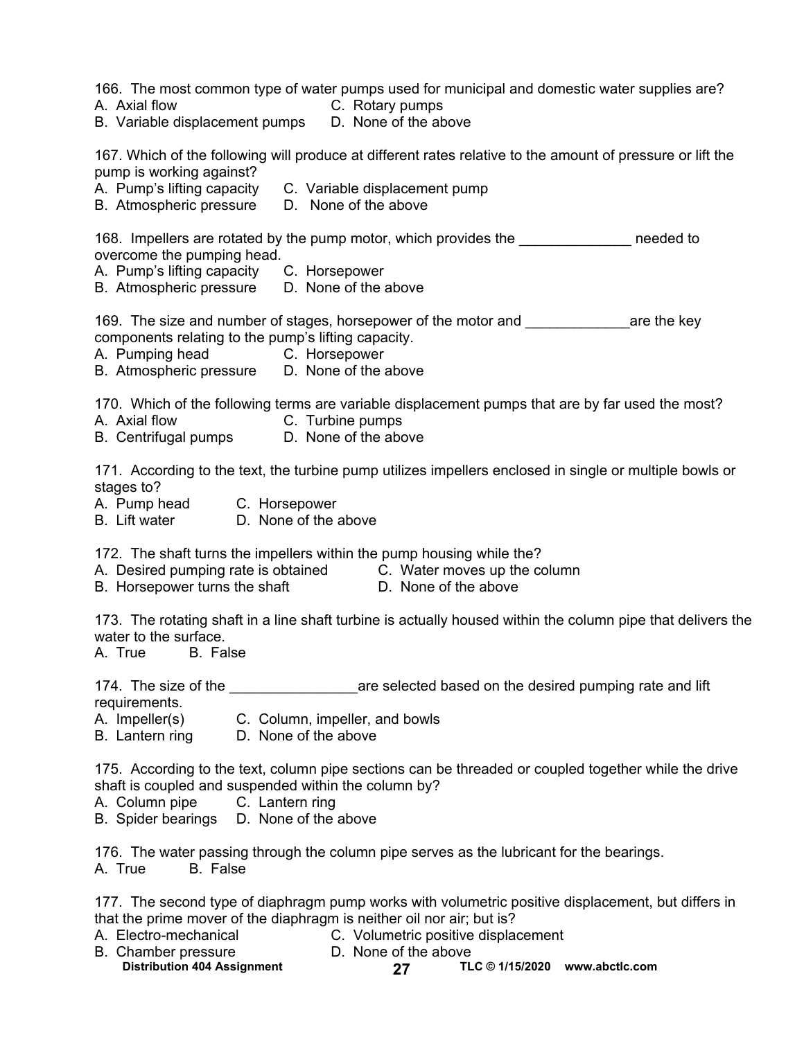166. The most common type of water pumps used for municipal and domestic water supplies are?
A. Axial flow
B. Variable displacement pumps
C. Rotary pumps
D. None of the above

167. Which of the following will produce at different rates relative to the amount of pressure or lift the pump is working against?
A. Pump's lifting capacity
B. Atmospheric pressure
C. Variable displacement pump
D. None of the above

168. Impellers are rotated by the pump motor, which provides the ______________ needed to overcome the pumping head.
A. Pump's lifting capacity
B. Atmospheric pressure
C. Horsepower
D. None of the above

169. The size and number of stages, horsepower of the motor and _____________are the key components relating to the pump's lifting capacity.
A. Pumping head
B. Atmospheric pressure
C. Horsepower
D. None of the above

170. Which of the following terms are variable displacement pumps that are by far used the most?
A. Axial flow
B. Centrifugal pumps
C. Turbine pumps
D. None of the above

171. According to the text, the turbine pump utilizes impellers enclosed in single or multiple bowls or stages to?
A. Pump head
B. Lift water
C. Horsepower
D. None of the above

172. The shaft turns the impellers within the pump housing while the?
A. Desired pumping rate is obtained
B. Horsepower turns the shaft
C. Water moves up the column
D. None of the above

173. The rotating shaft in a line shaft turbine is actually housed within the column pipe that delivers the water to the surface.
A. True B. False

174. The size of the ________________are selected based on the desired pumping rate and lift requirements.
A. Impeller(s)
B. Lantern ring
C. Column, impeller, and bowls
D. None of the above

175. According to the text, column pipe sections can be threaded or coupled together while the drive shaft is coupled and suspended within the column by?
A. Column pipe
B. Spider bearings
C. Lantern ring
D. None of the above

176. The water passing through the column pipe serves as the lubricant for the bearings.
A. True B. False

177. The second type of diaphragm pump works with volumetric positive displacement, but differs in that the prime mover of the diaphragm is neither oil nor air; but is?
A. Electro-mechanical
B. Chamber pressure
C. Volumetric positive displacement
D. None of the above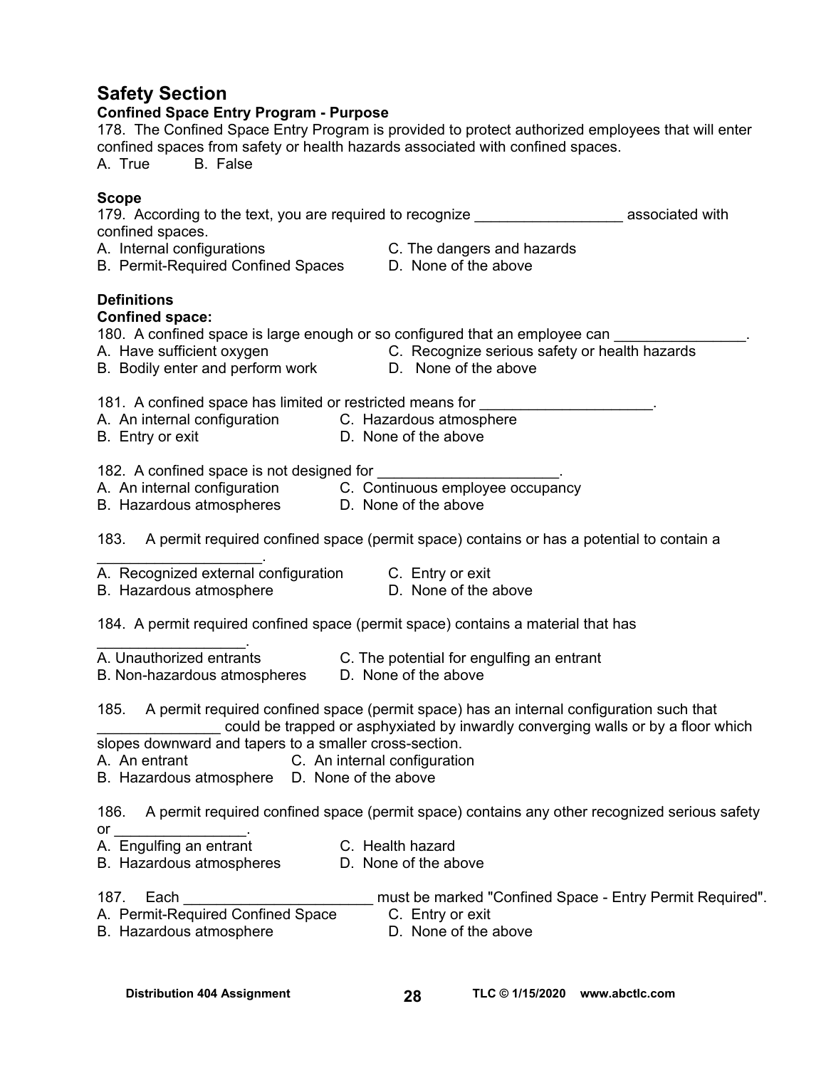## Safety Section

### Confined Space Entry Program - Purpose

178. The Confined Space Entry Program is provided to protect authorized employees that will enter confined spaces from safety or health hazards associated with confined spaces.

A. True  B. False

### Scope

179. According to the text, you are required to recognize __________________ associated with confined spaces.

A. Internal configurations
B. Permit-Required Confined Spaces
C. The dangers and hazards
D. None of the above

### Definitions

**Confined space:**

180. A confined space is large enough or so configured that an employee can ________________.

A. Have sufficient oxygen
B. Bodily enter and perform work
C. Recognize serious safety or health hazards
D. None of the above

181. A confined space has limited or restricted means for _____________________.

A. An internal configuration
B. Entry or exit
C. Hazardous atmosphere
D. None of the above

182. A confined space is not designed for ______________________.

A. An internal configuration
B. Hazardous atmospheres
C. Continuous employee occupancy
D. None of the above

183. A permit required confined space (permit space) contains or has a potential to contain a ____________________.

A. Recognized external configuration
B. Hazardous atmosphere
C. Entry or exit
D. None of the above

184. A permit required confined space (permit space) contains a material that has __________________.

A. Unauthorized entrants
B. Non-hazardous atmospheres
C. The potential for engulfing an entrant
D. None of the above

185. A permit required confined space (permit space) has an internal configuration such that _______________ could be trapped or asphyxiated by inwardly converging walls or by a floor which slopes downward and tapers to a smaller cross-section.

A. An entrant
B. Hazardous atmosphere
C. An internal configuration
D. None of the above

186. A permit required confined space (permit space) contains any other recognized serious safety or ________________.

A. Engulfing an entrant
B. Hazardous atmospheres
C. Health hazard
D. None of the above

187. Each _______________________ must be marked "Confined Space - Entry Permit Required".

A. Permit-Required Confined Space
B. Hazardous atmosphere
C. Entry or exit
D. None of the above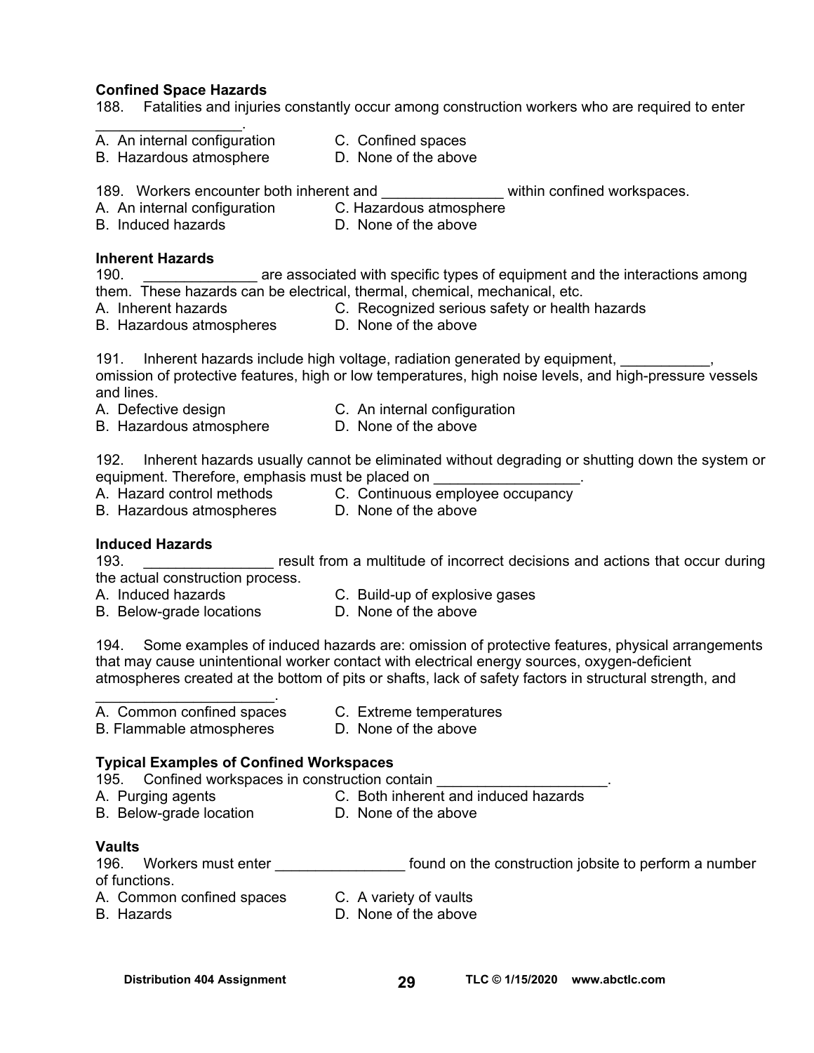**Confined Space Hazards**

188. Fatalities and injuries constantly occur among construction workers who are required to enter __________________.

A. An internal configuration
B. Hazardous atmosphere
C. Confined spaces
D. None of the above

189. Workers encounter both inherent and _______________ within confined workspaces.

A. An internal configuration
B. Induced hazards
C. Hazardous atmosphere
D. None of the above

**Inherent Hazards**

190. ______________ are associated with specific types of equipment and the interactions among them. These hazards can be electrical, thermal, chemical, mechanical, etc.

A. Inherent hazards
B. Hazardous atmospheres
C. Recognized serious safety or health hazards
D. None of the above

191. Inherent hazards include high voltage, radiation generated by equipment, ___________, omission of protective features, high or low temperatures, high noise levels, and high-pressure vessels and lines.

A. Defective design
B. Hazardous atmosphere
C. An internal configuration
D. None of the above

192. Inherent hazards usually cannot be eliminated without degrading or shutting down the system or equipment. Therefore, emphasis must be placed on __________________.

A. Hazard control methods
B. Hazardous atmospheres
C. Continuous employee occupancy
D. None of the above

**Induced Hazards**

193. ________________ result from a multitude of incorrect decisions and actions that occur during the actual construction process.

A. Induced hazards
B. Below-grade locations
C. Build-up of explosive gases
D. None of the above

194. Some examples of induced hazards are: omission of protective features, physical arrangements that may cause unintentional worker contact with electrical energy sources, oxygen-deficient atmospheres created at the bottom of pits or shafts, lack of safety factors in structural strength, and ______________________.

A. Common confined spaces
B. Flammable atmospheres
C. Extreme temperatures
D. None of the above

**Typical Examples of Confined Workspaces**

195. Confined workspaces in construction contain _____________________.

A. Purging agents
B. Below-grade location
C. Both inherent and induced hazards
D. None of the above

**Vaults**

196. Workers must enter ________________ found on the construction jobsite to perform a number of functions.

A. Common confined spaces
B. Hazards
C. A variety of vaults
D. None of the above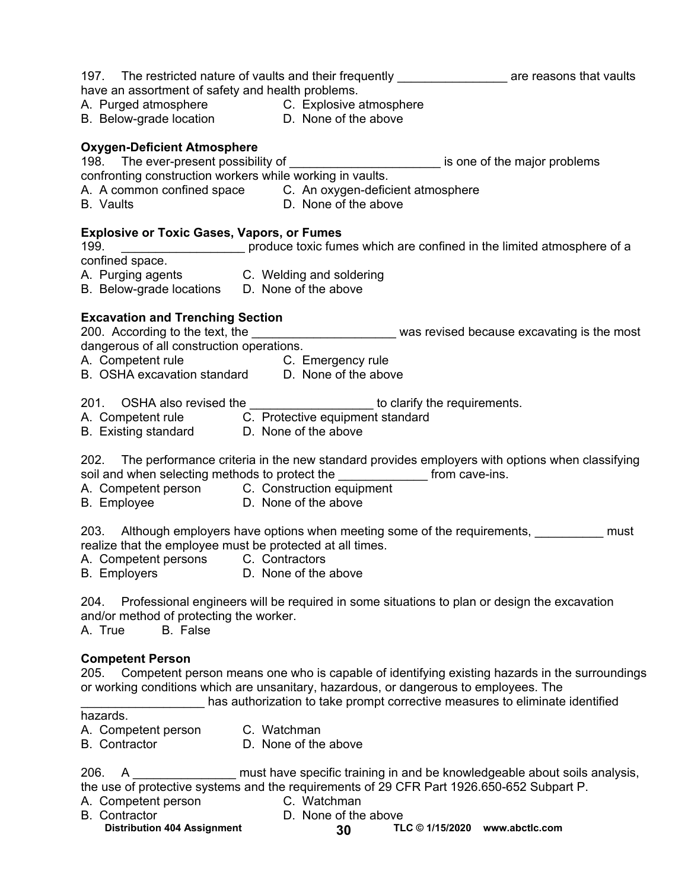197. The restricted nature of vaults and their frequently ________________ are reasons that vaults have an assortment of safety and health problems.
A. Purged atmosphere C. Explosive atmosphere
B. Below-grade location D. None of the above

**Oxygen-Deficient Atmosphere**
198. The ever-present possibility of ______________________ is one of the major problems confronting construction workers while working in vaults.
A. A common confined space C. An oxygen-deficient atmosphere
B. Vaults D. None of the above

**Explosive or Toxic Gases, Vapors, or Fumes**
199. __________________ produce toxic fumes which are confined in the limited atmosphere of a confined space.
A. Purging agents C. Welding and soldering
B. Below-grade locations D. None of the above

**Excavation and Trenching Section**
200. According to the text, the _____________________ was revised because excavating is the most dangerous of all construction operations.
A. Competent rule C. Emergency rule
B. OSHA excavation standard D. None of the above

201. OSHA also revised the __________________ to clarify the requirements.
A. Competent rule C. Protective equipment standard
B. Existing standard D. None of the above

202. The performance criteria in the new standard provides employers with options when classifying soil and when selecting methods to protect the _____________ from cave-ins.
A. Competent person C. Construction equipment
B. Employee D. None of the above

203. Although employers have options when meeting some of the requirements, __________ must realize that the employee must be protected at all times.
A. Competent persons C. Contractors
B. Employers D. None of the above

204. Professional engineers will be required in some situations to plan or design the excavation and/or method of protecting the worker.
A. True B. False

**Competent Person**
205. Competent person means one who is capable of identifying existing hazards in the surroundings or working conditions which are unsanitary, hazardous, or dangerous to employees. The __________________ has authorization to take prompt corrective measures to eliminate identified hazards.
A. Competent person C. Watchman
B. Contractor D. None of the above

206. A _______________ must have specific training in and be knowledgeable about soils analysis, the use of protective systems and the requirements of 29 CFR Part 1926.650-652 Subpart P.
A. Competent person C. Watchman
B. Contractor D. None of the above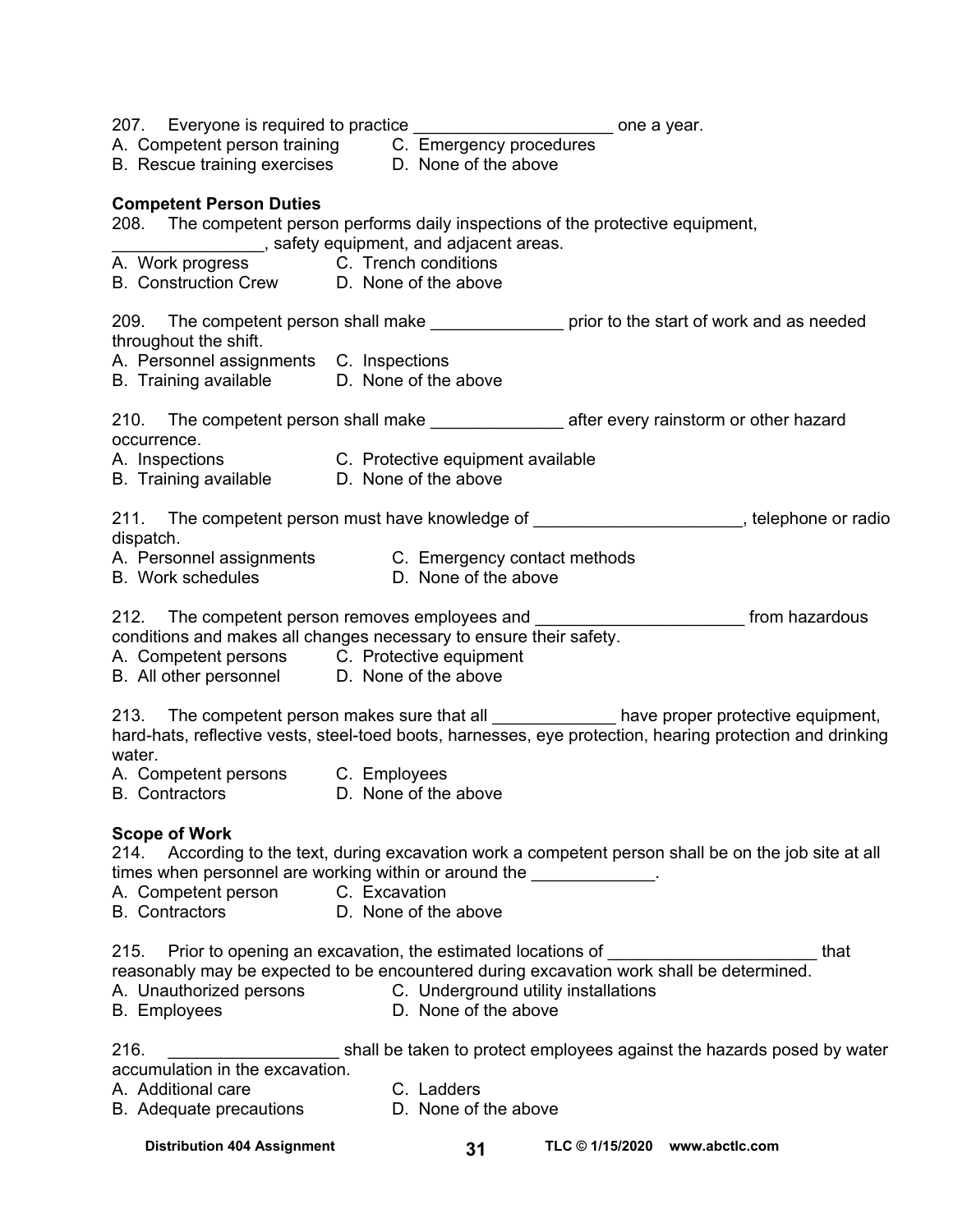207. Everyone is required to practice _____________________ one a year.
A. Competent person training
B. Rescue training exercises
C. Emergency procedures
D. None of the above

**Competent Person Duties**

208. The competent person performs daily inspections of the protective equipment, ________________, safety equipment, and adjacent areas.
A. Work progress
B. Construction Crew
C. Trench conditions
D. None of the above

209. The competent person shall make ______________ prior to the start of work and as needed throughout the shift.
A. Personnel assignments
B. Training available
C. Inspections
D. None of the above

210. The competent person shall make ______________ after every rainstorm or other hazard occurrence.
A. Inspections
B. Training available
C. Protective equipment available
D. None of the above

211. The competent person must have knowledge of ______________________, telephone or radio dispatch.
A. Personnel assignments
B. Work schedules
C. Emergency contact methods
D. None of the above

212. The competent person removes employees and ______________________ from hazardous conditions and makes all changes necessary to ensure their safety.
A. Competent persons
B. All other personnel
C. Protective equipment
D. None of the above

213. The competent person makes sure that all _____________ have proper protective equipment, hard-hats, reflective vests, steel-toed boots, harnesses, eye protection, hearing protection and drinking water.
A. Competent persons
B. Contractors
C. Employees
D. None of the above

**Scope of Work**

214. According to the text, during excavation work a competent person shall be on the job site at all times when personnel are working within or around the _____________.
A. Competent person
B. Contractors
C. Excavation
D. None of the above

215. Prior to opening an excavation, the estimated locations of ______________________ that reasonably may be expected to be encountered during excavation work shall be determined.
A. Unauthorized persons
B. Employees
C. Underground utility installations
D. None of the above

216. __________________ shall be taken to protect employees against the hazards posed by water accumulation in the excavation.
A. Additional care
B. Adequate precautions
C. Ladders
D. None of the above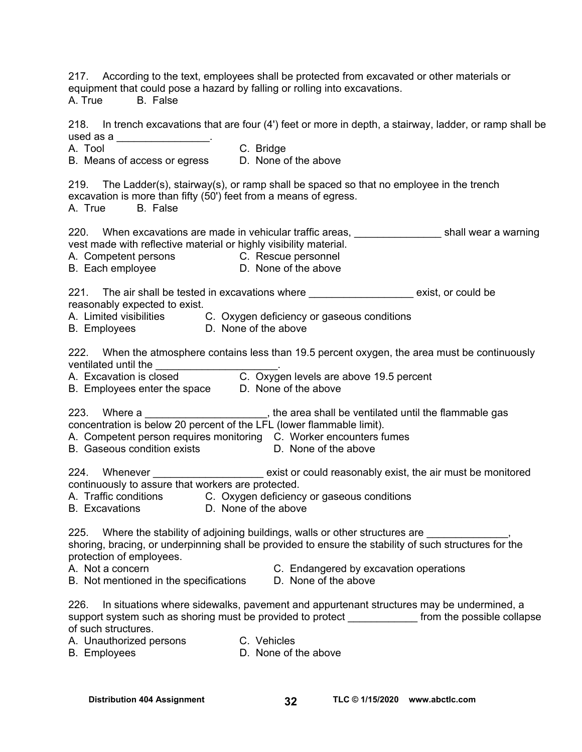217. According to the text, employees shall be protected from excavated or other materials or equipment that could pose a hazard by falling or rolling into excavations.
A. True  B. False

218. In trench excavations that are four (4') feet or more in depth, a stairway, ladder, or ramp shall be used as a ________________.
A. Tool
B. Means of access or egress
C. Bridge
D. None of the above

219. The Ladder(s), stairway(s), or ramp shall be spaced so that no employee in the trench excavation is more than fifty (50') feet from a means of egress.
A. True  B. False

220. When excavations are made in vehicular traffic areas, _______________ shall wear a warning vest made with reflective material or highly visibility material.
A. Competent persons
B. Each employee
C. Rescue personnel
D. None of the above

221. The air shall be tested in excavations where __________________ exist, or could be reasonably expected to exist.
A. Limited visibilities
B. Employees
C. Oxygen deficiency or gaseous conditions
D. None of the above

222. When the atmosphere contains less than 19.5 percent oxygen, the area must be continuously ventilated until the _____________________.
A. Excavation is closed
B. Employees enter the space
C. Oxygen levels are above 19.5 percent
D. None of the above

223. Where a _____________________, the area shall be ventilated until the flammable gas concentration is below 20 percent of the LFL (lower flammable limit).
A. Competent person requires monitoring
B. Gaseous condition exists
C. Worker encounters fumes
D. None of the above

224. Whenever ___________________ exist or could reasonably exist, the air must be monitored continuously to assure that workers are protected.
A. Traffic conditions
B. Excavations
C. Oxygen deficiency or gaseous conditions
D. None of the above

225. Where the stability of adjoining buildings, walls or other structures are ______________, shoring, bracing, or underpinning shall be provided to ensure the stability of such structures for the protection of employees.
A. Not a concern
B. Not mentioned in the specifications
C. Endangered by excavation operations
D. None of the above

226. In situations where sidewalks, pavement and appurtenant structures may be undermined, a support system such as shoring must be provided to protect ____________ from the possible collapse of such structures.
A. Unauthorized persons
B. Employees
C. Vehicles
D. None of the above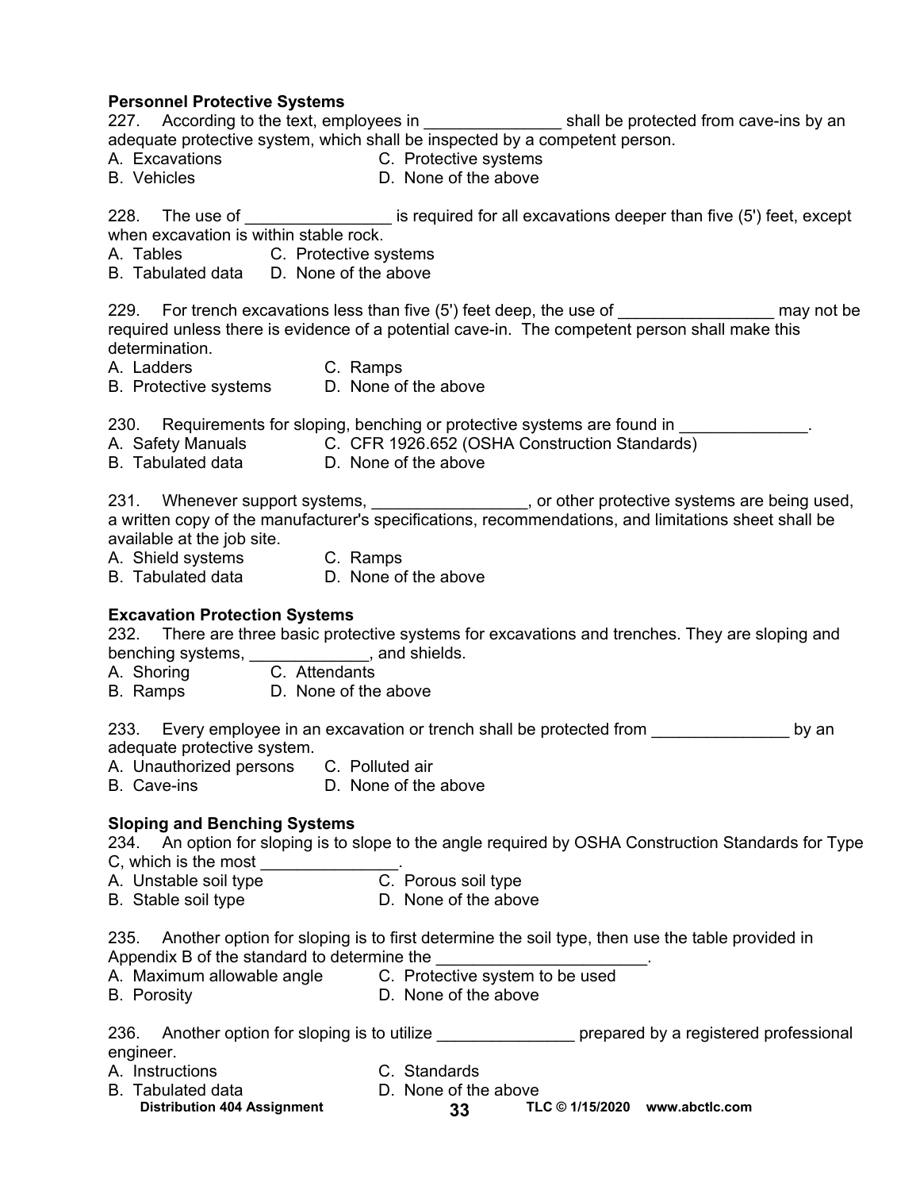**Personnel Protective Systems**

227. According to the text, employees in _______________ shall be protected from cave-ins by an adequate protective system, which shall be inspected by a competent person.

A. Excavations
B. Vehicles
C. Protective systems
D. None of the above

228. The use of ________________ is required for all excavations deeper than five (5') feet, except when excavation is within stable rock.

A. Tables
B. Tabulated data
C. Protective systems
D. None of the above

229. For trench excavations less than five (5') feet deep, the use of _________________ may not be required unless there is evidence of a potential cave-in. The competent person shall make this determination.

A. Ladders
B. Protective systems
C. Ramps
D. None of the above

230. Requirements for sloping, benching or protective systems are found in ______________.

A. Safety Manuals
B. Tabulated data
C. CFR 1926.652 (OSHA Construction Standards)
D. None of the above

231. Whenever support systems, _________________, or other protective systems are being used, a written copy of the manufacturer's specifications, recommendations, and limitations sheet shall be available at the job site.

A. Shield systems
B. Tabulated data
C. Ramps
D. None of the above

**Excavation Protection Systems**

232. There are three basic protective systems for excavations and trenches. They are sloping and benching systems, _____________, and shields.

A. Shoring
B. Ramps
C. Attendants
D. None of the above

233. Every employee in an excavation or trench shall be protected from _______________ by an adequate protective system.

A. Unauthorized persons
B. Cave-ins
C. Polluted air
D. None of the above

**Sloping and Benching Systems**

234. An option for sloping is to slope to the angle required by OSHA Construction Standards for Type C, which is the most _______________.

A. Unstable soil type
B. Stable soil type
C. Porous soil type
D. None of the above

235. Another option for sloping is to first determine the soil type, then use the table provided in Appendix B of the standard to determine the _______________________.

A. Maximum allowable angle
B. Porosity
C. Protective system to be used
D. None of the above

236. Another option for sloping is to utilize _______________ prepared by a registered professional engineer.

A. Instructions
B. Tabulated data
C. Standards
D. None of the above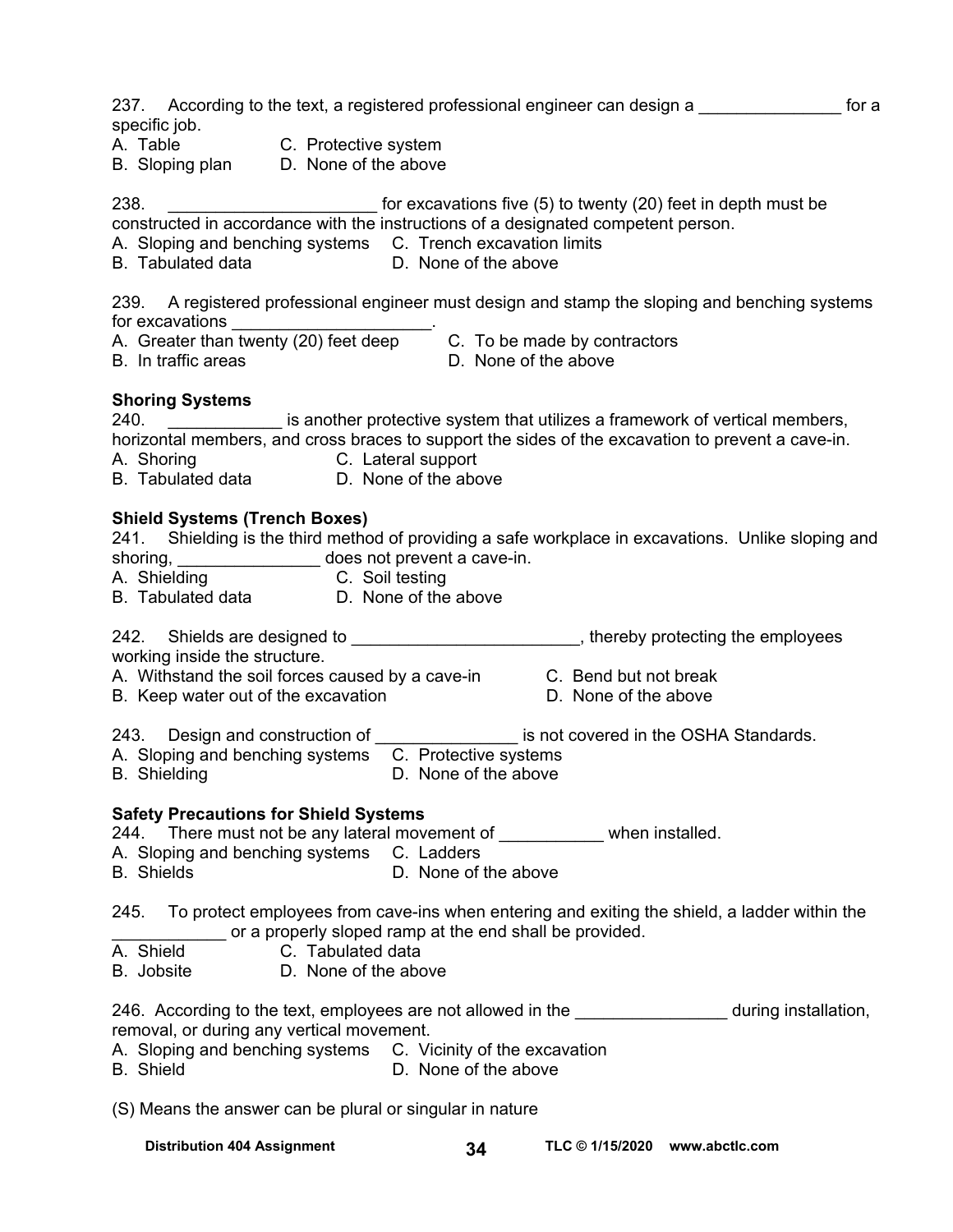237. According to the text, a registered professional engineer can design a _______________ for a specific job.
A. Table  C. Protective system
B. Sloping plan  D. None of the above

238. ______________________ for excavations five (5) to twenty (20) feet in depth must be constructed in accordance with the instructions of a designated competent person.
A. Sloping and benching systems  C. Trench excavation limits
B. Tabulated data  D. None of the above

239. A registered professional engineer must design and stamp the sloping and benching systems for excavations _____________________.
A. Greater than twenty (20) feet deep  C. To be made by contractors
B. In traffic areas  D. None of the above

**Shoring Systems**

240. ____________ is another protective system that utilizes a framework of vertical members, horizontal members, and cross braces to support the sides of the excavation to prevent a cave-in.
A. Shoring  C. Lateral support
B. Tabulated data  D. None of the above

**Shield Systems (Trench Boxes)**

241. Shielding is the third method of providing a safe workplace in excavations. Unlike sloping and shoring, _______________ does not prevent a cave-in.
A. Shielding  C. Soil testing
B. Tabulated data  D. None of the above

242. Shields are designed to ________________________, thereby protecting the employees working inside the structure.
A. Withstand the soil forces caused by a cave-in  C. Bend but not break
B. Keep water out of the excavation  D. None of the above

243. Design and construction of _______________ is not covered in the OSHA Standards.
A. Sloping and benching systems  C. Protective systems
B. Shielding  D. None of the above

**Safety Precautions for Shield Systems**

244. There must not be any lateral movement of ___________ when installed.
A. Sloping and benching systems  C. Ladders
B. Shields  D. None of the above

245. To protect employees from cave-ins when entering and exiting the shield, a ladder within the ____________ or a properly sloped ramp at the end shall be provided.
A. Shield  C. Tabulated data
B. Jobsite  D. None of the above

246. According to the text, employees are not allowed in the ________________ during installation, removal, or during any vertical movement.
A. Sloping and benching systems  C. Vicinity of the excavation
B. Shield  D. None of the above

(S) Means the answer can be plural or singular in nature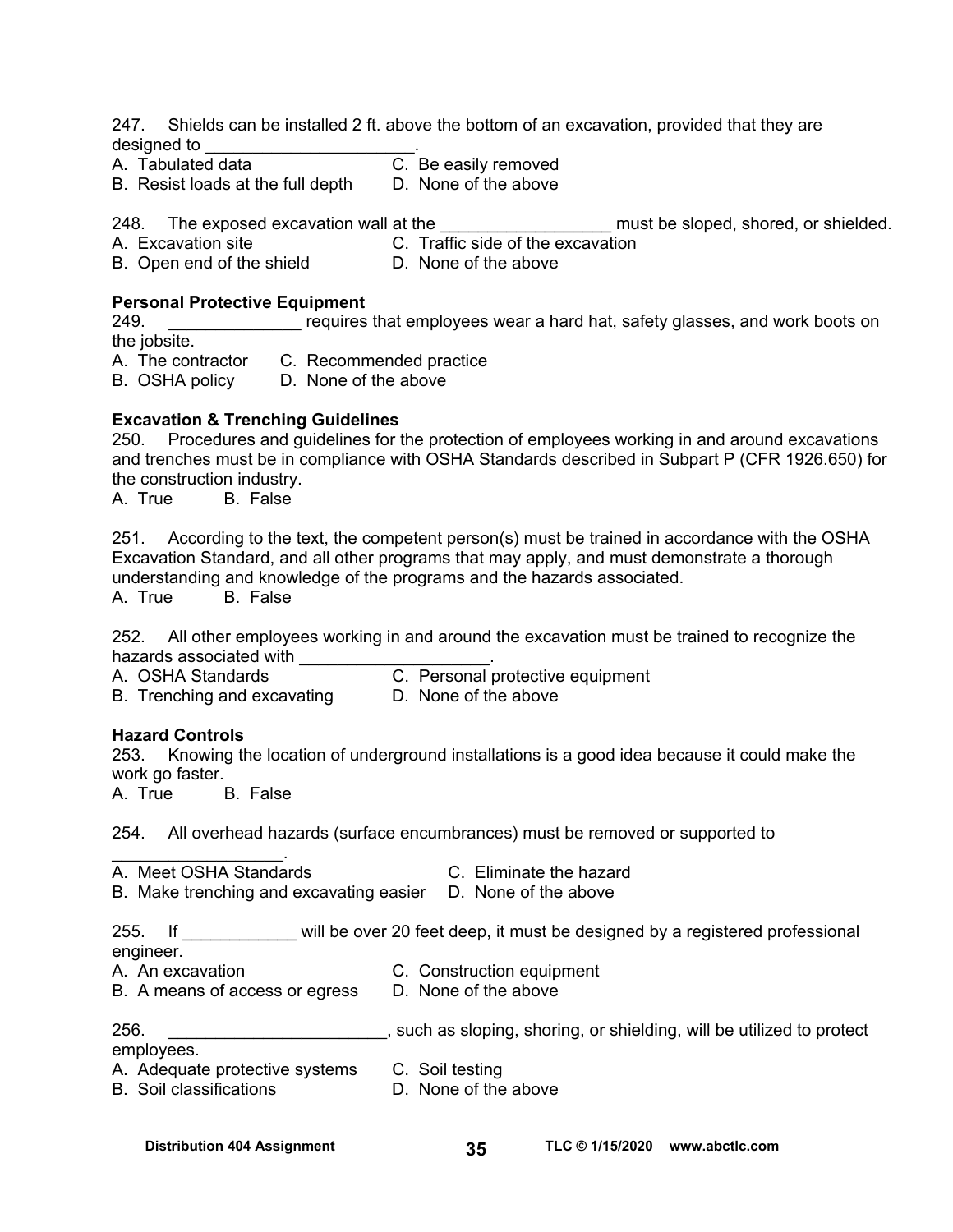247. Shields can be installed 2 ft. above the bottom of an excavation, provided that they are designed to ______________________.

A. Tabulated data  
B. Resist loads at the full depth  
C. Be easily removed  
D. None of the above

248. The exposed excavation wall at the __________________ must be sloped, shored, or shielded.

A. Excavation site  
B. Open end of the shield  
C. Traffic side of the excavation  
D. None of the above

**Personal Protective Equipment**

249. ______________ requires that employees wear a hard hat, safety glasses, and work boots on the jobsite.

A. The contractor  
B. OSHA policy  
C. Recommended practice  
D. None of the above

**Excavation & Trenching Guidelines**

250. Procedures and guidelines for the protection of employees working in and around excavations and trenches must be in compliance with OSHA Standards described in Subpart P (CFR 1926.650) for the construction industry.

A. True  B. False

251. According to the text, the competent person(s) must be trained in accordance with the OSHA Excavation Standard, and all other programs that may apply, and must demonstrate a thorough understanding and knowledge of the programs and the hazards associated.

A. True  B. False

252. All other employees working in and around the excavation must be trained to recognize the hazards associated with ____________________.

A. OSHA Standards  
B. Trenching and excavating  
C. Personal protective equipment  
D. None of the above

**Hazard Controls**

253. Knowing the location of underground installations is a good idea because it could make the work go faster.

A. True  B. False

254. All overhead hazards (surface encumbrances) must be removed or supported to __________________.

A. Meet OSHA Standards  
B. Make trenching and excavating easier  
C. Eliminate the hazard  
D. None of the above

255. If ____________ will be over 20 feet deep, it must be designed by a registered professional engineer.

A. An excavation  
B. A means of access or egress  
C. Construction equipment  
D. None of the above

256. _______________________, such as sloping, shoring, or shielding, will be utilized to protect employees.

A. Adequate protective systems  
B. Soil classifications  
C. Soil testing  
D. None of the above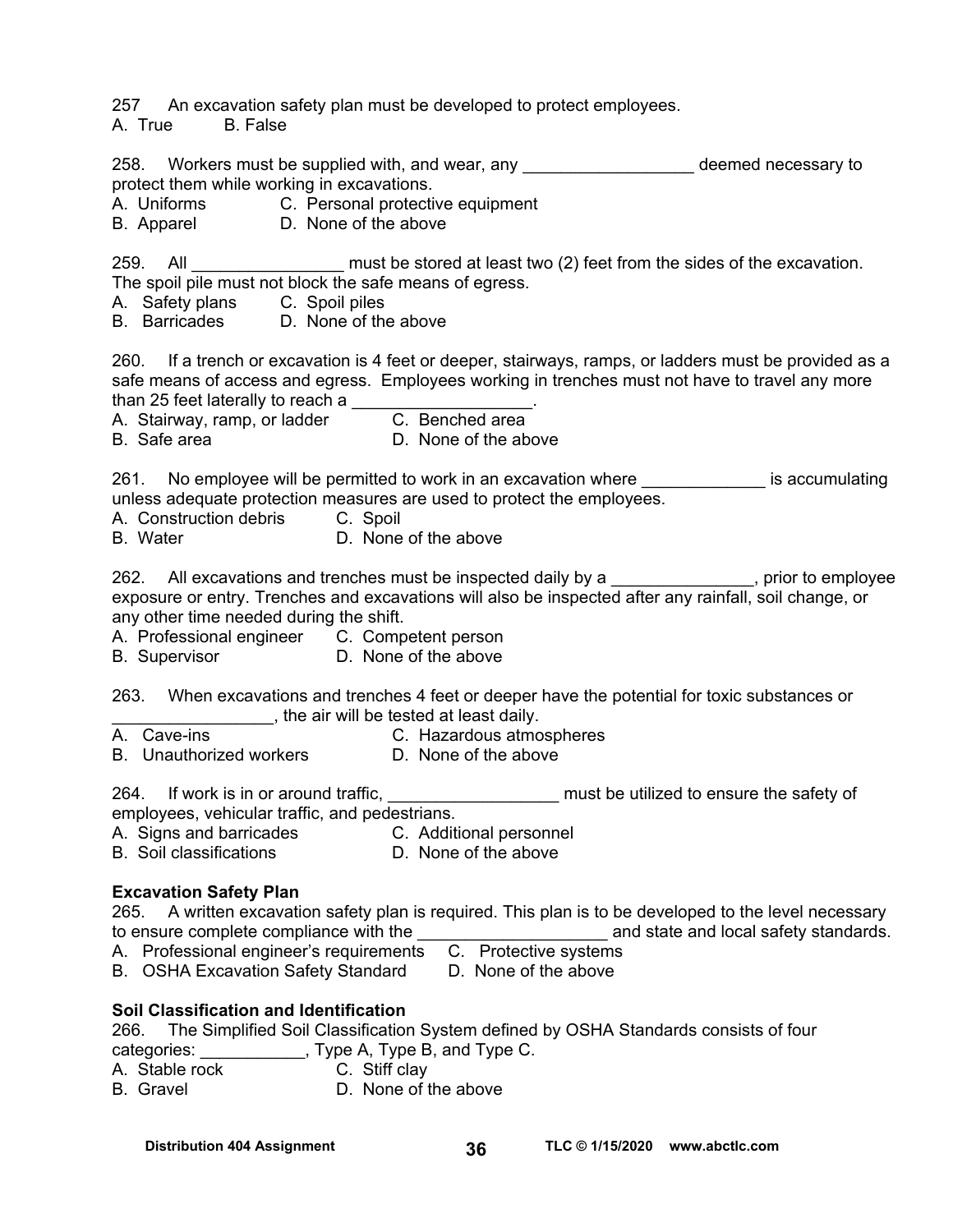257 An excavation safety plan must be developed to protect employees.
A. True B. False

258. Workers must be supplied with, and wear, any __________________ deemed necessary to protect them while working in excavations.
A. Uniforms C. Personal protective equipment
B. Apparel D. None of the above

259. All ________________ must be stored at least two (2) feet from the sides of the excavation. The spoil pile must not block the safe means of egress.
A. Safety plans C. Spoil piles
B. Barricades D. None of the above

260. If a trench or excavation is 4 feet or deeper, stairways, ramps, or ladders must be provided as a safe means of access and egress. Employees working in trenches must not have to travel any more than 25 feet laterally to reach a ___________________.
A. Stairway, ramp, or ladder C. Benched area
B. Safe area D. None of the above

261. No employee will be permitted to work in an excavation where _____________ is accumulating unless adequate protection measures are used to protect the employees.
A. Construction debris C. Spoil
B. Water D. None of the above

262. All excavations and trenches must be inspected daily by a _______________, prior to employee exposure or entry. Trenches and excavations will also be inspected after any rainfall, soil change, or any other time needed during the shift.
A. Professional engineer C. Competent person
B. Supervisor D. None of the above

263. When excavations and trenches 4 feet or deeper have the potential for toxic substances or _________________, the air will be tested at least daily.
A. Cave-ins C. Hazardous atmospheres
B. Unauthorized workers D. None of the above

264. If work is in or around traffic, __________________ must be utilized to ensure the safety of employees, vehicular traffic, and pedestrians.
A. Signs and barricades C. Additional personnel
B. Soil classifications D. None of the above

**Excavation Safety Plan**

265. A written excavation safety plan is required. This plan is to be developed to the level necessary to ensure complete compliance with the ____________________ and state and local safety standards.
A. Professional engineer's requirements C. Protective systems
B. OSHA Excavation Safety Standard D. None of the above

**Soil Classification and Identification**

266. The Simplified Soil Classification System defined by OSHA Standards consists of four categories: ___________, Type A, Type B, and Type C.
A. Stable rock C. Stiff clay
B. Gravel D. None of the above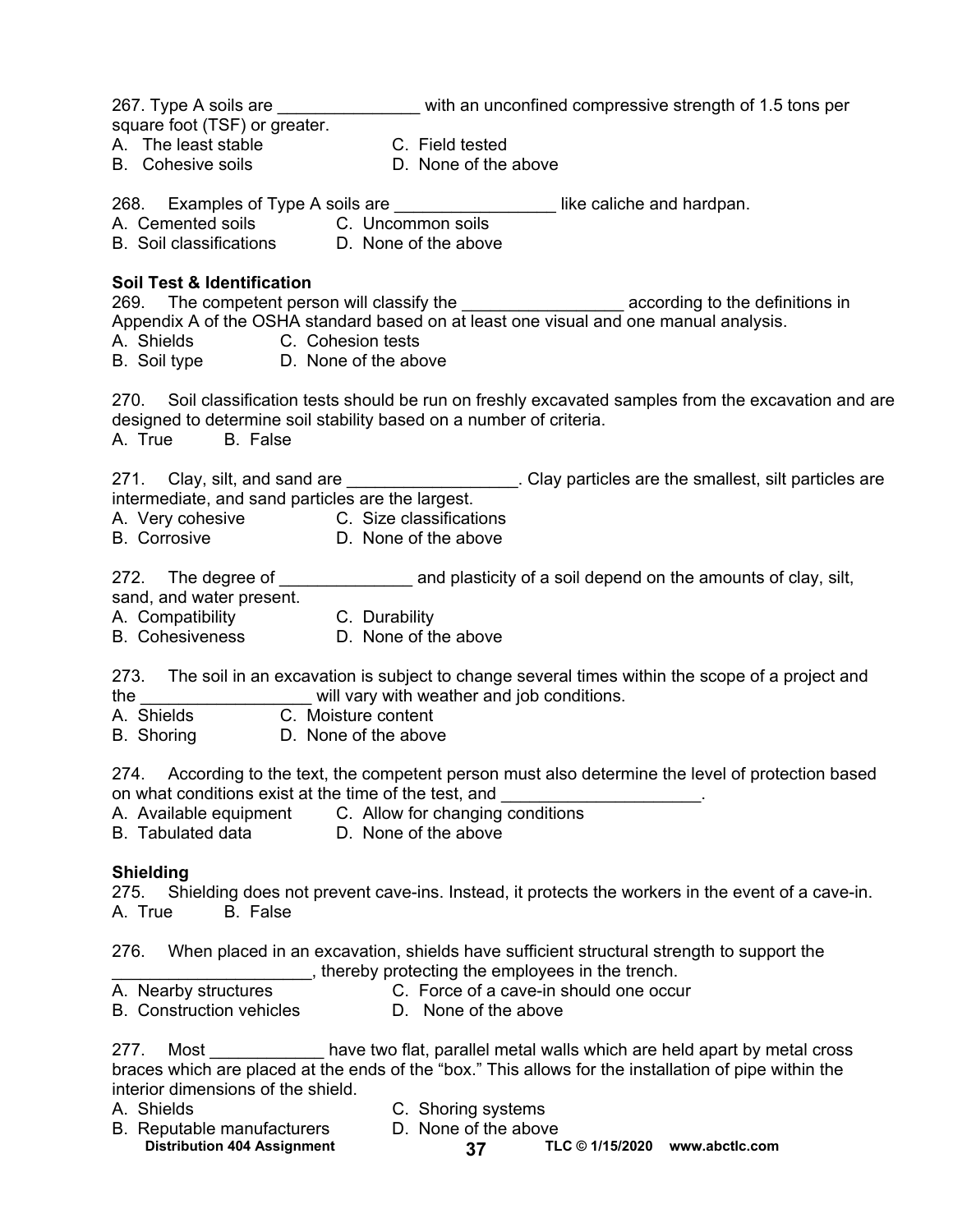267. Type A soils are _______________ with an unconfined compressive strength of 1.5 tons per square foot (TSF) or greater.
A. The least stable
B. Cohesive soils
C. Field tested
D. None of the above

268. Examples of Type A soils are _________________ like caliche and hardpan.
A. Cemented soils
B. Soil classifications
C. Uncommon soils
D. None of the above

**Soil Test & Identification**

269. The competent person will classify the _________________ according to the definitions in Appendix A of the OSHA standard based on at least one visual and one manual analysis.
A. Shields
B. Soil type
C. Cohesion tests
D. None of the above

270. Soil classification tests should be run on freshly excavated samples from the excavation and are designed to determine soil stability based on a number of criteria.
A. True
B. False

271. Clay, silt, and sand are __________________. Clay particles are the smallest, silt particles are intermediate, and sand particles are the largest.
A. Very cohesive
B. Corrosive
C. Size classifications
D. None of the above

272. The degree of ______________ and plasticity of a soil depend on the amounts of clay, silt, sand, and water present.
A. Compatibility
B. Cohesiveness
C. Durability
D. None of the above

273. The soil in an excavation is subject to change several times within the scope of a project and the __________________ will vary with weather and job conditions.
A. Shields
B. Shoring
C. Moisture content
D. None of the above

274. According to the text, the competent person must also determine the level of protection based on what conditions exist at the time of the test, and _____________________.
A. Available equipment
B. Tabulated data
C. Allow for changing conditions
D. None of the above

**Shielding**

275. Shielding does not prevent cave-ins. Instead, it protects the workers in the event of a cave-in.
A. True
B. False

276. When placed in an excavation, shields have sufficient structural strength to support the _____________________, thereby protecting the employees in the trench.
A. Nearby structures
B. Construction vehicles
C. Force of a cave-in should one occur
D. None of the above

277. Most ____________ have two flat, parallel metal walls which are held apart by metal cross braces which are placed at the ends of the "box." This allows for the installation of pipe within the interior dimensions of the shield.
A. Shields
B. Reputable manufacturers
C. Shoring systems
D. None of the above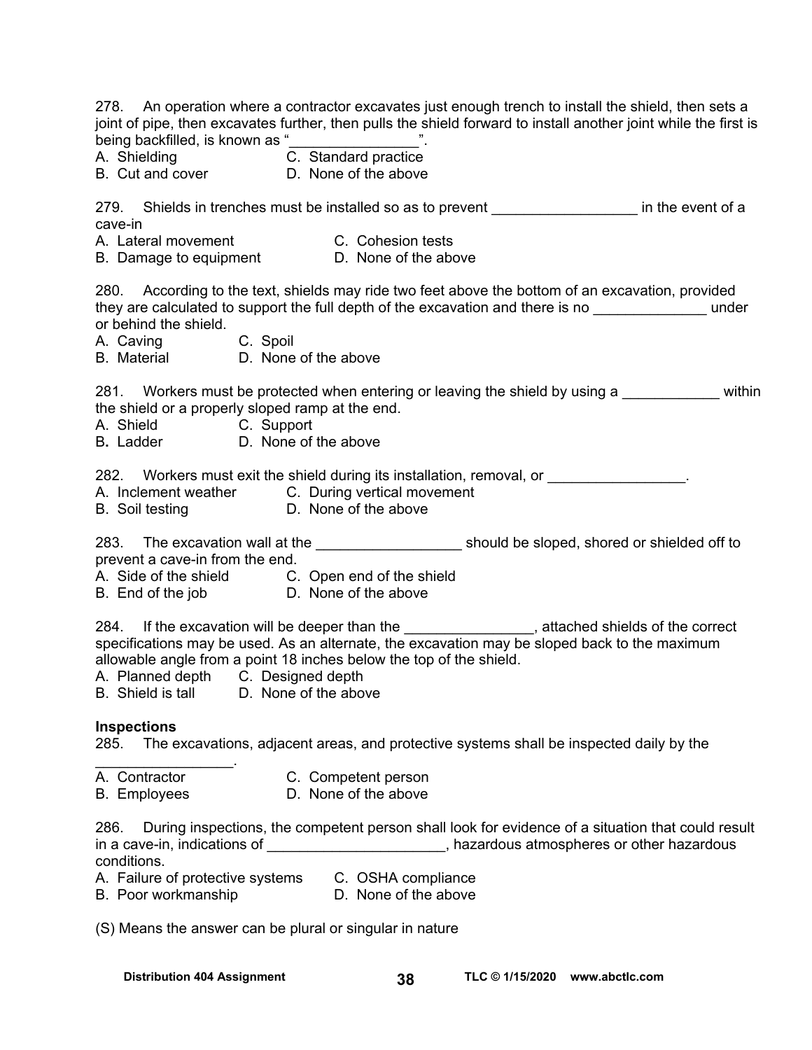278. An operation where a contractor excavates just enough trench to install the shield, then sets a joint of pipe, then excavates further, then pulls the shield forward to install another joint while the first is being backfilled, is known as "________________".
A. Shielding
B. Cut and cover
C. Standard practice
D. None of the above

279. Shields in trenches must be installed so as to prevent _________________ in the event of a cave-in
A. Lateral movement
B. Damage to equipment
C. Cohesion tests
D. None of the above

280. According to the text, shields may ride two feet above the bottom of an excavation, provided they are calculated to support the full depth of the excavation and there is no ______________ under or behind the shield.
A. Caving
B. Material
C. Spoil
D. None of the above

281. Workers must be protected when entering or leaving the shield by using a ____________ within the shield or a properly sloped ramp at the end.
A. Shield
B. Ladder
C. Support
D. None of the above

282. Workers must exit the shield during its installation, removal, or _________________.
A. Inclement weather
B. Soil testing
C. During vertical movement
D. None of the above

283. The excavation wall at the __________________ should be sloped, shored or shielded off to prevent a cave-in from the end.
A. Side of the shield
B. End of the job
C. Open end of the shield
D. None of the above

284. If the excavation will be deeper than the ________________, attached shields of the correct specifications may be used. As an alternate, the excavation may be sloped back to the maximum allowable angle from a point 18 inches below the top of the shield.
A. Planned depth
B. Shield is tall
C. Designed depth
D. None of the above

**Inspections**

285. The excavations, adjacent areas, and protective systems shall be inspected daily by the _________________.
A. Contractor
B. Employees
C. Competent person
D. None of the above

286. During inspections, the competent person shall look for evidence of a situation that could result in a cave-in, indications of ______________________, hazardous atmospheres or other hazardous conditions.
A. Failure of protective systems
B. Poor workmanship
C. OSHA compliance
D. None of the above

(S) Means the answer can be plural or singular in nature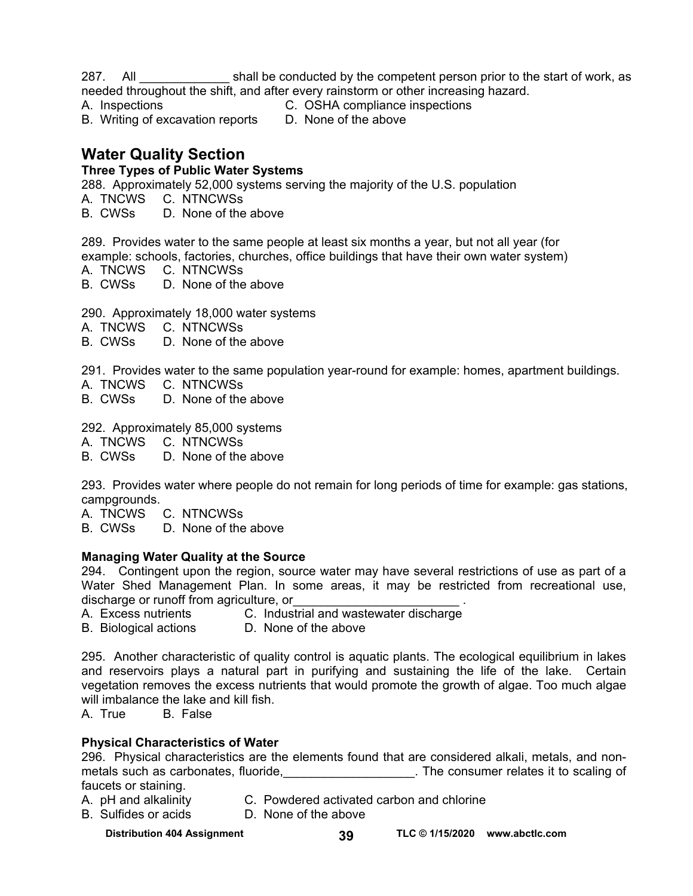287. All _____________ shall be conducted by the competent person prior to the start of work, as needed throughout the shift, and after every rainstorm or other increasing hazard.
A. Inspections  C. OSHA compliance inspections
B. Writing of excavation reports  D. None of the above

## Water Quality Section

### Three Types of Public Water Systems

288. Approximately 52,000 systems serving the majority of the U.S. population
A. TNCWS  C. NTNCWSs
B. CWSs  D. None of the above

289. Provides water to the same people at least six months a year, but not all year (for example: schools, factories, churches, office buildings that have their own water system)
A. TNCWS  C. NTNCWSs
B. CWSs  D. None of the above

290. Approximately 18,000 water systems
A. TNCWS  C. NTNCWSs
B. CWSs  D. None of the above

291. Provides water to the same population year-round for example: homes, apartment buildings.
A. TNCWS  C. NTNCWSs
B. CWSs  D. None of the above

292. Approximately 85,000 systems
A. TNCWS  C. NTNCWSs
B. CWSs  D. None of the above

293. Provides water where people do not remain for long periods of time for example: gas stations, campgrounds.
A. TNCWS  C. NTNCWSs
B. CWSs  D. None of the above

### Managing Water Quality at the Source

294. Contingent upon the region, source water may have several restrictions of use as part of a Water Shed Management Plan. In some areas, it may be restricted from recreational use, discharge or runoff from agriculture, or________________________ .
A. Excess nutrients  C. Industrial and wastewater discharge
B. Biological actions  D. None of the above

295. Another characteristic of quality control is aquatic plants. The ecological equilibrium in lakes and reservoirs plays a natural part in purifying and sustaining the life of the lake. Certain vegetation removes the excess nutrients that would promote the growth of algae. Too much algae will imbalance the lake and kill fish.
A. True  B. False

### Physical Characteristics of Water

296. Physical characteristics are the elements found that are considered alkali, metals, and non-metals such as carbonates, fluoride,___________________. The consumer relates it to scaling of faucets or staining.
A. pH and alkalinity  C. Powdered activated carbon and chlorine
B. Sulfides or acids  D. None of the above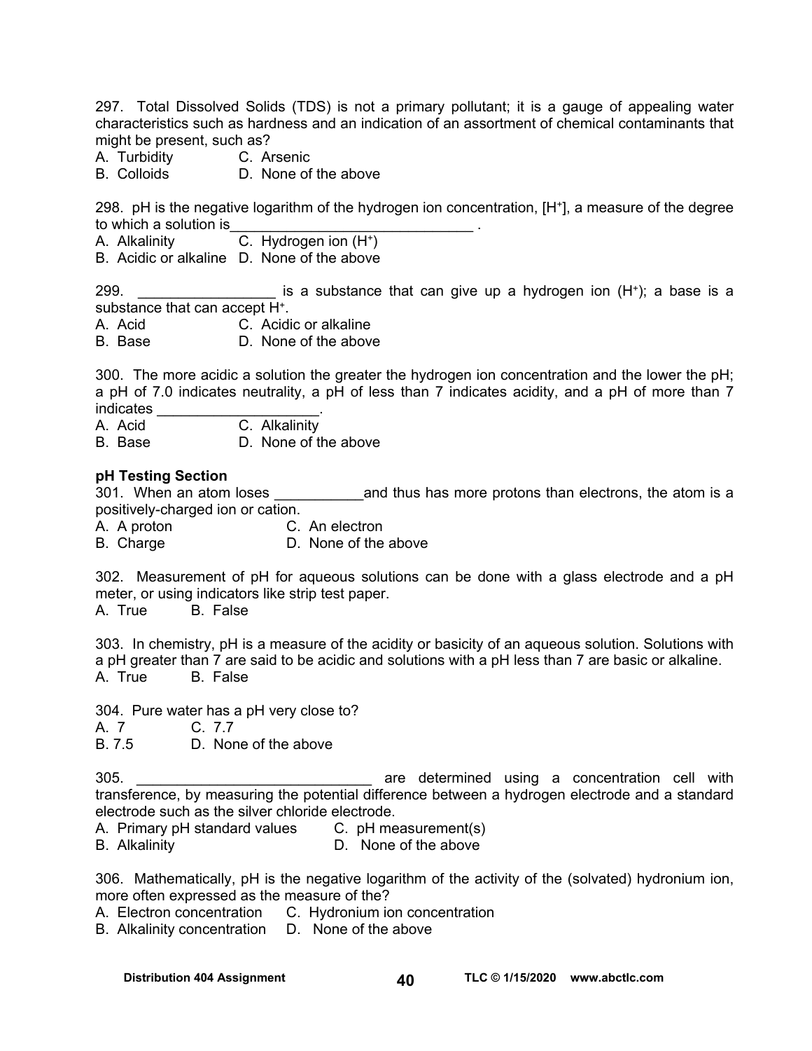297. Total Dissolved Solids (TDS) is not a primary pollutant; it is a gauge of appealing water characteristics such as hardness and an indication of an assortment of chemical contaminants that might be present, such as?

A. Turbidity C. Arsenic
B. Colloids D. None of the above

298. pH is the negative logarithm of the hydrogen ion concentration, $[H^+]$, a measure of the degree to which a solution is______________________________ .

A. Alkalinity C. Hydrogen ion $(H^+)$
B. Acidic or alkaline D. None of the above

299. _________________ is a substance that can give up a hydrogen ion $(H^+)$; a base is a substance that can accept $H^+$.

A. Acid C. Acidic or alkaline
B. Base D. None of the above

300. The more acidic a solution the greater the hydrogen ion concentration and the lower the pH; a pH of 7.0 indicates neutrality, a pH of less than 7 indicates acidity, and a pH of more than 7 indicates ____________________.

A. Acid C. Alkalinity
B. Base D. None of the above

**pH Testing Section**

301. When an atom loses ___________and thus has more protons than electrons, the atom is a positively-charged ion or cation.

A. A proton C. An electron
B. Charge D. None of the above

302. Measurement of pH for aqueous solutions can be done with a glass electrode and a pH meter, or using indicators like strip test paper.

A. True B. False

303. In chemistry, pH is a measure of the acidity or basicity of an aqueous solution. Solutions with a pH greater than 7 are said to be acidic and solutions with a pH less than 7 are basic or alkaline.

A. True B. False

304. Pure water has a pH very close to?

A. 7 C. 7.7
B. 7.5 D. None of the above

305. _____________________________ are determined using a concentration cell with transference, by measuring the potential difference between a hydrogen electrode and a standard electrode such as the silver chloride electrode.

A. Primary pH standard values C. pH measurement(s)
B. Alkalinity D. None of the above

306. Mathematically, pH is the negative logarithm of the activity of the (solvated) hydronium ion, more often expressed as the measure of the?

A. Electron concentration C. Hydronium ion concentration
B. Alkalinity concentration D. None of the above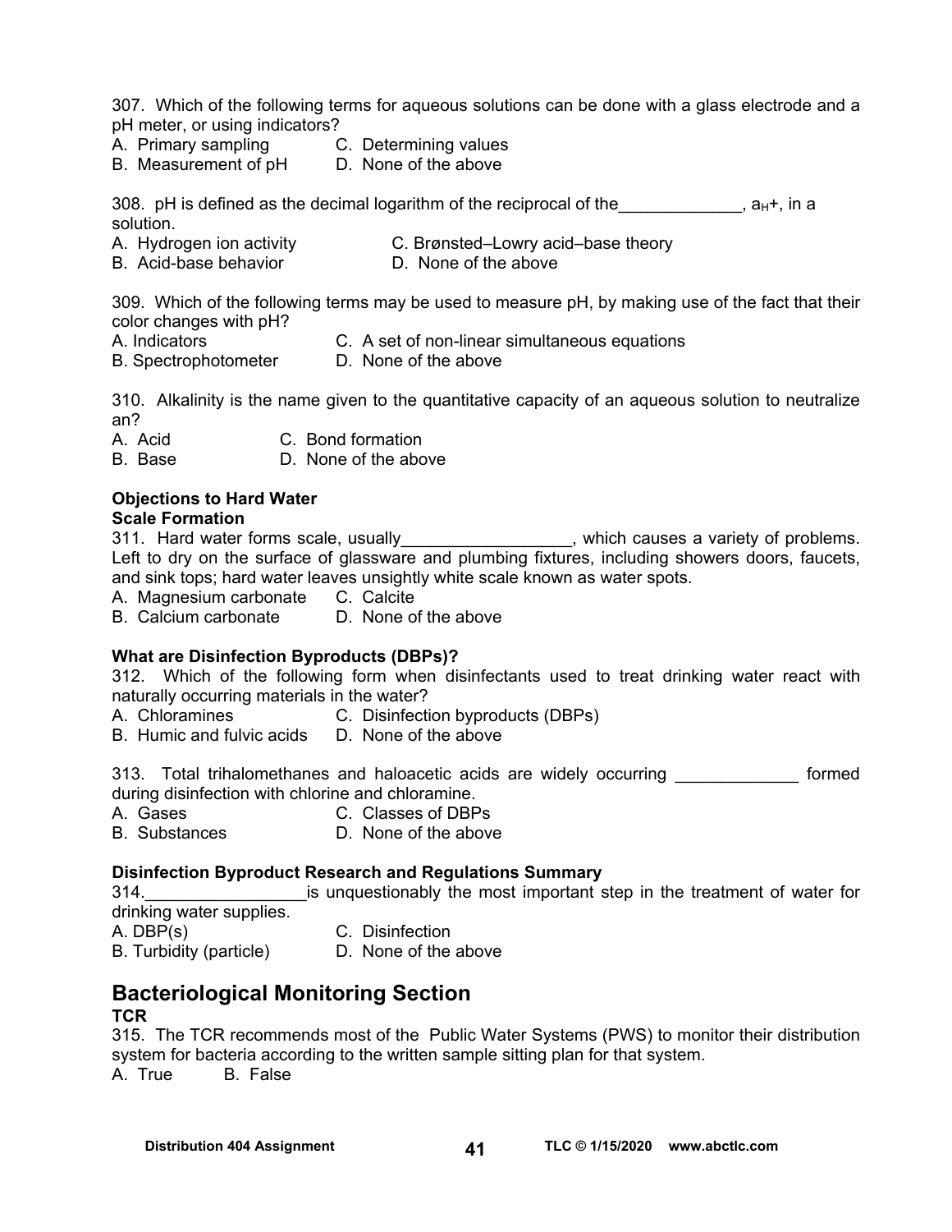307. Which of the following terms for aqueous solutions can be done with a glass electrode and a pH meter, or using indicators?
A. Primary sampling
B. Measurement of pH
C. Determining values
D. None of the above

308. pH is defined as the decimal logarithm of the reciprocal of the_____________, $a_H$+, in a solution.
A. Hydrogen ion activity
B. Acid-base behavior
C. Brønsted–Lowry acid–base theory
D. None of the above

309. Which of the following terms may be used to measure pH, by making use of the fact that their color changes with pH?
A. Indicators
B. Spectrophotometer
C. A set of non-linear simultaneous equations
D. None of the above

310. Alkalinity is the name given to the quantitative capacity of an aqueous solution to neutralize an?
A. Acid
B. Base
C. Bond formation
D. None of the above

**Objections to Hard Water**
**Scale Formation**

311. Hard water forms scale, usually__________________, which causes a variety of problems. Left to dry on the surface of glassware and plumbing fixtures, including showers doors, faucets, and sink tops; hard water leaves unsightly white scale known as water spots.
A. Magnesium carbonate
B. Calcium carbonate
C. Calcite
D. None of the above

**What are Disinfection Byproducts (DBPs)?**

312. Which of the following form when disinfectants used to treat drinking water react with naturally occurring materials in the water?
A. Chloramines
B. Humic and fulvic acids
C. Disinfection byproducts (DBPs)
D. None of the above

313. Total trihalomethanes and haloacetic acids are widely occurring _____________ formed during disinfection with chlorine and chloramine.
A. Gases
B. Substances
C. Classes of DBPs
D. None of the above

**Disinfection Byproduct Research and Regulations Summary**

314._________________is unquestionably the most important step in the treatment of water for drinking water supplies.
A. DBP(s)
B. Turbidity (particle)
C. Disinfection
D. None of the above

## Bacteriological Monitoring Section

**TCR**

315. The TCR recommends most of the Public Water Systems (PWS) to monitor their distribution system for bacteria according to the written sample sitting plan for that system.
A. True
B. False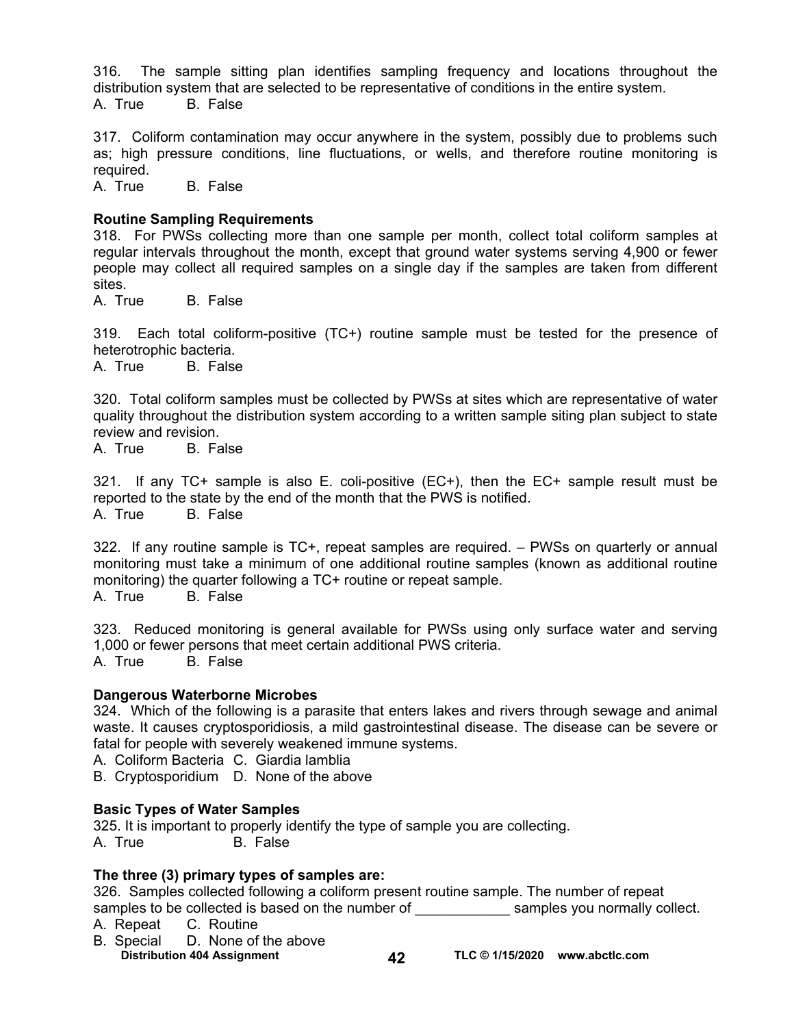316. The sample sitting plan identifies sampling frequency and locations throughout the distribution system that are selected to be representative of conditions in the entire system.
A. True B. False

317. Coliform contamination may occur anywhere in the system, possibly due to problems such as; high pressure conditions, line fluctuations, or wells, and therefore routine monitoring is required.
A. True B. False

**Routine Sampling Requirements**

318. For PWSs collecting more than one sample per month, collect total coliform samples at regular intervals throughout the month, except that ground water systems serving 4,900 or fewer people may collect all required samples on a single day if the samples are taken from different sites.
A. True B. False

319. Each total coliform-positive (TC+) routine sample must be tested for the presence of heterotrophic bacteria.
A. True B. False

320. Total coliform samples must be collected by PWSs at sites which are representative of water quality throughout the distribution system according to a written sample siting plan subject to state review and revision.
A. True B. False

321. If any TC+ sample is also E. coli-positive (EC+), then the EC+ sample result must be reported to the state by the end of the month that the PWS is notified.
A. True B. False

322. If any routine sample is TC+, repeat samples are required. – PWSs on quarterly or annual monitoring must take a minimum of one additional routine samples (known as additional routine monitoring) the quarter following a TC+ routine or repeat sample.
A. True B. False

323. Reduced monitoring is general available for PWSs using only surface water and serving 1,000 or fewer persons that meet certain additional PWS criteria.
A. True B. False

**Dangerous Waterborne Microbes**

324. Which of the following is a parasite that enters lakes and rivers through sewage and animal waste. It causes cryptosporidiosis, a mild gastrointestinal disease. The disease can be severe or fatal for people with severely weakened immune systems.
A. Coliform Bacteria C. Giardia lamblia
B. Cryptosporidium D. None of the above

**Basic Types of Water Samples**

325. It is important to properly identify the type of sample you are collecting.
A. True B. False

**The three (3) primary types of samples are:**

326. Samples collected following a coliform present routine sample. The number of repeat samples to be collected is based on the number of ____________ samples you normally collect.
A. Repeat C. Routine
B. Special D. None of the above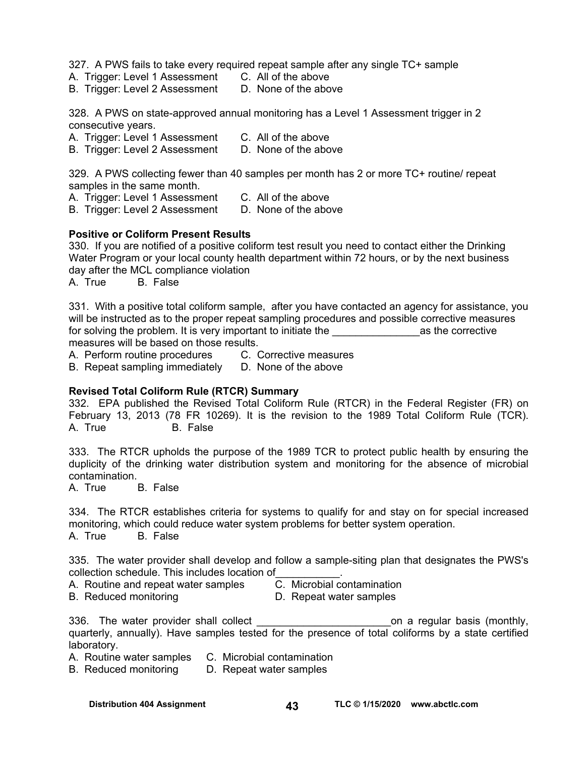327. A PWS fails to take every required repeat sample after any single TC+ sample
A. Trigger: Level 1 Assessment  C. All of the above
B. Trigger: Level 2 Assessment  D. None of the above

328. A PWS on state-approved annual monitoring has a Level 1 Assessment trigger in 2 consecutive years.
A. Trigger: Level 1 Assessment  C. All of the above
B. Trigger: Level 2 Assessment  D. None of the above

329. A PWS collecting fewer than 40 samples per month has 2 or more TC+ routine/ repeat samples in the same month.
A. Trigger: Level 1 Assessment  C. All of the above
B. Trigger: Level 2 Assessment  D. None of the above

**Positive or Coliform Present Results**

330. If you are notified of a positive coliform test result you need to contact either the Drinking Water Program or your local county health department within 72 hours, or by the next business day after the MCL compliance violation
A. True  B. False

331. With a positive total coliform sample, after you have contacted an agency for assistance, you will be instructed as to the proper repeat sampling procedures and possible corrective measures for solving the problem. It is very important to initiate the _______________as the corrective measures will be based on those results.
A. Perform routine procedures  C. Corrective measures
B. Repeat sampling immediately  D. None of the above

**Revised Total Coliform Rule (RTCR) Summary**

332. EPA published the Revised Total Coliform Rule (RTCR) in the Federal Register (FR) on February 13, 2013 (78 FR 10269). It is the revision to the 1989 Total Coliform Rule (TCR).
A. True  B. False

333. The RTCR upholds the purpose of the 1989 TCR to protect public health by ensuring the duplicity of the drinking water distribution system and monitoring for the absence of microbial contamination.
A. True  B. False

334. The RTCR establishes criteria for systems to qualify for and stay on for special increased monitoring, which could reduce water system problems for better system operation.
A. True  B. False

335. The water provider shall develop and follow a sample-siting plan that designates the PWS's collection schedule. This includes location of___________.
A. Routine and repeat water samples  C. Microbial contamination
B. Reduced monitoring  D. Repeat water samples

336. The water provider shall collect _______________________on a regular basis (monthly, quarterly, annually). Have samples tested for the presence of total coliforms by a state certified laboratory.
A. Routine water samples  C. Microbial contamination
B. Reduced monitoring  D. Repeat water samples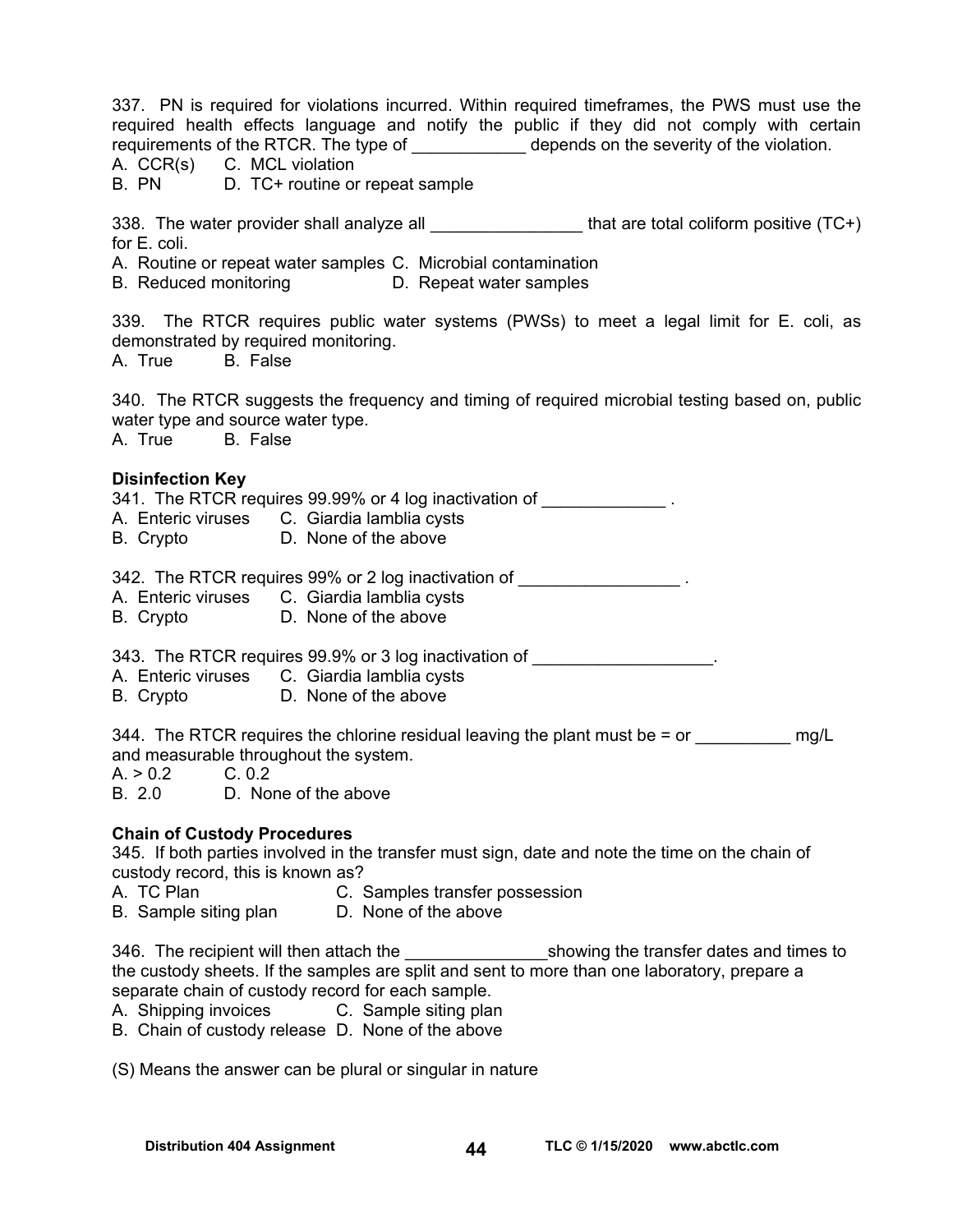337. PN is required for violations incurred. Within required timeframes, the PWS must use the required health effects language and notify the public if they did not comply with certain requirements of the RTCR. The type of ____________ depends on the severity of the violation.
A. CCR(s) C. MCL violation
B. PN D. TC+ routine or repeat sample

338. The water provider shall analyze all ________________ that are total coliform positive (TC+) for E. coli.
A. Routine or repeat water samples C. Microbial contamination
B. Reduced monitoring D. Repeat water samples

339. The RTCR requires public water systems (PWSs) to meet a legal limit for E. coli, as demonstrated by required monitoring.
A. True B. False

340. The RTCR suggests the frequency and timing of required microbial testing based on, public water type and source water type.
A. True B. False

**Disinfection Key**

341. The RTCR requires 99.99% or 4 log inactivation of _____________ .
A. Enteric viruses C. Giardia lamblia cysts
B. Crypto D. None of the above

342. The RTCR requires 99% or 2 log inactivation of _________________ .
A. Enteric viruses C. Giardia lamblia cysts
B. Crypto D. None of the above

343. The RTCR requires 99.9% or 3 log inactivation of ___________________.
A. Enteric viruses C. Giardia lamblia cysts
B. Crypto D. None of the above

344. The RTCR requires the chlorine residual leaving the plant must be = or __________ mg/L and measurable throughout the system.
A. > 0.2 C. 0.2
B. 2.0 D. None of the above

**Chain of Custody Procedures**

345. If both parties involved in the transfer must sign, date and note the time on the chain of custody record, this is known as?
A. TC Plan C. Samples transfer possession
B. Sample siting plan D. None of the above

346. The recipient will then attach the _______________showing the transfer dates and times to the custody sheets. If the samples are split and sent to more than one laboratory, prepare a separate chain of custody record for each sample.
A. Shipping invoices C. Sample siting plan
B. Chain of custody release D. None of the above

(S) Means the answer can be plural or singular in nature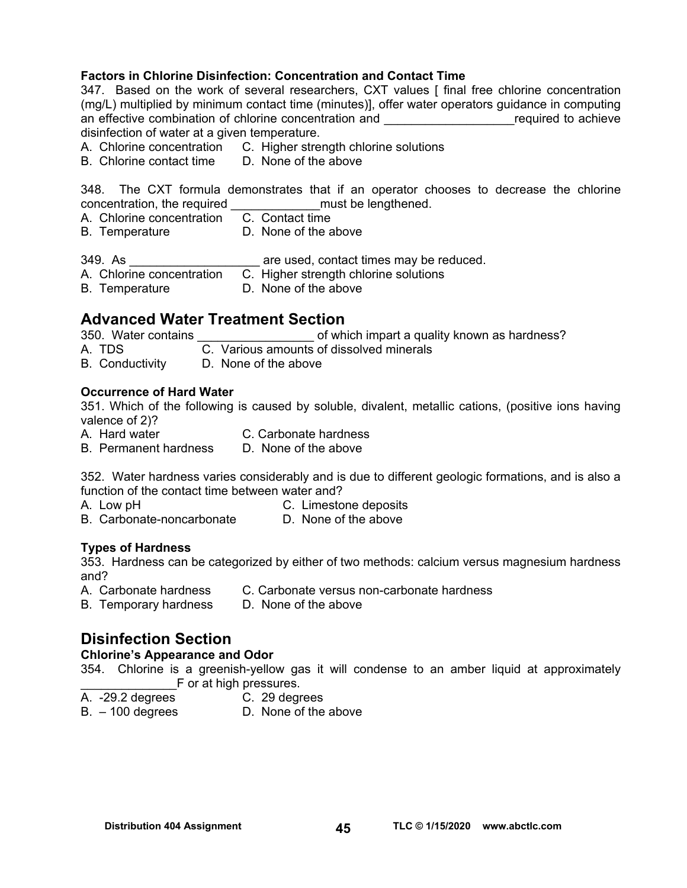**Factors in Chlorine Disinfection: Concentration and Contact Time**

347. Based on the work of several researchers, CXT values [ final free chlorine concentration (mg/L) multiplied by minimum contact time (minutes)], offer water operators guidance in computing an effective combination of chlorine concentration and ___________________required to achieve disinfection of water at a given temperature.

A. Chlorine concentration  C. Higher strength chlorine solutions
B. Chlorine contact time  D. None of the above

348. The CXT formula demonstrates that if an operator chooses to decrease the chlorine concentration, the required _____________must be lengthened.

A. Chlorine concentration  C. Contact time
B. Temperature  D. None of the above

349. As ___________________ are used, contact times may be reduced.

A. Chlorine concentration  C. Higher strength chlorine solutions
B. Temperature  D. None of the above

## Advanced Water Treatment Section

350. Water contains _________________ of which impart a quality known as hardness?

A. TDS  C. Various amounts of dissolved minerals
B. Conductivity  D. None of the above

**Occurrence of Hard Water**

351. Which of the following is caused by soluble, divalent, metallic cations, (positive ions having valence of 2)?

A. Hard water  C. Carbonate hardness
B. Permanent hardness  D. None of the above

352. Water hardness varies considerably and is due to different geologic formations, and is also a function of the contact time between water and?

A. Low pH  C. Limestone deposits
B. Carbonate-noncarbonate  D. None of the above

**Types of Hardness**

353. Hardness can be categorized by either of two methods: calcium versus magnesium hardness and?

A. Carbonate hardness  C. Carbonate versus non-carbonate hardness
B. Temporary hardness  D. None of the above

## Disinfection Section

**Chlorine's Appearance and Odor**

354. Chlorine is a greenish-yellow gas it will condense to an amber liquid at approximately ______________F or at high pressures.

A. -29.2 degrees  C. 29 degrees
B. – 100 degrees  D. None of the above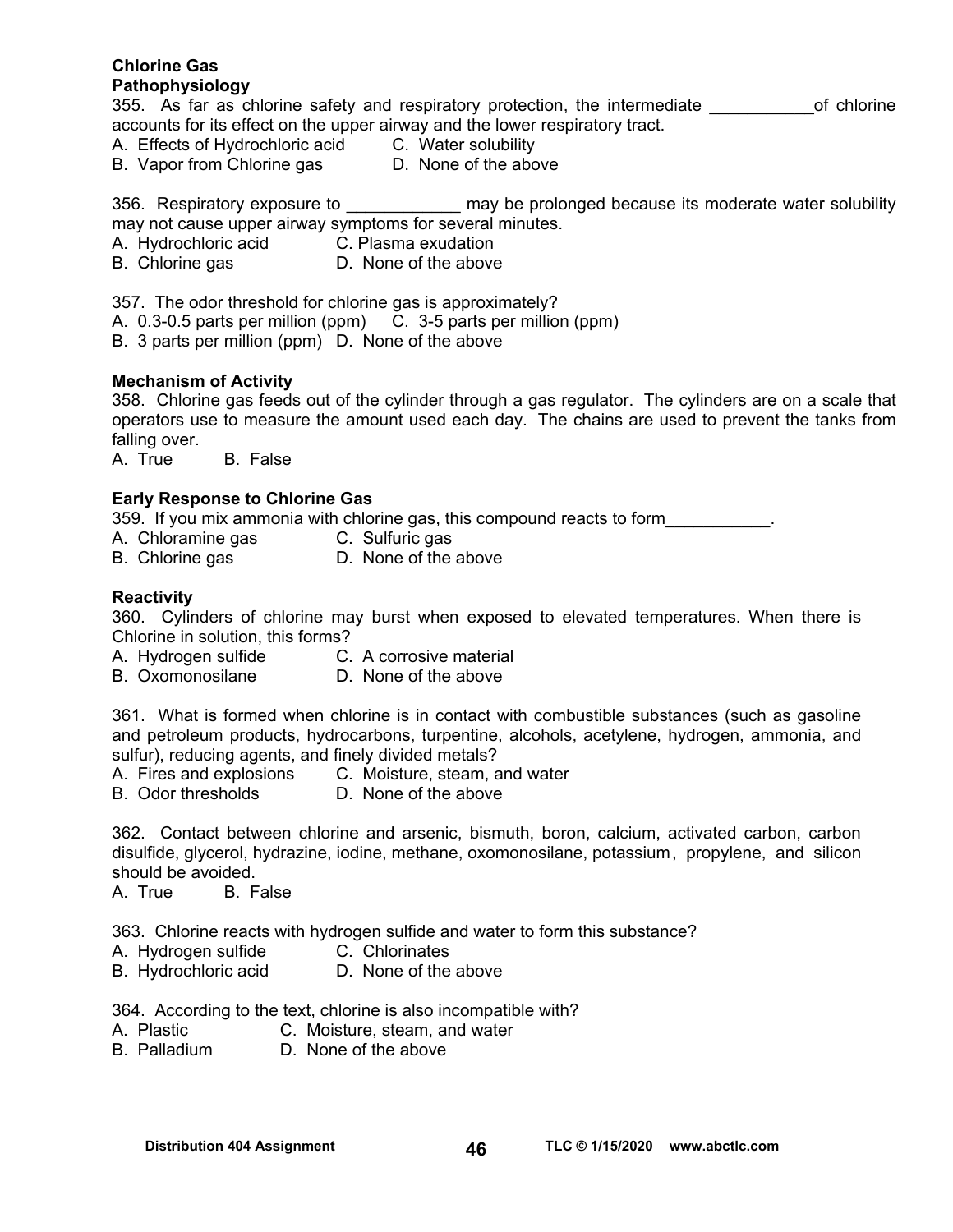**Chlorine Gas**
**Pathophysiology**

355. As far as chlorine safety and respiratory protection, the intermediate ___________of chlorine accounts for its effect on the upper airway and the lower respiratory tract.
A. Effects of Hydrochloric acid C. Water solubility
B. Vapor from Chlorine gas D. None of the above

356. Respiratory exposure to ____________ may be prolonged because its moderate water solubility may not cause upper airway symptoms for several minutes.
A. Hydrochloric acid C. Plasma exudation
B. Chlorine gas D. None of the above

357. The odor threshold for chlorine gas is approximately?
A. 0.3-0.5 parts per million (ppm) C. 3-5 parts per million (ppm)
B. 3 parts per million (ppm) D. None of the above

**Mechanism of Activity**

358. Chlorine gas feeds out of the cylinder through a gas regulator. The cylinders are on a scale that operators use to measure the amount used each day. The chains are used to prevent the tanks from falling over.
A. True B. False

**Early Response to Chlorine Gas**

359. If you mix ammonia with chlorine gas, this compound reacts to form___________.
A. Chloramine gas C. Sulfuric gas
B. Chlorine gas D. None of the above

**Reactivity**

360. Cylinders of chlorine may burst when exposed to elevated temperatures. When there is Chlorine in solution, this forms?
A. Hydrogen sulfide C. A corrosive material
B. Oxomonosilane D. None of the above

361. What is formed when chlorine is in contact with combustible substances (such as gasoline and petroleum products, hydrocarbons, turpentine, alcohols, acetylene, hydrogen, ammonia, and sulfur), reducing agents, and finely divided metals?
A. Fires and explosions C. Moisture, steam, and water
B. Odor thresholds D. None of the above

362. Contact between chlorine and arsenic, bismuth, boron, calcium, activated carbon, carbon disulfide, glycerol, hydrazine, iodine, methane, oxomonosilane, potassium, propylene, and silicon should be avoided.
A. True B. False

363. Chlorine reacts with hydrogen sulfide and water to form this substance?
A. Hydrogen sulfide C. Chlorinates
B. Hydrochloric acid D. None of the above

364. According to the text, chlorine is also incompatible with?
A. Plastic C. Moisture, steam, and water
B. Palladium D. None of the above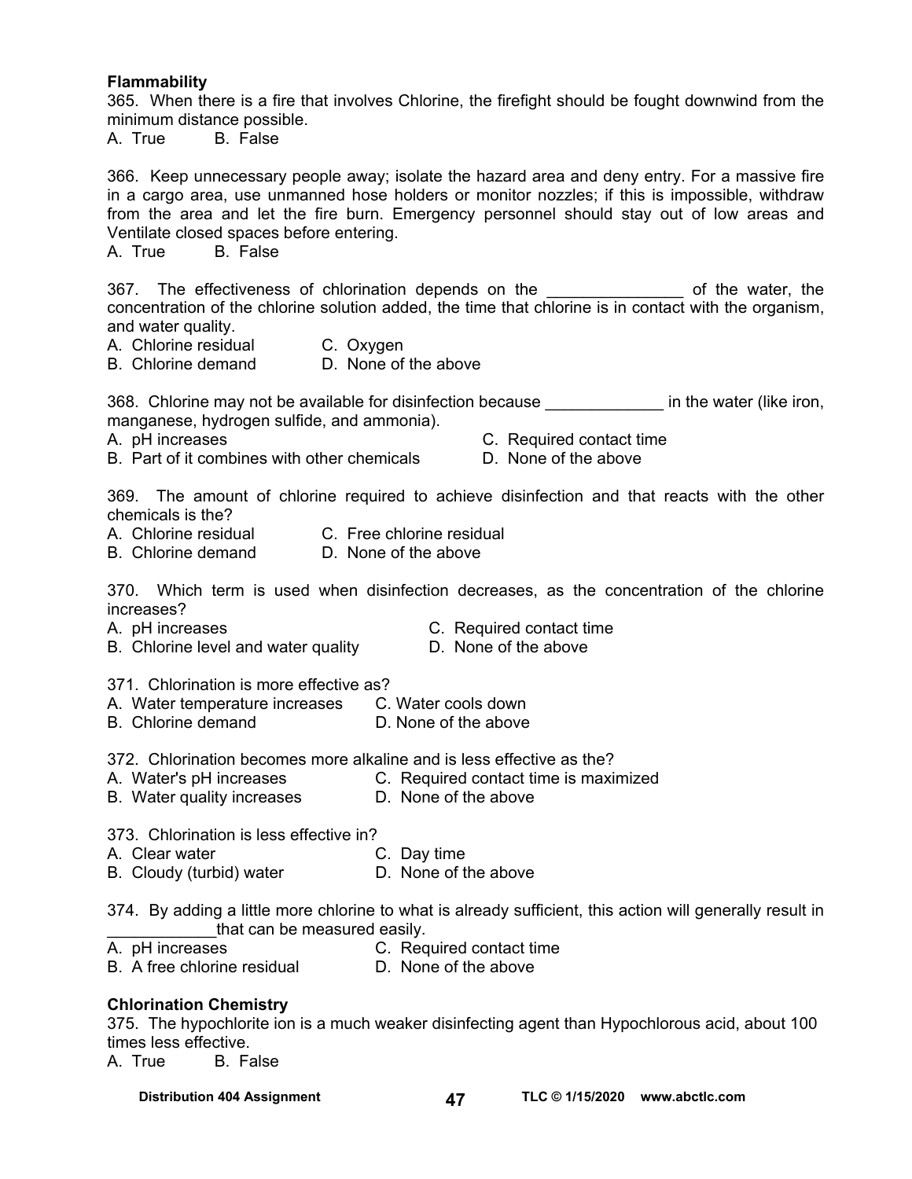**Flammability**

365. When there is a fire that involves Chlorine, the firefight should be fought downwind from the minimum distance possible.
A. True B. False

366. Keep unnecessary people away; isolate the hazard area and deny entry. For a massive fire in a cargo area, use unmanned hose holders or monitor nozzles; if this is impossible, withdraw from the area and let the fire burn. Emergency personnel should stay out of low areas and Ventilate closed spaces before entering.
A. True B. False

367. The effectiveness of chlorination depends on the _______________ of the water, the concentration of the chlorine solution added, the time that chlorine is in contact with the organism, and water quality.
A. Chlorine residual C. Oxygen
B. Chlorine demand D. None of the above

368. Chlorine may not be available for disinfection because _____________ in the water (like iron, manganese, hydrogen sulfide, and ammonia).
A. pH increases C. Required contact time
B. Part of it combines with other chemicals D. None of the above

369. The amount of chlorine required to achieve disinfection and that reacts with the other chemicals is the?
A. Chlorine residual C. Free chlorine residual
B. Chlorine demand D. None of the above

370. Which term is used when disinfection decreases, as the concentration of the chlorine increases?
A. pH increases C. Required contact time
B. Chlorine level and water quality D. None of the above

371. Chlorination is more effective as?
A. Water temperature increases C. Water cools down
B. Chlorine demand D. None of the above

372. Chlorination becomes more alkaline and is less effective as the?
A. Water's pH increases C. Required contact time is maximized
B. Water quality increases D. None of the above

373. Chlorination is less effective in?
A. Clear water C. Day time
B. Cloudy (turbid) water D. None of the above

374. By adding a little more chlorine to what is already sufficient, this action will generally result in ____________that can be measured easily.
A. pH increases C. Required contact time
B. A free chlorine residual D. None of the above

**Chlorination Chemistry**

375. The hypochlorite ion is a much weaker disinfecting agent than Hypochlorous acid, about 100 times less effective.
A. True B. False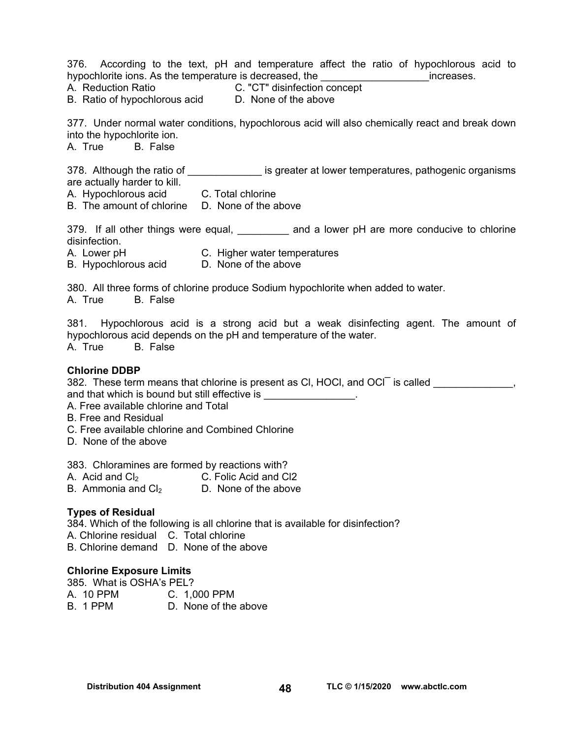376. According to the text, pH and temperature affect the ratio of hypochlorous acid to hypochlorite ions. As the temperature is decreased, the ___________________increases.

A. Reduction Ratio
B. Ratio of hypochlorous acid
C. "CT" disinfection concept
D. None of the above

377. Under normal water conditions, hypochlorous acid will also chemically react and break down into the hypochlorite ion.

A. True B. False

378. Although the ratio of _____________ is greater at lower temperatures, pathogenic organisms are actually harder to kill.

A. Hypochlorous acid
B. The amount of chlorine
C. Total chlorine
D. None of the above

379. If all other things were equal, _________ and a lower pH are more conducive to chlorine disinfection.

A. Lower pH
B. Hypochlorous acid
C. Higher water temperatures
D. None of the above

380. All three forms of chlorine produce Sodium hypochlorite when added to water.

A. True B. False

381. Hypochlorous acid is a strong acid but a weak disinfecting agent. The amount of hypochlorous acid depends on the pH and temperature of the water.

A. True B. False

**Chlorine DDBP**

382. These term means that chlorine is present as Cl, HOCl, and $OCl^{-}$ is called ______________, and that which is bound but still effective is ________________.

A. Free available chlorine and Total
B. Free and Residual
C. Free available chlorine and Combined Chlorine
D. None of the above

383. Chloramines are formed by reactions with?

A. Acid and $Cl_2$
B. Ammonia and $Cl_2$
C. Folic Acid and Cl2
D. None of the above

**Types of Residual**

384. Which of the following is all chlorine that is available for disinfection?

A. Chlorine residual
B. Chlorine demand
C. Total chlorine
D. None of the above

**Chlorine Exposure Limits**

385. What is OSHA's PEL?

A. 10 PPM
B. 1 PPM
C. 1,000 PPM
D. None of the above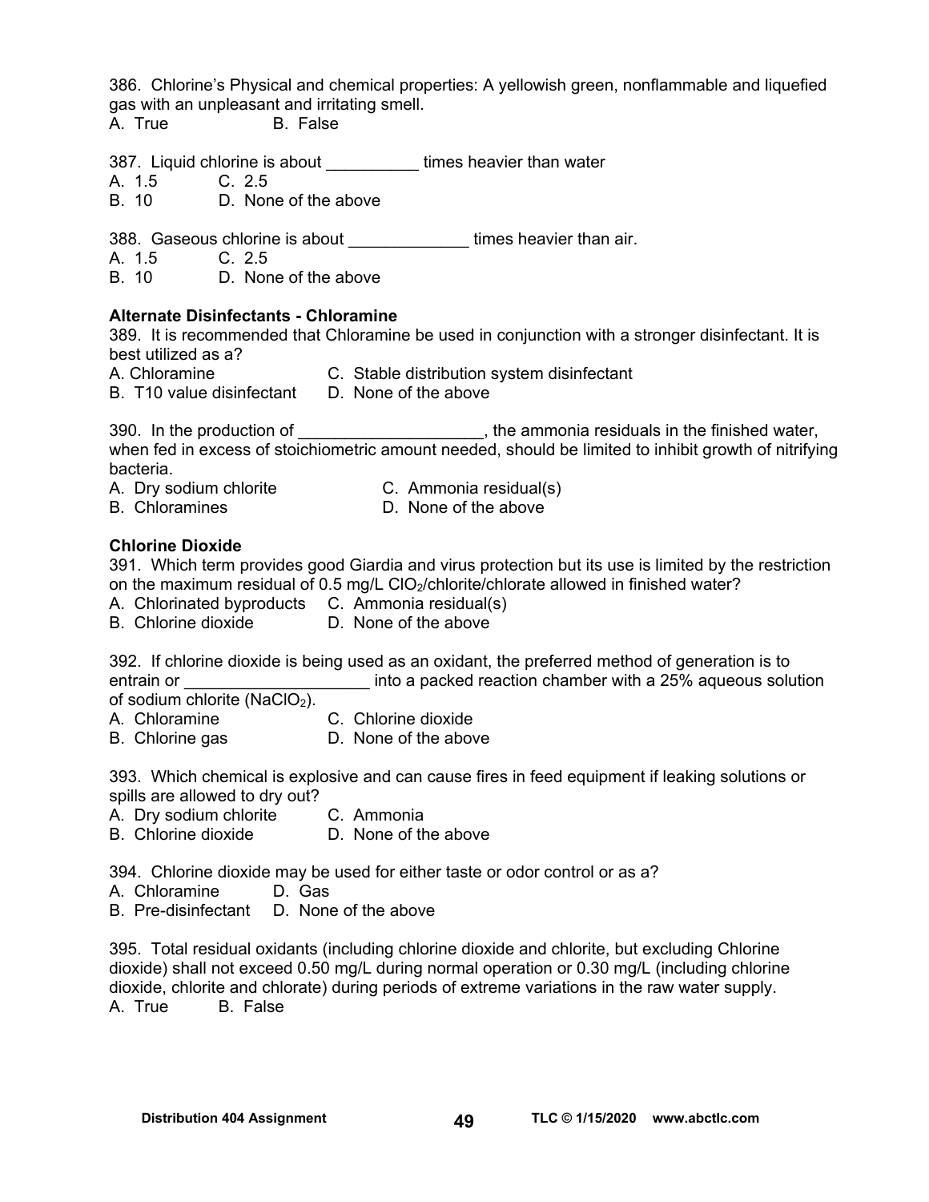386. Chlorine's Physical and chemical properties: A yellowish green, nonflammable and liquefied gas with an unpleasant and irritating smell.
A. True B. False

387. Liquid chlorine is about __________ times heavier than water
A. 1.5 C. 2.5
B. 10 D. None of the above

388. Gaseous chlorine is about _____________ times heavier than air.
A. 1.5 C. 2.5
B. 10 D. None of the above

**Alternate Disinfectants - Chloramine**

389. It is recommended that Chloramine be used in conjunction with a stronger disinfectant. It is best utilized as a?
A. Chloramine C. Stable distribution system disinfectant
B. T10 value disinfectant D. None of the above

390. In the production of ____________________, the ammonia residuals in the finished water, when fed in excess of stoichiometric amount needed, should be limited to inhibit growth of nitrifying bacteria.
A. Dry sodium chlorite C. Ammonia residual(s)
B. Chloramines D. None of the above

**Chlorine Dioxide**

391. Which term provides good Giardia and virus protection but its use is limited by the restriction on the maximum residual of 0.5 mg/L $ClO_2$/chlorite/chlorate allowed in finished water?
A. Chlorinated byproducts C. Ammonia residual(s)
B. Chlorine dioxide D. None of the above

392. If chlorine dioxide is being used as an oxidant, the preferred method of generation is to entrain or ____________________ into a packed reaction chamber with a 25% aqueous solution of sodium chlorite ($NaClO_2$).
A. Chloramine C. Chlorine dioxide
B. Chlorine gas D. None of the above

393. Which chemical is explosive and can cause fires in feed equipment if leaking solutions or spills are allowed to dry out?
A. Dry sodium chlorite C. Ammonia
B. Chlorine dioxide D. None of the above

394. Chlorine dioxide may be used for either taste or odor control or as a?
A. Chloramine D. Gas
B. Pre-disinfectant D. None of the above

395. Total residual oxidants (including chlorine dioxide and chlorite, but excluding Chlorine dioxide) shall not exceed 0.50 mg/L during normal operation or 0.30 mg/L (including chlorine dioxide, chlorite and chlorate) during periods of extreme variations in the raw water supply.
A. True B. False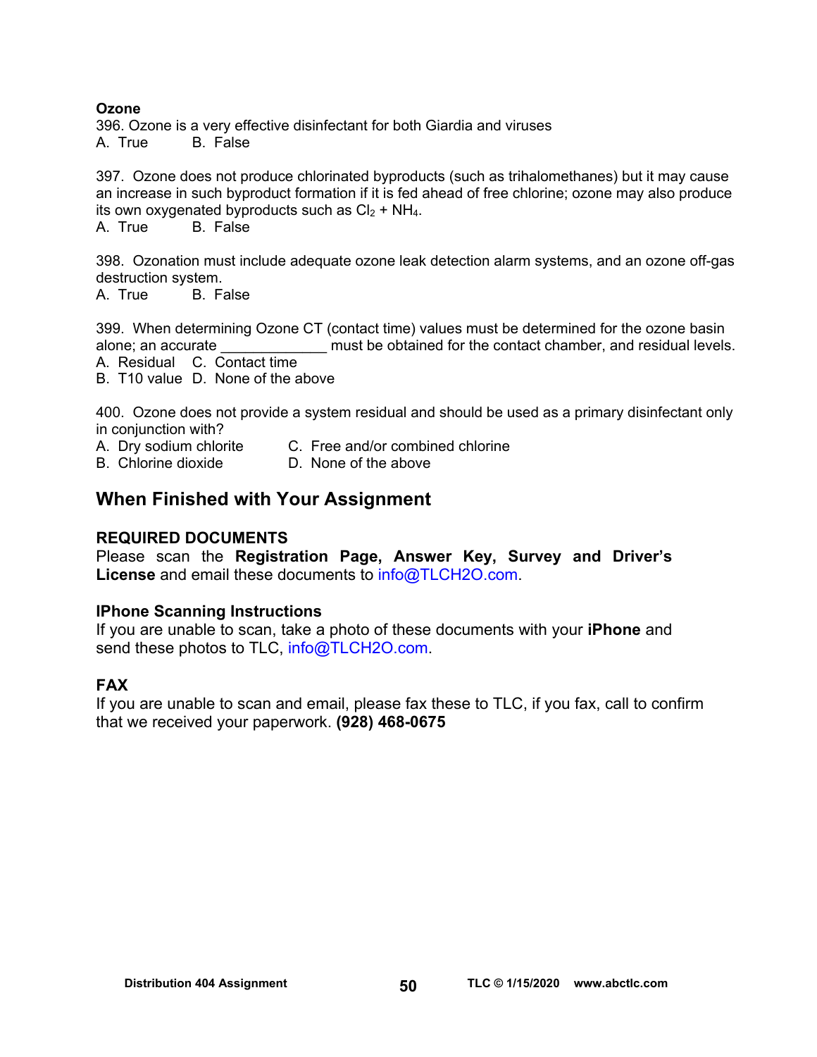**Ozone**

396. Ozone is a very effective disinfectant for both Giardia and viruses

A. True  B. False

397. Ozone does not produce chlorinated byproducts (such as trihalomethanes) but it may cause an increase in such byproduct formation if it is fed ahead of free chlorine; ozone may also produce its own oxygenated byproducts such as $Cl_2$ + $NH_4$.

A. True  B. False

398. Ozonation must include adequate ozone leak detection alarm systems, and an ozone off-gas destruction system.

A. True  B. False

399. When determining Ozone CT (contact time) values must be determined for the ozone basin alone; an accurate _____________ must be obtained for the contact chamber, and residual levels.

A. Residual  C. Contact time

B. T10 value  D. None of the above

400. Ozone does not provide a system residual and should be used as a primary disinfectant only in conjunction with?

A. Dry sodium chlorite  C. Free and/or combined chlorine

B. Chlorine dioxide  D. None of the above

## When Finished with Your Assignment

### REQUIRED DOCUMENTS

Please scan the **Registration Page, Answer Key, Survey and Driver's License** and email these documents to info@TLCH2O.com.

### IPhone Scanning Instructions

If you are unable to scan, take a photo of these documents with your **iPhone** and send these photos to TLC, info@TLCH2O.com.

### FAX

If you are unable to scan and email, please fax these to TLC, if you fax, call to confirm that we received your paperwork. **(928) 468-0675**